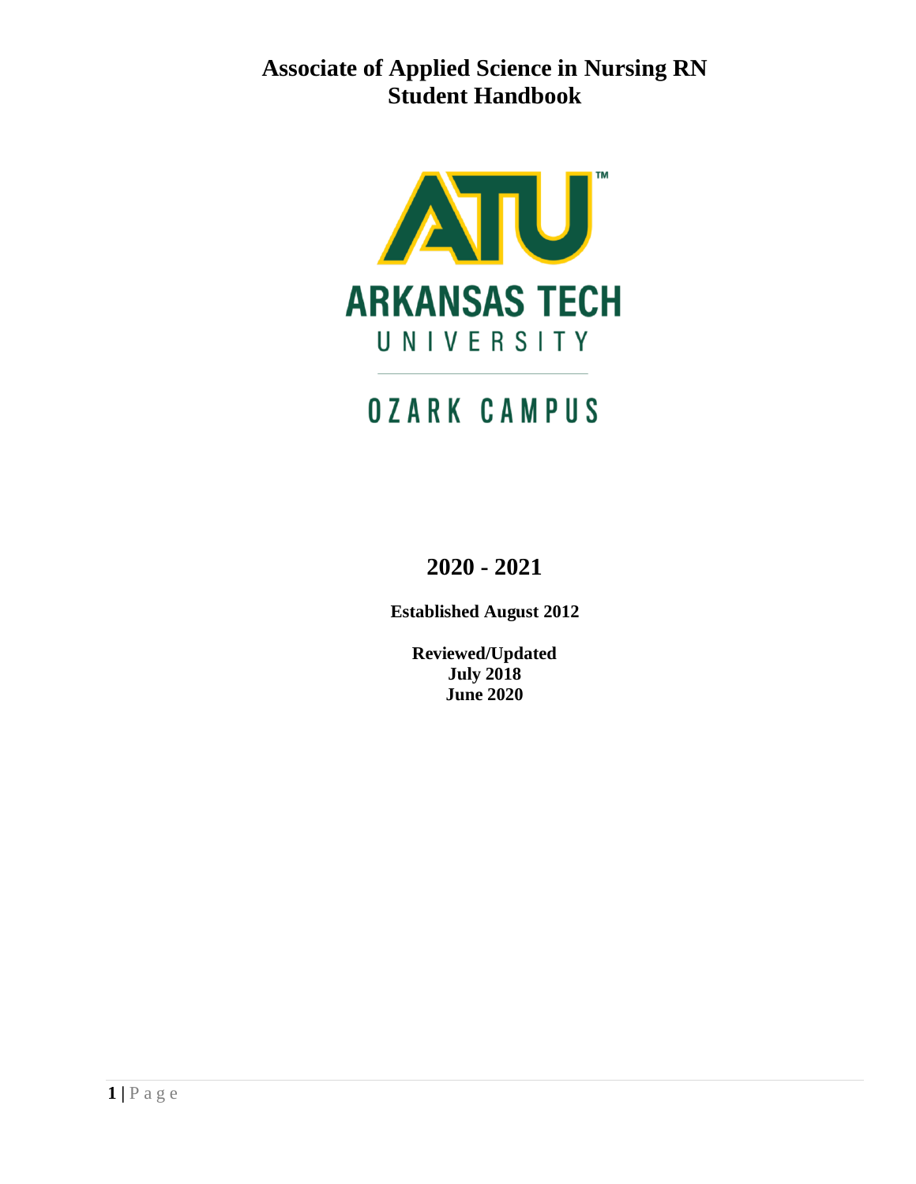# Associate of Applied Science in Nursing RN
# Student Handbook

ARKANSAS TECH UNIVERSITY

OZARK CAMPUS

## 2020 - 2021

**Established August 2012**

**Reviewed/Updated**
**July 2018**
**June 2020**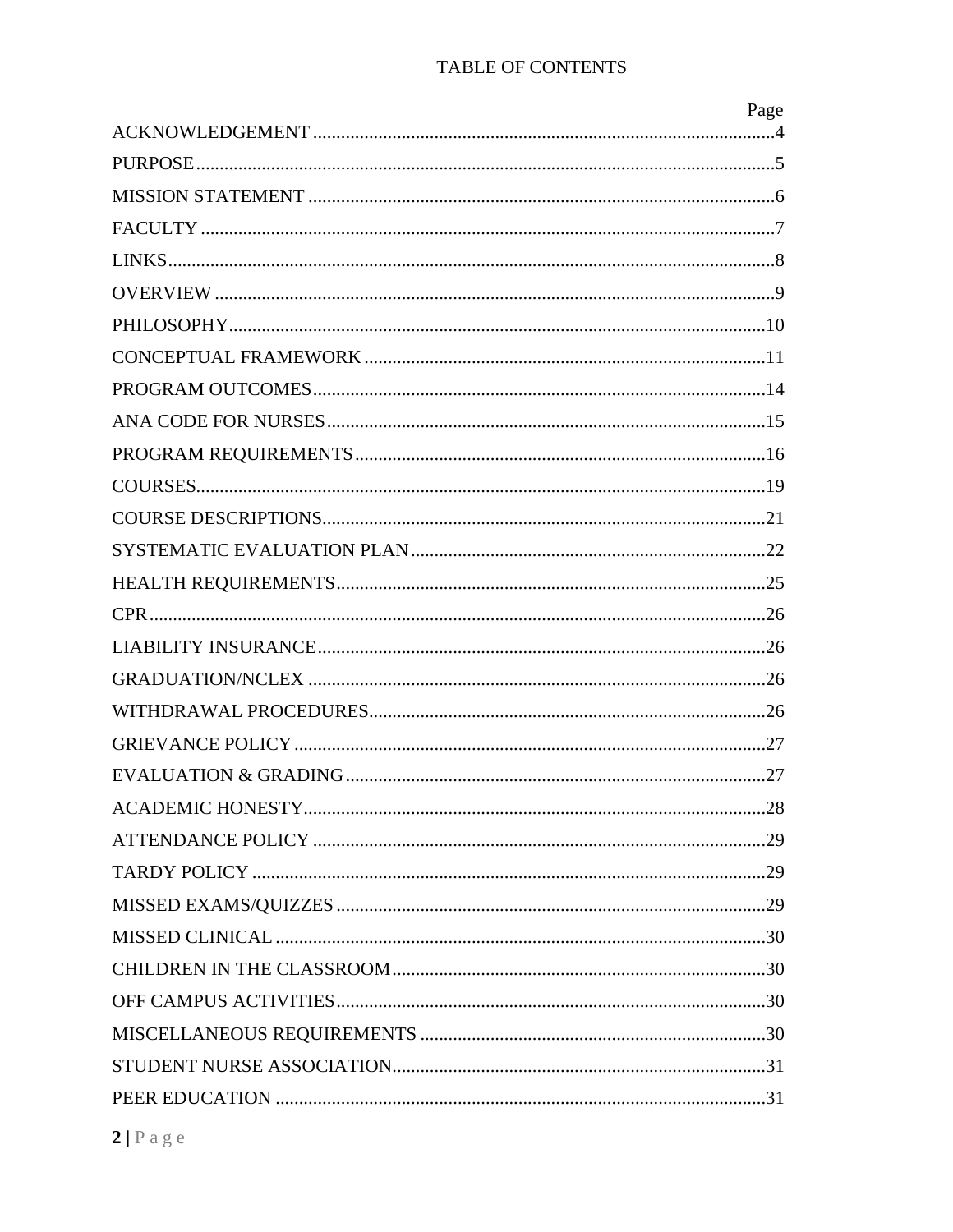# TABLE OF CONTENTS

| | Page |
|---|---|
| ACKNOWLEDGEMENT | 4 |
| PURPOSE | 5 |
| MISSION STATEMENT | 6 |
| FACULTY | 7 |
| LINKS | 8 |
| OVERVIEW | 9 |
| PHILOSOPHY | 10 |
| CONCEPTUAL FRAMEWORK | 11 |
| PROGRAM OUTCOMES | 14 |
| ANA CODE FOR NURSES | 15 |
| PROGRAM REQUIREMENTS | 16 |
| COURSES | 19 |
| COURSE DESCRIPTIONS | 21 |
| SYSTEMATIC EVALUATION PLAN | 22 |
| HEALTH REQUIREMENTS | 25 |
| CPR | 26 |
| LIABILITY INSURANCE | 26 |
| GRADUATION/NCLEX | 26 |
| WITHDRAWAL PROCEDURES | 26 |
| GRIEVANCE POLICY | 27 |
| EVALUATION & GRADING | 27 |
| ACADEMIC HONESTY | 28 |
| ATTENDANCE POLICY | 29 |
| TARDY POLICY | 29 |
| MISSED EXAMS/QUIZZES | 29 |
| MISSED CLINICAL | 30 |
| CHILDREN IN THE CLASSROOM | 30 |
| OFF CAMPUS ACTIVITIES | 30 |
| MISCELLANEOUS REQUIREMENTS | 30 |
| STUDENT NURSE ASSOCIATION | 31 |
| PEER EDUCATION | 31 |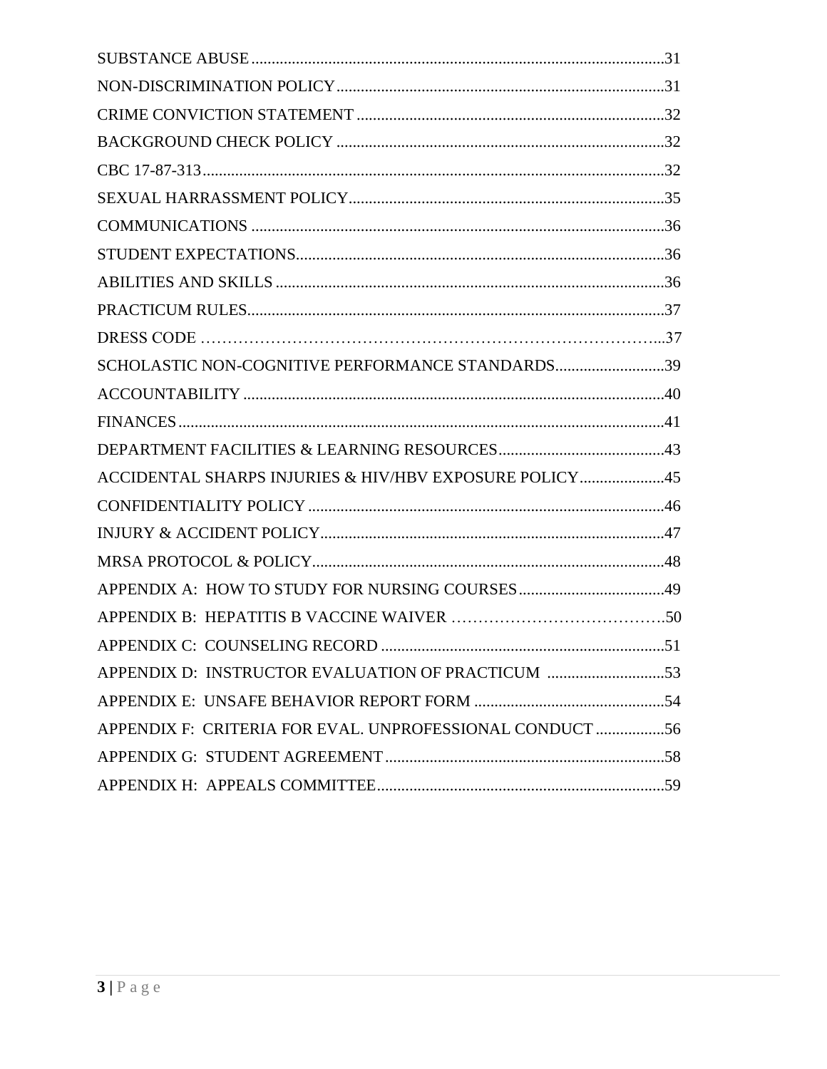SUBSTANCE ABUSE .......................................................................................31
NON-DISCRIMINATION POLICY ........................................................................31
CRIME CONVICTION STATEMENT ....................................................................32
BACKGROUND CHECK POLICY ........................................................................32
CBC 17-87-313 ..................................................................................................32
SEXUAL HARRASSMENT POLICY .....................................................................35
COMMUNICATIONS .........................................................................................36
STUDENT EXPECTATIONS .................................................................................36
ABILITIES AND SKILLS .......................................................................................36
PRACTICUM RULES ...........................................................................................37
DRESS CODE ……………………………………………………………………………...37
SCHOLASTIC NON-COGNITIVE PERFORMANCE STANDARDS ..........................39
ACCOUNTABILITY .............................................................................................40
FINANCES ..........................................................................................................41
DEPARTMENT FACILITIES & LEARNING RESOURCES .........................................43
ACCIDENTAL SHARPS INJURIES & HIV/HBV EXPOSURE POLICY .......................45
CONFIDENTIALITY POLICY ..................................................................................46
INJURY & ACCIDENT POLICY ..............................................................................47
MRSA PROTOCOL & POLICY .................................................................................48
APPENDIX A: HOW TO STUDY FOR NURSING COURSES ......................................49
APPENDIX B: HEPATITIS B VACCINE WAIVER ………………………………….50
APPENDIX C: COUNSELING RECORD ....................................................................51
APPENDIX D: INSTRUCTOR EVALUATION OF PRACTICUM .................................53
APPENDIX E: UNSAFE BEHAVIOR REPORT FORM ..................................................54
APPENDIX F: CRITERIA FOR EVAL. UNPROFESSIONAL CONDUCT .........................56
APPENDIX G: STUDENT AGREEMENT ......................................................................58
APPENDIX H: APPEALS COMMITTEE .......................................................................59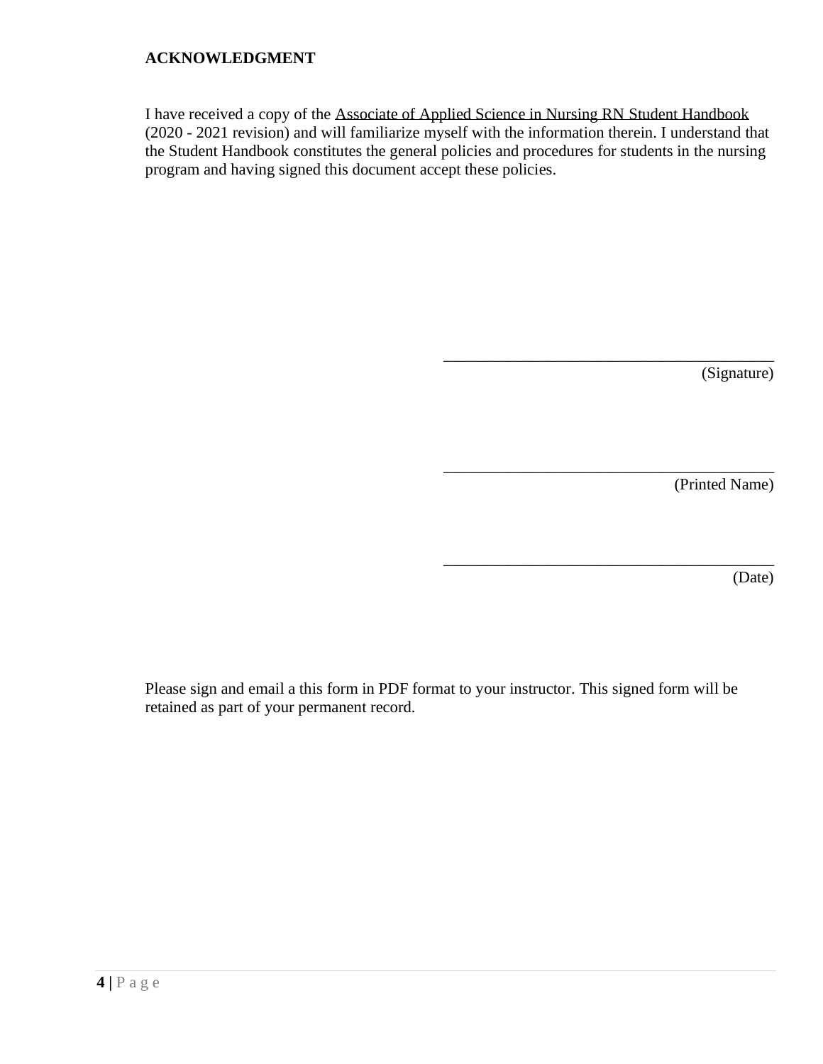**ACKNOWLEDGMENT**

I have received a copy of the Associate of Applied Science in Nursing RN Student Handbook (2020 - 2021 revision) and will familiarize myself with the information therein. I understand that the Student Handbook constitutes the general policies and procedures for students in the nursing program and having signed this document accept these policies.

\_\_\_\_\_\_\_\_\_\_\_\_\_\_\_\_\_\_\_\_\_\_\_\_\_\_\_\_\_\_\_\_\_\_\_\_\_\_\_\_\_\_

(Signature)

\_\_\_\_\_\_\_\_\_\_\_\_\_\_\_\_\_\_\_\_\_\_\_\_\_\_\_\_\_\_\_\_\_\_\_\_\_\_\_\_\_\_

(Printed Name)

\_\_\_\_\_\_\_\_\_\_\_\_\_\_\_\_\_\_\_\_\_\_\_\_\_\_\_\_\_\_\_\_\_\_\_\_\_\_\_\_\_\_

(Date)

Please sign and email a this form in PDF format to your instructor. This signed form will be retained as part of your permanent record.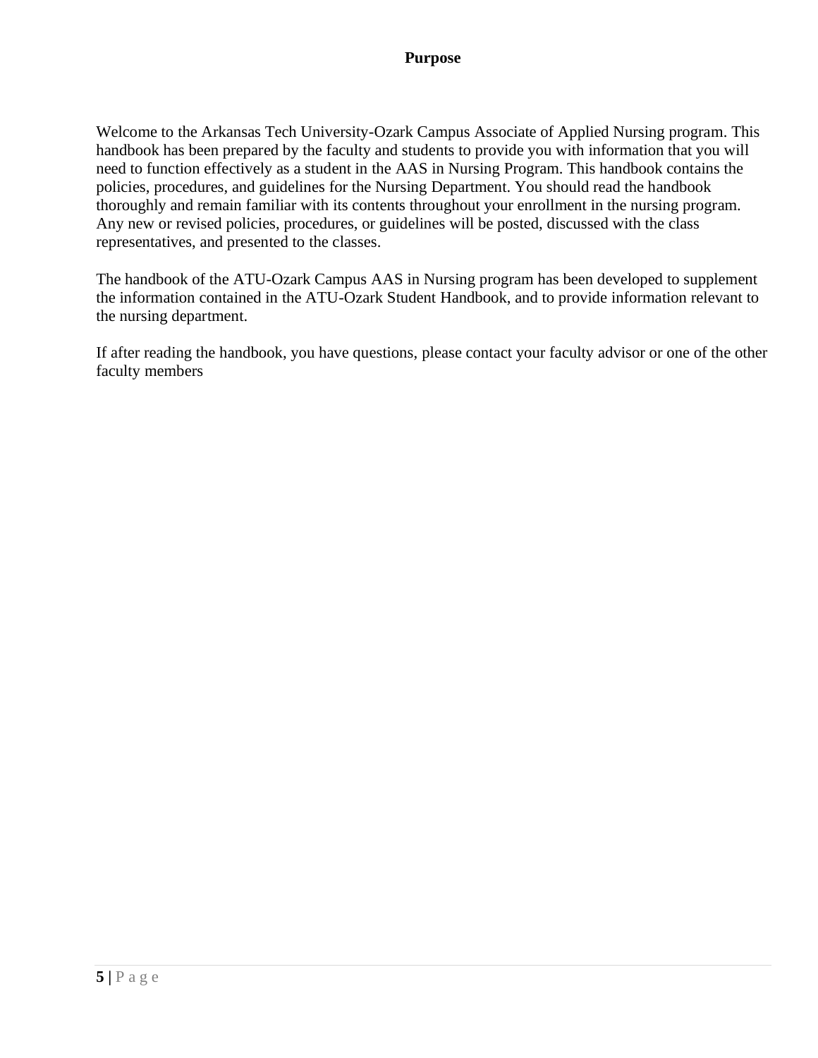# Purpose

Welcome to the Arkansas Tech University-Ozark Campus Associate of Applied Nursing program. This handbook has been prepared by the faculty and students to provide you with information that you will need to function effectively as a student in the AAS in Nursing Program. This handbook contains the policies, procedures, and guidelines for the Nursing Department. You should read the handbook thoroughly and remain familiar with its contents throughout your enrollment in the nursing program. Any new or revised policies, procedures, or guidelines will be posted, discussed with the class representatives, and presented to the classes.

The handbook of the ATU-Ozark Campus AAS in Nursing program has been developed to supplement the information contained in the ATU-Ozark Student Handbook, and to provide information relevant to the nursing department.

If after reading the handbook, you have questions, please contact your faculty advisor or one of the other faculty members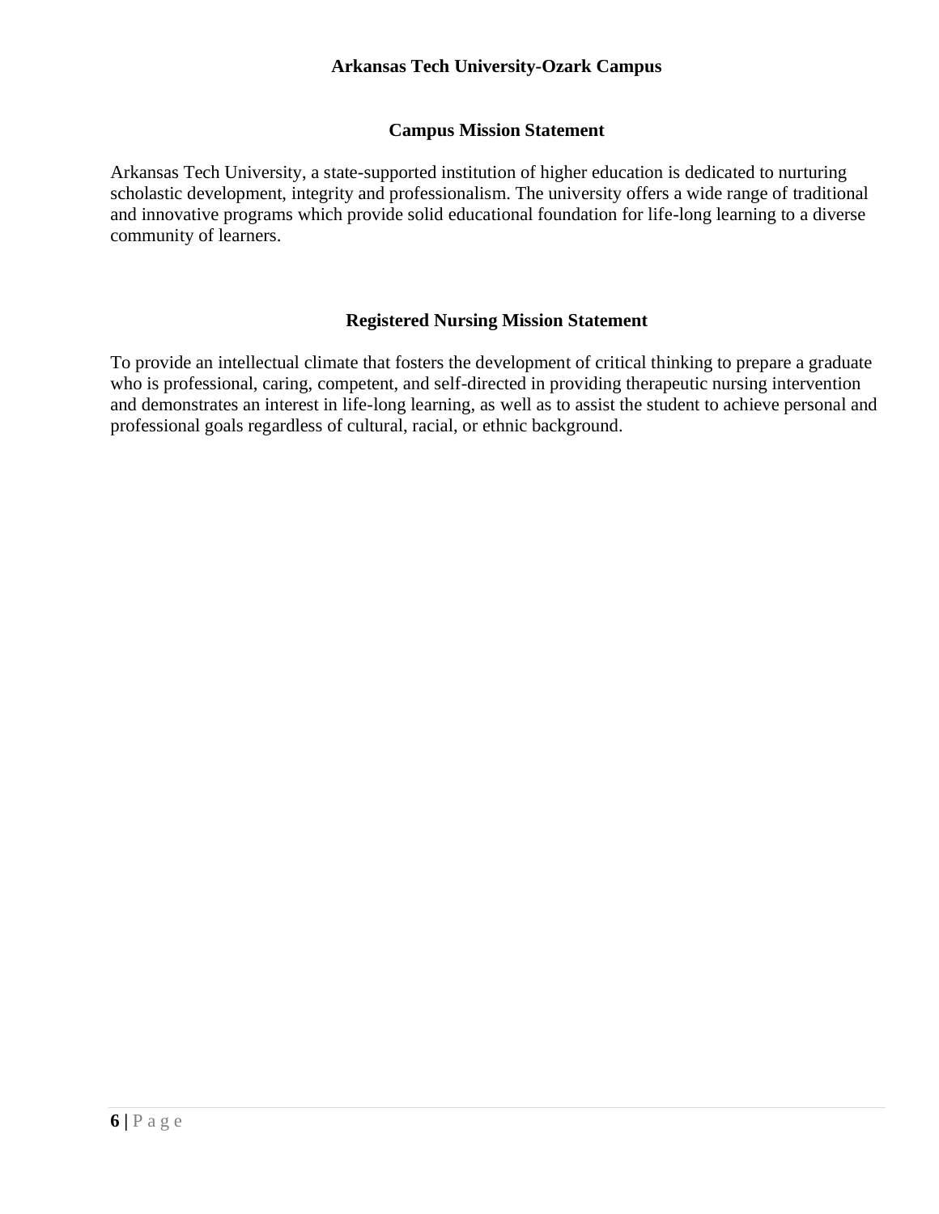# Arkansas Tech University-Ozark Campus

## Campus Mission Statement

Arkansas Tech University, a state-supported institution of higher education is dedicated to nurturing scholastic development, integrity and professionalism. The university offers a wide range of traditional and innovative programs which provide solid educational foundation for life-long learning to a diverse community of learners.

## Registered Nursing Mission Statement

To provide an intellectual climate that fosters the development of critical thinking to prepare a graduate who is professional, caring, competent, and self-directed in providing therapeutic nursing intervention and demonstrates an interest in life-long learning, as well as to assist the student to achieve personal and professional goals regardless of cultural, racial, or ethnic background.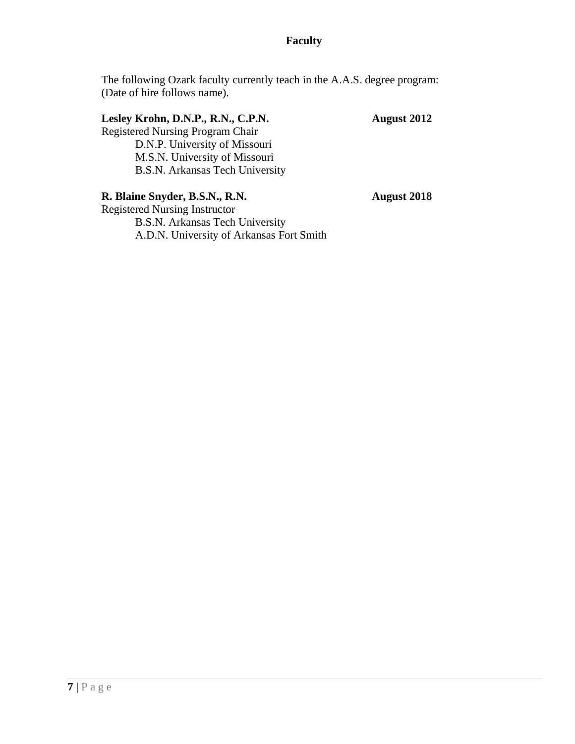## Faculty

The following Ozark faculty currently teach in the A.A.S. degree program: (Date of hire follows name).

**Lesley Krohn, D.N.P., R.N., C.P.N.** **August 2012**
Registered Nursing Program Chair
- D.N.P. University of Missouri
- M.S.N. University of Missouri
- B.S.N. Arkansas Tech University

**R. Blaine Snyder, B.S.N., R.N.** **August 2018**
Registered Nursing Instructor
- B.S.N. Arkansas Tech University
- A.D.N. University of Arkansas Fort Smith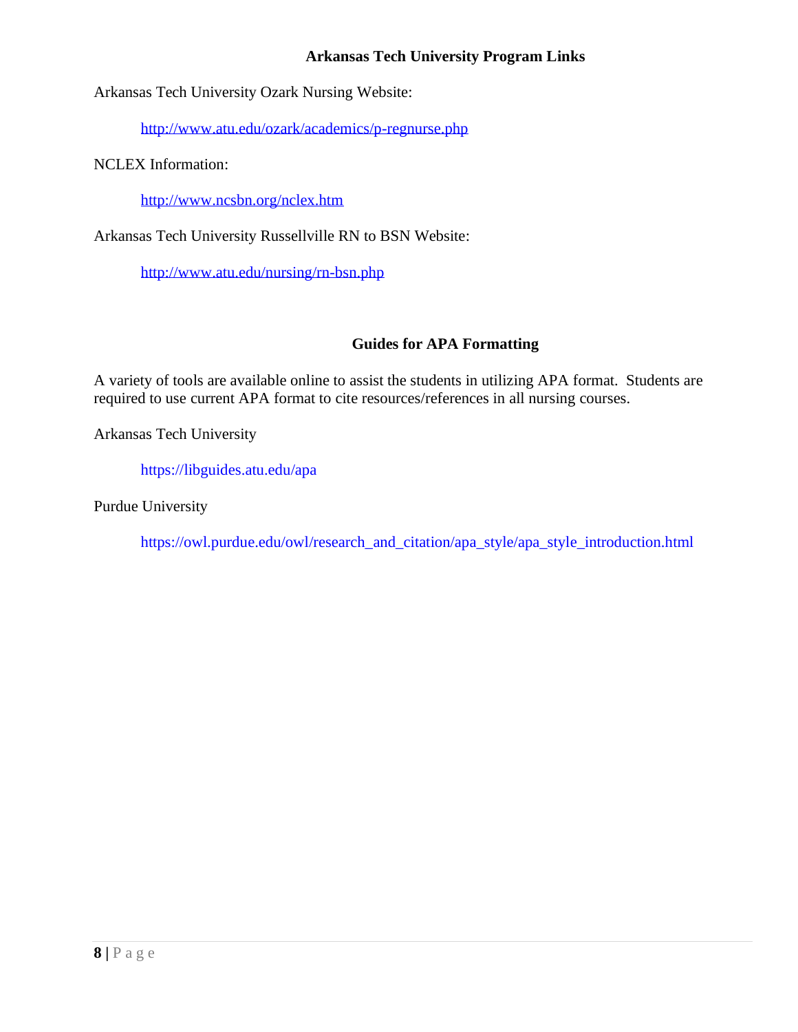## Arkansas Tech University Program Links

Arkansas Tech University Ozark Nursing Website:

http://www.atu.edu/ozark/academics/p-regnurse.php

NCLEX Information:

http://www.ncsbn.org/nclex.htm

Arkansas Tech University Russellville RN to BSN Website:

http://www.atu.edu/nursing/rn-bsn.php

## Guides for APA Formatting

A variety of tools are available online to assist the students in utilizing APA format. Students are required to use current APA format to cite resources/references in all nursing courses.

Arkansas Tech University

https://libguides.atu.edu/apa

Purdue University

https://owl.purdue.edu/owl/research_and_citation/apa_style/apa_style_introduction.html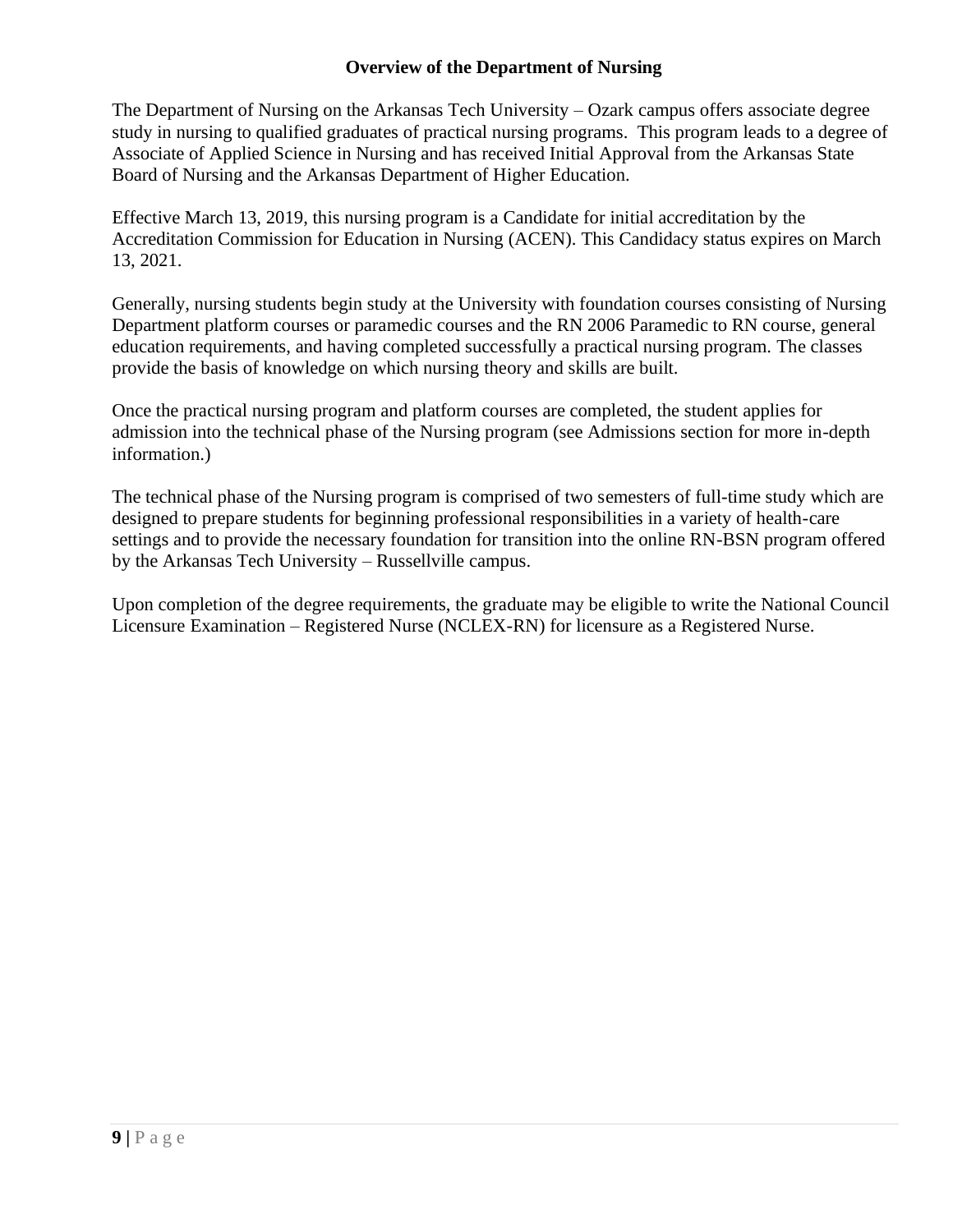## Overview of the Department of Nursing

The Department of Nursing on the Arkansas Tech University – Ozark campus offers associate degree study in nursing to qualified graduates of practical nursing programs. This program leads to a degree of Associate of Applied Science in Nursing and has received Initial Approval from the Arkansas State Board of Nursing and the Arkansas Department of Higher Education.

Effective March 13, 2019, this nursing program is a Candidate for initial accreditation by the Accreditation Commission for Education in Nursing (ACEN). This Candidacy status expires on March 13, 2021.

Generally, nursing students begin study at the University with foundation courses consisting of Nursing Department platform courses or paramedic courses and the RN 2006 Paramedic to RN course, general education requirements, and having completed successfully a practical nursing program. The classes provide the basis of knowledge on which nursing theory and skills are built.

Once the practical nursing program and platform courses are completed, the student applies for admission into the technical phase of the Nursing program (see Admissions section for more in-depth information.)

The technical phase of the Nursing program is comprised of two semesters of full-time study which are designed to prepare students for beginning professional responsibilities in a variety of health-care settings and to provide the necessary foundation for transition into the online RN-BSN program offered by the Arkansas Tech University – Russellville campus.

Upon completion of the degree requirements, the graduate may be eligible to write the National Council Licensure Examination – Registered Nurse (NCLEX-RN) for licensure as a Registered Nurse.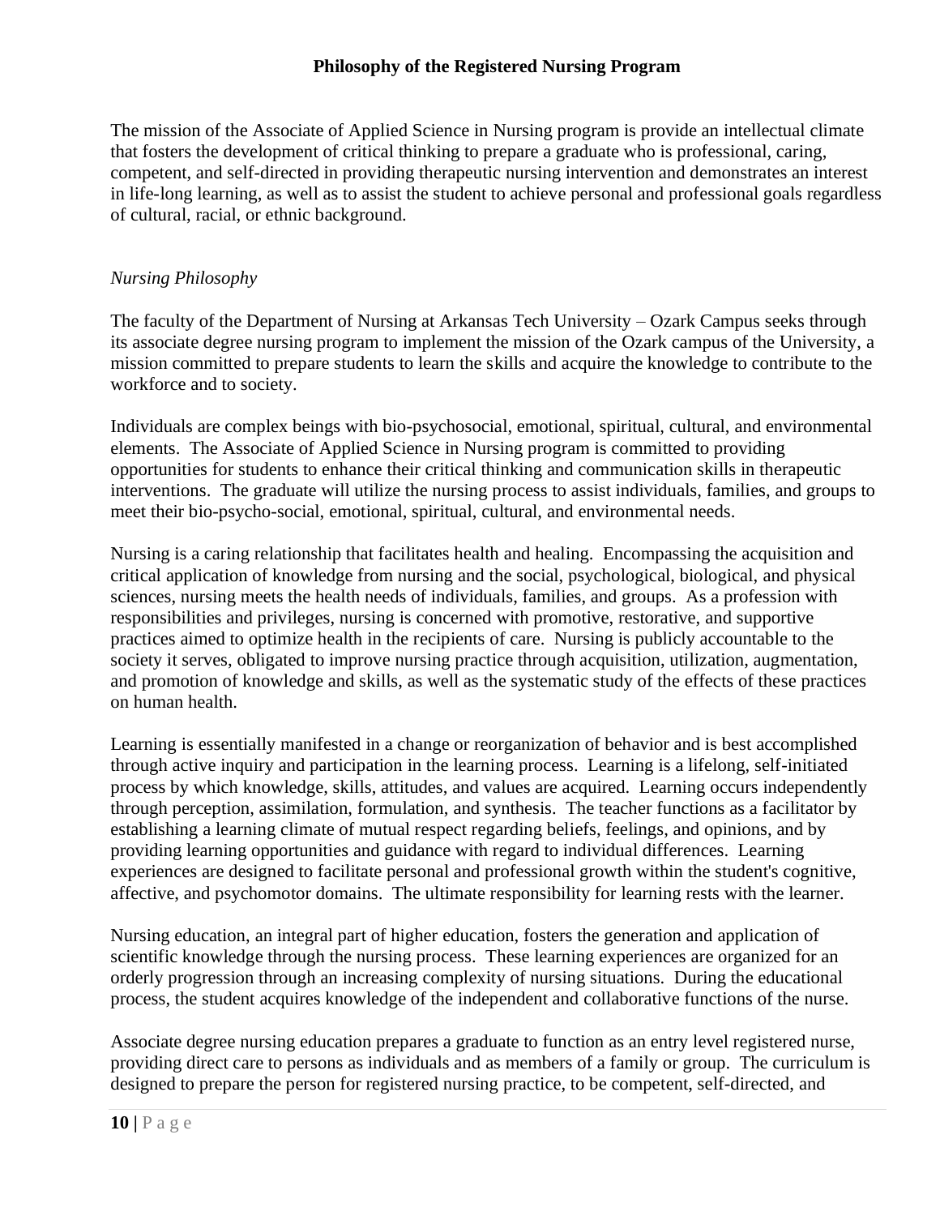# Philosophy of the Registered Nursing Program

The mission of the Associate of Applied Science in Nursing program is provide an intellectual climate that fosters the development of critical thinking to prepare a graduate who is professional, caring, competent, and self-directed in providing therapeutic nursing intervention and demonstrates an interest in life-long learning, as well as to assist the student to achieve personal and professional goals regardless of cultural, racial, or ethnic background.

*Nursing Philosophy*

The faculty of the Department of Nursing at Arkansas Tech University – Ozark Campus seeks through its associate degree nursing program to implement the mission of the Ozark campus of the University, a mission committed to prepare students to learn the skills and acquire the knowledge to contribute to the workforce and to society.

Individuals are complex beings with bio-psychosocial, emotional, spiritual, cultural, and environmental elements. The Associate of Applied Science in Nursing program is committed to providing opportunities for students to enhance their critical thinking and communication skills in therapeutic interventions. The graduate will utilize the nursing process to assist individuals, families, and groups to meet their bio-psycho-social, emotional, spiritual, cultural, and environmental needs.

Nursing is a caring relationship that facilitates health and healing. Encompassing the acquisition and critical application of knowledge from nursing and the social, psychological, biological, and physical sciences, nursing meets the health needs of individuals, families, and groups. As a profession with responsibilities and privileges, nursing is concerned with promotive, restorative, and supportive practices aimed to optimize health in the recipients of care. Nursing is publicly accountable to the society it serves, obligated to improve nursing practice through acquisition, utilization, augmentation, and promotion of knowledge and skills, as well as the systematic study of the effects of these practices on human health.

Learning is essentially manifested in a change or reorganization of behavior and is best accomplished through active inquiry and participation in the learning process. Learning is a lifelong, self-initiated process by which knowledge, skills, attitudes, and values are acquired. Learning occurs independently through perception, assimilation, formulation, and synthesis. The teacher functions as a facilitator by establishing a learning climate of mutual respect regarding beliefs, feelings, and opinions, and by providing learning opportunities and guidance with regard to individual differences. Learning experiences are designed to facilitate personal and professional growth within the student's cognitive, affective, and psychomotor domains. The ultimate responsibility for learning rests with the learner.

Nursing education, an integral part of higher education, fosters the generation and application of scientific knowledge through the nursing process. These learning experiences are organized for an orderly progression through an increasing complexity of nursing situations. During the educational process, the student acquires knowledge of the independent and collaborative functions of the nurse.

Associate degree nursing education prepares a graduate to function as an entry level registered nurse, providing direct care to persons as individuals and as members of a family or group. The curriculum is designed to prepare the person for registered nursing practice, to be competent, self-directed, and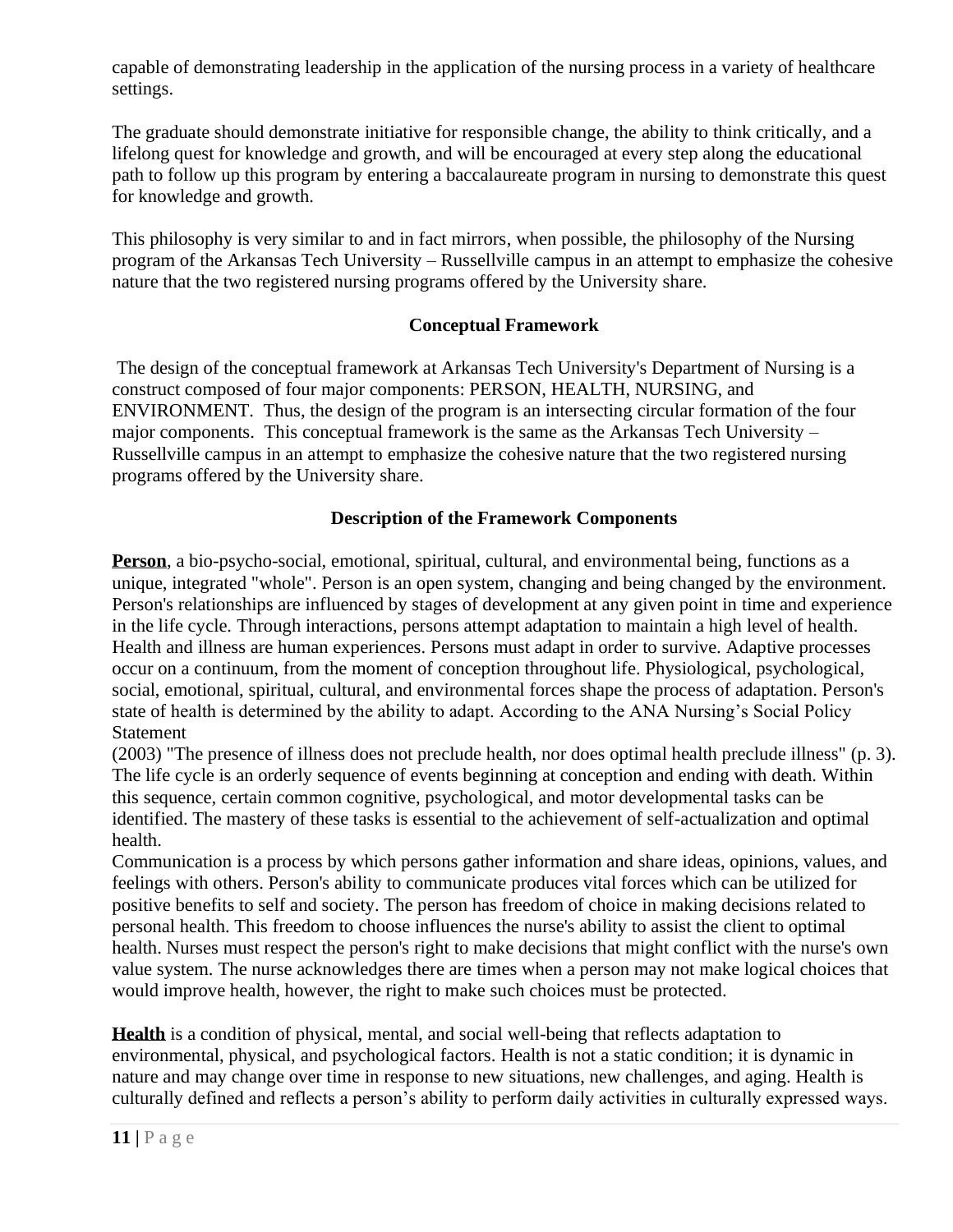capable of demonstrating leadership in the application of the nursing process in a variety of healthcare settings.

The graduate should demonstrate initiative for responsible change, the ability to think critically, and a lifelong quest for knowledge and growth, and will be encouraged at every step along the educational path to follow up this program by entering a baccalaureate program in nursing to demonstrate this quest for knowledge and growth.

This philosophy is very similar to and in fact mirrors, when possible, the philosophy of the Nursing program of the Arkansas Tech University – Russellville campus in an attempt to emphasize the cohesive nature that the two registered nursing programs offered by the University share.

## Conceptual Framework

The design of the conceptual framework at Arkansas Tech University's Department of Nursing is a construct composed of four major components: PERSON, HEALTH, NURSING, and ENVIRONMENT. Thus, the design of the program is an intersecting circular formation of the four major components. This conceptual framework is the same as the Arkansas Tech University – Russellville campus in an attempt to emphasize the cohesive nature that the two registered nursing programs offered by the University share.

## Description of the Framework Components

**Person**, a bio-psycho-social, emotional, spiritual, cultural, and environmental being, functions as a unique, integrated "whole". Person is an open system, changing and being changed by the environment. Person's relationships are influenced by stages of development at any given point in time and experience in the life cycle. Through interactions, persons attempt adaptation to maintain a high level of health. Health and illness are human experiences. Persons must adapt in order to survive. Adaptive processes occur on a continuum, from the moment of conception throughout life. Physiological, psychological, social, emotional, spiritual, cultural, and environmental forces shape the process of adaptation. Person's state of health is determined by the ability to adapt. According to the ANA Nursing's Social Policy Statement
(2003) "The presence of illness does not preclude health, nor does optimal health preclude illness" (p. 3). The life cycle is an orderly sequence of events beginning at conception and ending with death. Within this sequence, certain common cognitive, psychological, and motor developmental tasks can be identified. The mastery of these tasks is essential to the achievement of self-actualization and optimal health.
Communication is a process by which persons gather information and share ideas, opinions, values, and feelings with others. Person's ability to communicate produces vital forces which can be utilized for positive benefits to self and society. The person has freedom of choice in making decisions related to personal health. This freedom to choose influences the nurse's ability to assist the client to optimal health. Nurses must respect the person's right to make decisions that might conflict with the nurse's own value system. The nurse acknowledges there are times when a person may not make logical choices that would improve health, however, the right to make such choices must be protected.

**Health** is a condition of physical, mental, and social well-being that reflects adaptation to environmental, physical, and psychological factors. Health is not a static condition; it is dynamic in nature and may change over time in response to new situations, new challenges, and aging. Health is culturally defined and reflects a person's ability to perform daily activities in culturally expressed ways.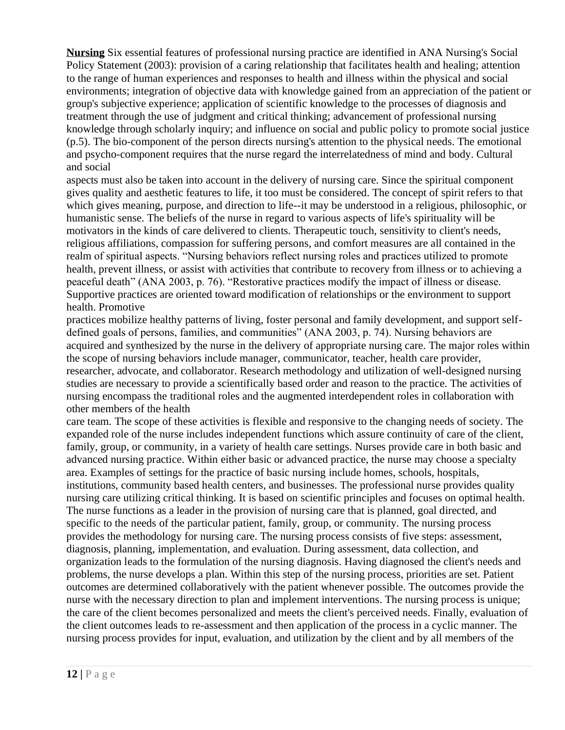**Nursing** Six essential features of professional nursing practice are identified in ANA Nursing's Social Policy Statement (2003): provision of a caring relationship that facilitates health and healing; attention to the range of human experiences and responses to health and illness within the physical and social environments; integration of objective data with knowledge gained from an appreciation of the patient or group's subjective experience; application of scientific knowledge to the processes of diagnosis and treatment through the use of judgment and critical thinking; advancement of professional nursing knowledge through scholarly inquiry; and influence on social and public policy to promote social justice (p.5). The bio-component of the person directs nursing's attention to the physical needs. The emotional and psycho-component requires that the nurse regard the interrelatedness of mind and body. Cultural and social aspects must also be taken into account in the delivery of nursing care. Since the spiritual component gives quality and aesthetic features to life, it too must be considered. The concept of spirit refers to that which gives meaning, purpose, and direction to life--it may be understood in a religious, philosophic, or humanistic sense. The beliefs of the nurse in regard to various aspects of life's spirituality will be motivators in the kinds of care delivered to clients. Therapeutic touch, sensitivity to client's needs, religious affiliations, compassion for suffering persons, and comfort measures are all contained in the realm of spiritual aspects. "Nursing behaviors reflect nursing roles and practices utilized to promote health, prevent illness, or assist with activities that contribute to recovery from illness or to achieving a peaceful death" (ANA 2003, p. 76). "Restorative practices modify the impact of illness or disease. Supportive practices are oriented toward modification of relationships or the environment to support health. Promotive practices mobilize healthy patterns of living, foster personal and family development, and support self-defined goals of persons, families, and communities" (ANA 2003, p. 74). Nursing behaviors are acquired and synthesized by the nurse in the delivery of appropriate nursing care. The major roles within the scope of nursing behaviors include manager, communicator, teacher, health care provider, researcher, advocate, and collaborator. Research methodology and utilization of well-designed nursing studies are necessary to provide a scientifically based order and reason to the practice. The activities of nursing encompass the traditional roles and the augmented interdependent roles in collaboration with other members of the health care team. The scope of these activities is flexible and responsive to the changing needs of society. The expanded role of the nurse includes independent functions which assure continuity of care of the client, family, group, or community, in a variety of health care settings. Nurses provide care in both basic and advanced nursing practice. Within either basic or advanced practice, the nurse may choose a specialty area. Examples of settings for the practice of basic nursing include homes, schools, hospitals, institutions, community based health centers, and businesses. The professional nurse provides quality nursing care utilizing critical thinking. It is based on scientific principles and focuses on optimal health. The nurse functions as a leader in the provision of nursing care that is planned, goal directed, and specific to the needs of the particular patient, family, group, or community. The nursing process provides the methodology for nursing care. The nursing process consists of five steps: assessment, diagnosis, planning, implementation, and evaluation. During assessment, data collection, and organization leads to the formulation of the nursing diagnosis. Having diagnosed the client's needs and problems, the nurse develops a plan. Within this step of the nursing process, priorities are set. Patient outcomes are determined collaboratively with the patient whenever possible. The outcomes provide the nurse with the necessary direction to plan and implement interventions. The nursing process is unique; the care of the client becomes personalized and meets the client's perceived needs. Finally, evaluation of the client outcomes leads to re-assessment and then application of the process in a cyclic manner. The nursing process provides for input, evaluation, and utilization by the client and by all members of the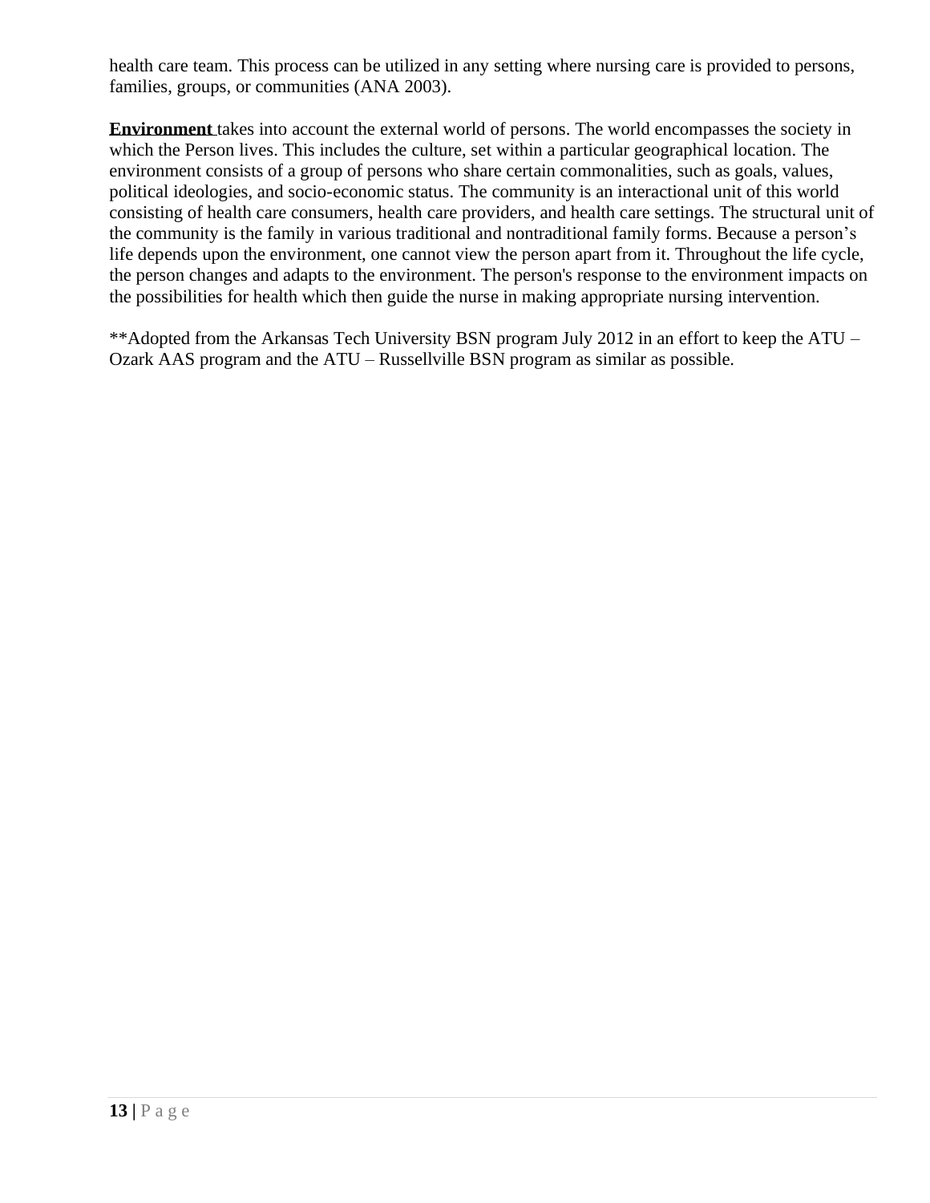health care team. This process can be utilized in any setting where nursing care is provided to persons, families, groups, or communities (ANA 2003).

**Environment** takes into account the external world of persons. The world encompasses the society in which the Person lives. This includes the culture, set within a particular geographical location. The environment consists of a group of persons who share certain commonalities, such as goals, values, political ideologies, and socio-economic status. The community is an interactional unit of this world consisting of health care consumers, health care providers, and health care settings. The structural unit of the community is the family in various traditional and nontraditional family forms. Because a person's life depends upon the environment, one cannot view the person apart from it. Throughout the life cycle, the person changes and adapts to the environment. The person's response to the environment impacts on the possibilities for health which then guide the nurse in making appropriate nursing intervention.

**Adopted from the Arkansas Tech University BSN program July 2012 in an effort to keep the ATU – Ozark AAS program and the ATU – Russellville BSN program as similar as possible.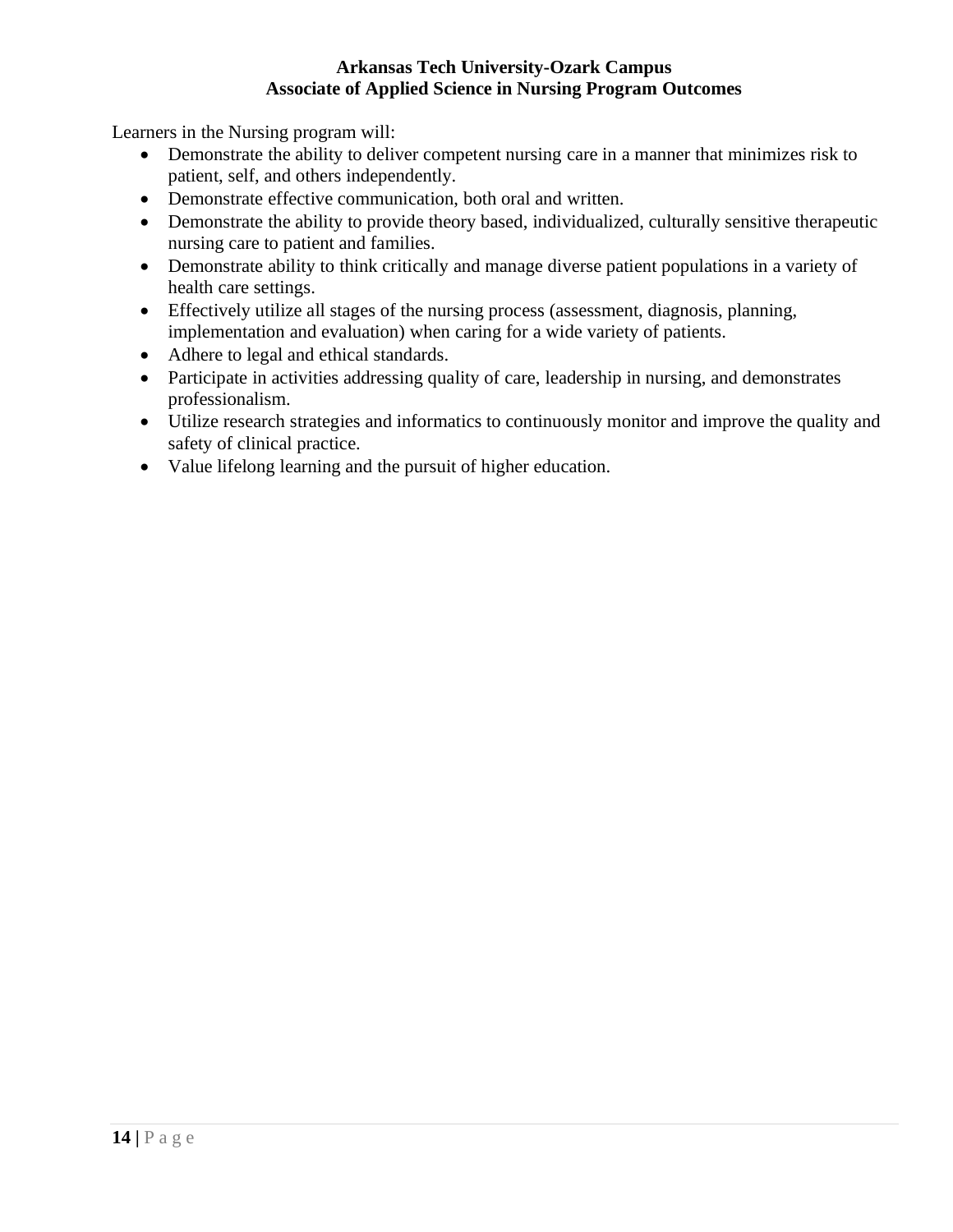# Arkansas Tech University-Ozark Campus
## Associate of Applied Science in Nursing Program Outcomes

Learners in the Nursing program will:

- Demonstrate the ability to deliver competent nursing care in a manner that minimizes risk to patient, self, and others independently.
- Demonstrate effective communication, both oral and written.
- Demonstrate the ability to provide theory based, individualized, culturally sensitive therapeutic nursing care to patient and families.
- Demonstrate ability to think critically and manage diverse patient populations in a variety of health care settings.
- Effectively utilize all stages of the nursing process (assessment, diagnosis, planning, implementation and evaluation) when caring for a wide variety of patients.
- Adhere to legal and ethical standards.
- Participate in activities addressing quality of care, leadership in nursing, and demonstrates professionalism.
- Utilize research strategies and informatics to continuously monitor and improve the quality and safety of clinical practice.
- Value lifelong learning and the pursuit of higher education.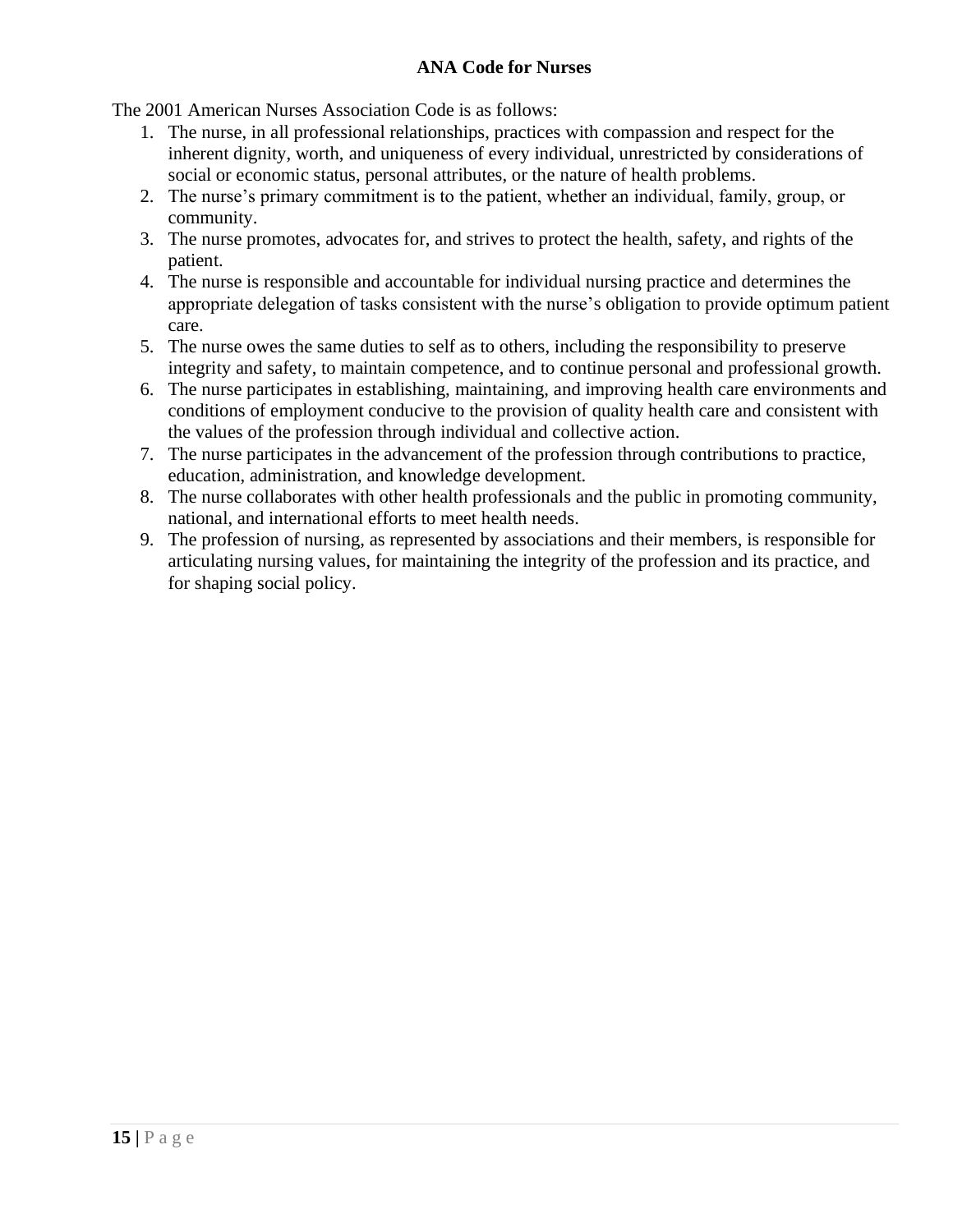## ANA Code for Nurses

The 2001 American Nurses Association Code is as follows:

1. The nurse, in all professional relationships, practices with compassion and respect for the inherent dignity, worth, and uniqueness of every individual, unrestricted by considerations of social or economic status, personal attributes, or the nature of health problems.
2. The nurse's primary commitment is to the patient, whether an individual, family, group, or community.
3. The nurse promotes, advocates for, and strives to protect the health, safety, and rights of the patient.
4. The nurse is responsible and accountable for individual nursing practice and determines the appropriate delegation of tasks consistent with the nurse's obligation to provide optimum patient care.
5. The nurse owes the same duties to self as to others, including the responsibility to preserve integrity and safety, to maintain competence, and to continue personal and professional growth.
6. The nurse participates in establishing, maintaining, and improving health care environments and conditions of employment conducive to the provision of quality health care and consistent with the values of the profession through individual and collective action.
7. The nurse participates in the advancement of the profession through contributions to practice, education, administration, and knowledge development.
8. The nurse collaborates with other health professionals and the public in promoting community, national, and international efforts to meet health needs.
9. The profession of nursing, as represented by associations and their members, is responsible for articulating nursing values, for maintaining the integrity of the profession and its practice, and for shaping social policy.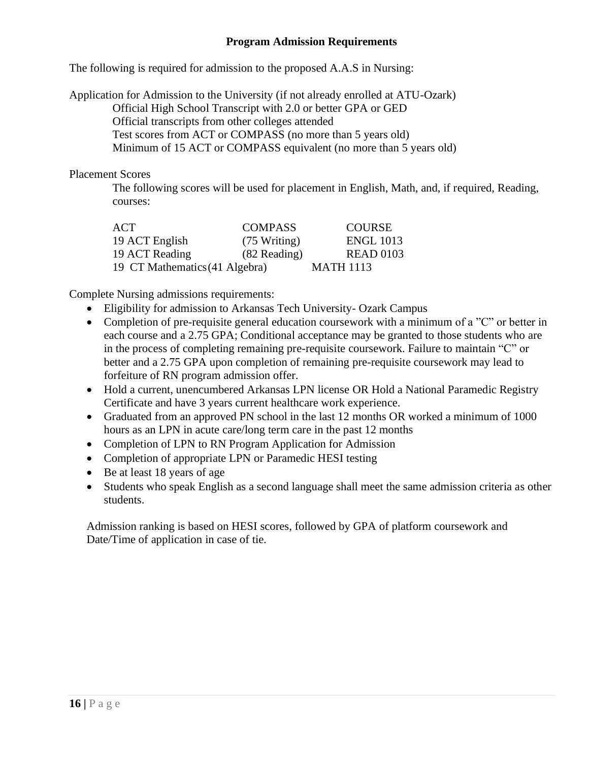## Program Admission Requirements

The following is required for admission to the proposed A.A.S in Nursing:

Application for Admission to the University (if not already enrolled at ATU-Ozark)

- Official High School Transcript with 2.0 or better GPA or GED
- Official transcripts from other colleges attended
- Test scores from ACT or COMPASS (no more than 5 years old)
- Minimum of 15 ACT or COMPASS equivalent (no more than 5 years old)

Placement Scores

The following scores will be used for placement in English, Math, and, if required, Reading, courses:

| ACT | COMPASS | COURSE |
|---|---|---|
| 19 ACT English | (75 Writing) | ENGL 1013 |
| 19 ACT Reading | (82 Reading) | READ 0103 |
| 19 CT Mathematics | (41 Algebra) | MATH 1113 |

Complete Nursing admissions requirements:

- Eligibility for admission to Arkansas Tech University- Ozark Campus
- Completion of pre-requisite general education coursework with a minimum of a "C" or better in each course and a 2.75 GPA; Conditional acceptance may be granted to those students who are in the process of completing remaining pre-requisite coursework. Failure to maintain "C" or better and a 2.75 GPA upon completion of remaining pre-requisite coursework may lead to forfeiture of RN program admission offer.
- Hold a current, unencumbered Arkansas LPN license OR Hold a National Paramedic Registry Certificate and have 3 years current healthcare work experience.
- Graduated from an approved PN school in the last 12 months OR worked a minimum of 1000 hours as an LPN in acute care/long term care in the past 12 months
- Completion of LPN to RN Program Application for Admission
- Completion of appropriate LPN or Paramedic HESI testing
- Be at least 18 years of age
- Students who speak English as a second language shall meet the same admission criteria as other students.

Admission ranking is based on HESI scores, followed by GPA of platform coursework and Date/Time of application in case of tie.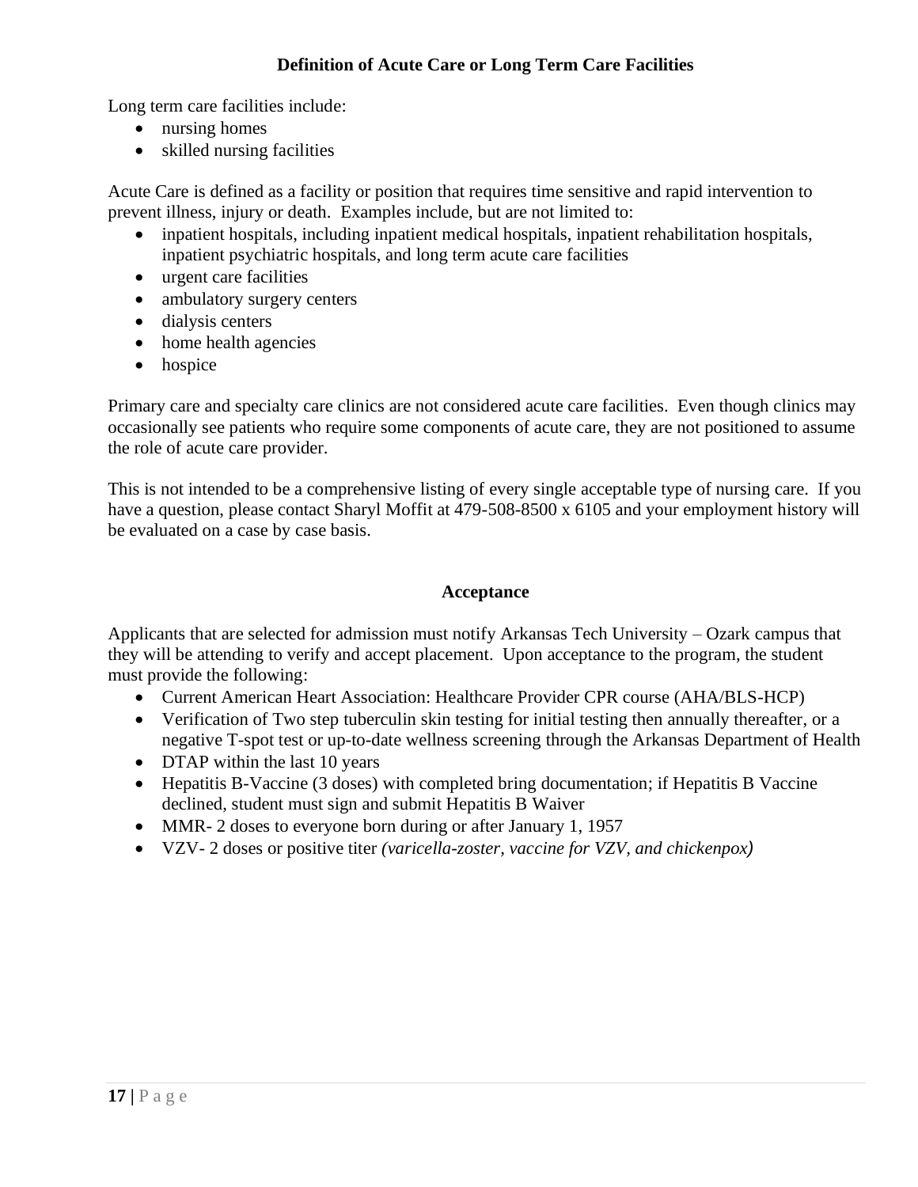## Definition of Acute Care or Long Term Care Facilities

Long term care facilities include:

- nursing homes
- skilled nursing facilities

Acute Care is defined as a facility or position that requires time sensitive and rapid intervention to prevent illness, injury or death. Examples include, but are not limited to:

- inpatient hospitals, including inpatient medical hospitals, inpatient rehabilitation hospitals, inpatient psychiatric hospitals, and long term acute care facilities
- urgent care facilities
- ambulatory surgery centers
- dialysis centers
- home health agencies
- hospice

Primary care and specialty care clinics are not considered acute care facilities. Even though clinics may occasionally see patients who require some components of acute care, they are not positioned to assume the role of acute care provider.

This is not intended to be a comprehensive listing of every single acceptable type of nursing care. If you have a question, please contact Sharyl Moffit at 479-508-8500 x 6105 and your employment history will be evaluated on a case by case basis.

## Acceptance

Applicants that are selected for admission must notify Arkansas Tech University – Ozark campus that they will be attending to verify and accept placement. Upon acceptance to the program, the student must provide the following:

- Current American Heart Association: Healthcare Provider CPR course (AHA/BLS-HCP)
- Verification of Two step tuberculin skin testing for initial testing then annually thereafter, or a negative T-spot test or up-to-date wellness screening through the Arkansas Department of Health
- DTAP within the last 10 years
- Hepatitis B-Vaccine (3 doses) with completed bring documentation; if Hepatitis B Vaccine declined, student must sign and submit Hepatitis B Waiver
- MMR- 2 doses to everyone born during or after January 1, 1957
- VZV- 2 doses or positive titer *(varicella-zoster, vaccine for VZV, and chickenpox)*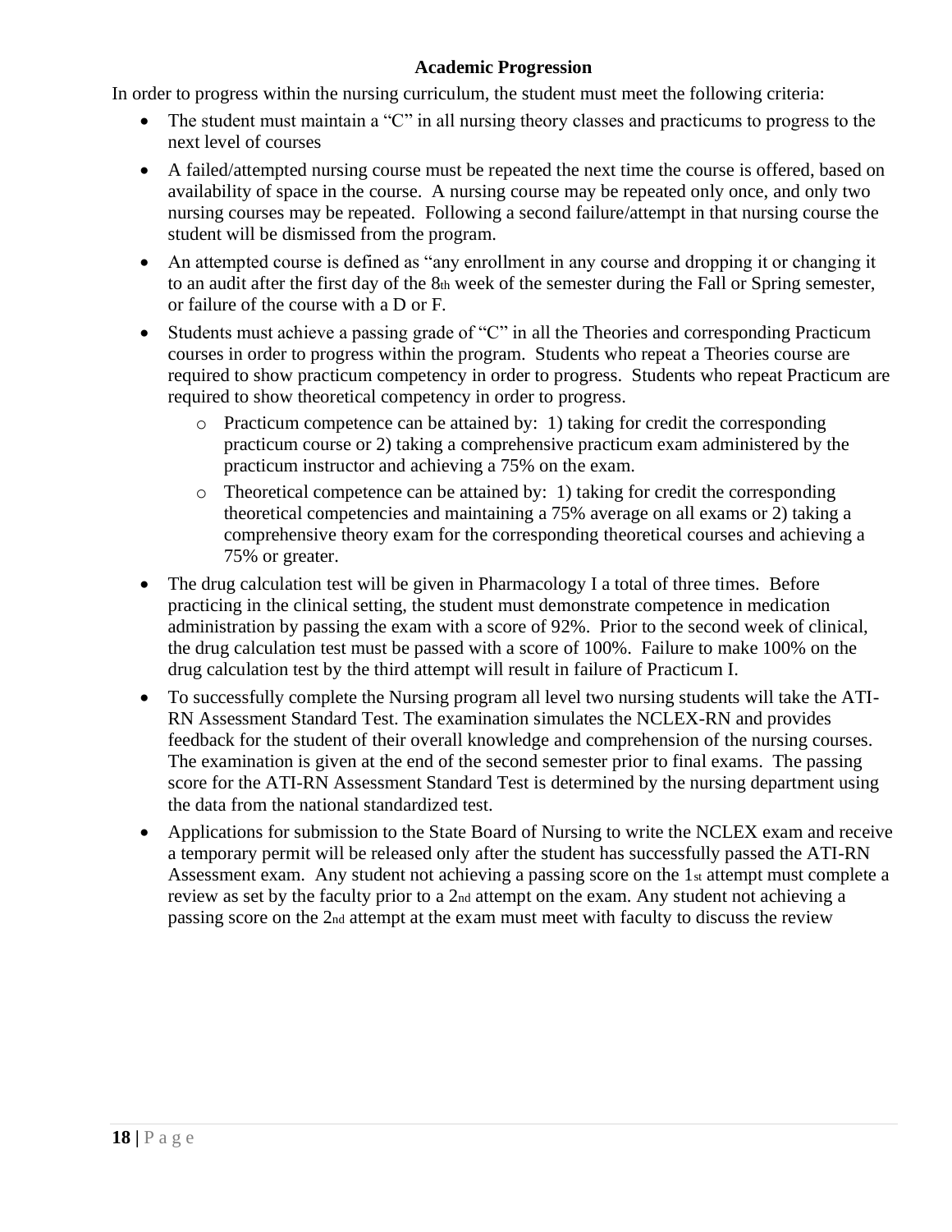## Academic Progression

In order to progress within the nursing curriculum, the student must meet the following criteria:

- The student must maintain a "C" in all nursing theory classes and practicums to progress to the next level of courses
- A failed/attempted nursing course must be repeated the next time the course is offered, based on availability of space in the course. A nursing course may be repeated only once, and only two nursing courses may be repeated. Following a second failure/attempt in that nursing course the student will be dismissed from the program.
- An attempted course is defined as "any enrollment in any course and dropping it or changing it to an audit after the first day of the 8th week of the semester during the Fall or Spring semester, or failure of the course with a D or F.
- Students must achieve a passing grade of "C" in all the Theories and corresponding Practicum courses in order to progress within the program. Students who repeat a Theories course are required to show practicum competency in order to progress. Students who repeat Practicum are required to show theoretical competency in order to progress.
  - Practicum competence can be attained by: 1) taking for credit the corresponding practicum course or 2) taking a comprehensive practicum exam administered by the practicum instructor and achieving a 75% on the exam.
  - Theoretical competence can be attained by: 1) taking for credit the corresponding theoretical competencies and maintaining a 75% average on all exams or 2) taking a comprehensive theory exam for the corresponding theoretical courses and achieving a 75% or greater.
- The drug calculation test will be given in Pharmacology I a total of three times. Before practicing in the clinical setting, the student must demonstrate competence in medication administration by passing the exam with a score of 92%. Prior to the second week of clinical, the drug calculation test must be passed with a score of 100%. Failure to make 100% on the drug calculation test by the third attempt will result in failure of Practicum I.
- To successfully complete the Nursing program all level two nursing students will take the ATI-RN Assessment Standard Test. The examination simulates the NCLEX-RN and provides feedback for the student of their overall knowledge and comprehension of the nursing courses. The examination is given at the end of the second semester prior to final exams. The passing score for the ATI-RN Assessment Standard Test is determined by the nursing department using the data from the national standardized test.
- Applications for submission to the State Board of Nursing to write the NCLEX exam and receive a temporary permit will be released only after the student has successfully passed the ATI-RN Assessment exam. Any student not achieving a passing score on the 1st attempt must complete a review as set by the faculty prior to a 2nd attempt on the exam. Any student not achieving a passing score on the 2nd attempt at the exam must meet with faculty to discuss the review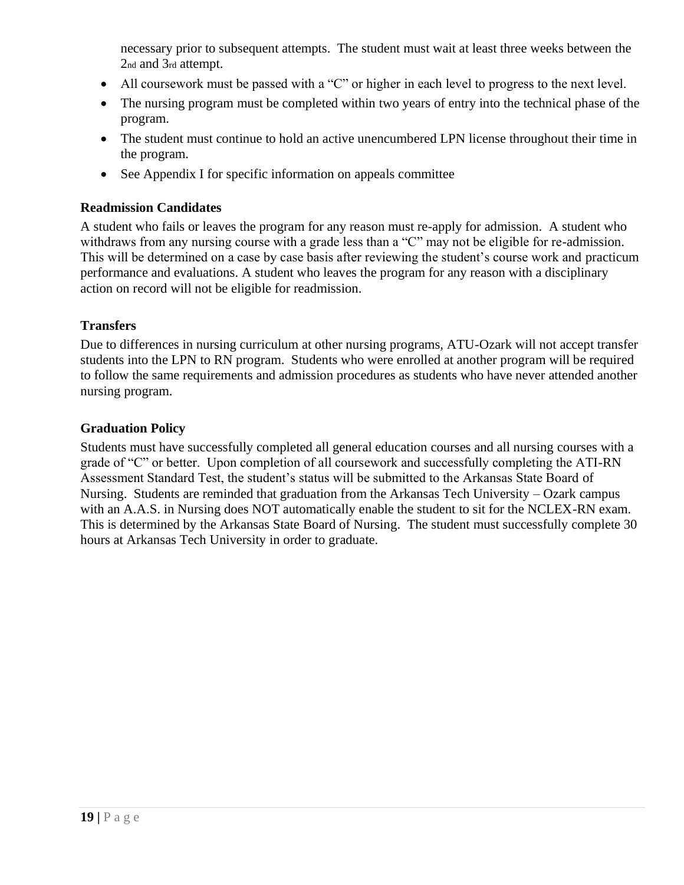necessary prior to subsequent attempts. The student must wait at least three weeks between the 2nd and 3rd attempt.

- All coursework must be passed with a "C" or higher in each level to progress to the next level.
- The nursing program must be completed within two years of entry into the technical phase of the program.
- The student must continue to hold an active unencumbered LPN license throughout their time in the program.
- See Appendix I for specific information on appeals committee

### Readmission Candidates

A student who fails or leaves the program for any reason must re-apply for admission. A student who withdraws from any nursing course with a grade less than a "C" may not be eligible for re-admission. This will be determined on a case by case basis after reviewing the student's course work and practicum performance and evaluations. A student who leaves the program for any reason with a disciplinary action on record will not be eligible for readmission.

### Transfers

Due to differences in nursing curriculum at other nursing programs, ATU-Ozark will not accept transfer students into the LPN to RN program. Students who were enrolled at another program will be required to follow the same requirements and admission procedures as students who have never attended another nursing program.

### Graduation Policy

Students must have successfully completed all general education courses and all nursing courses with a grade of "C" or better. Upon completion of all coursework and successfully completing the ATI-RN Assessment Standard Test, the student's status will be submitted to the Arkansas State Board of Nursing. Students are reminded that graduation from the Arkansas Tech University – Ozark campus with an A.A.S. in Nursing does NOT automatically enable the student to sit for the NCLEX-RN exam. This is determined by the Arkansas State Board of Nursing. The student must successfully complete 30 hours at Arkansas Tech University in order to graduate.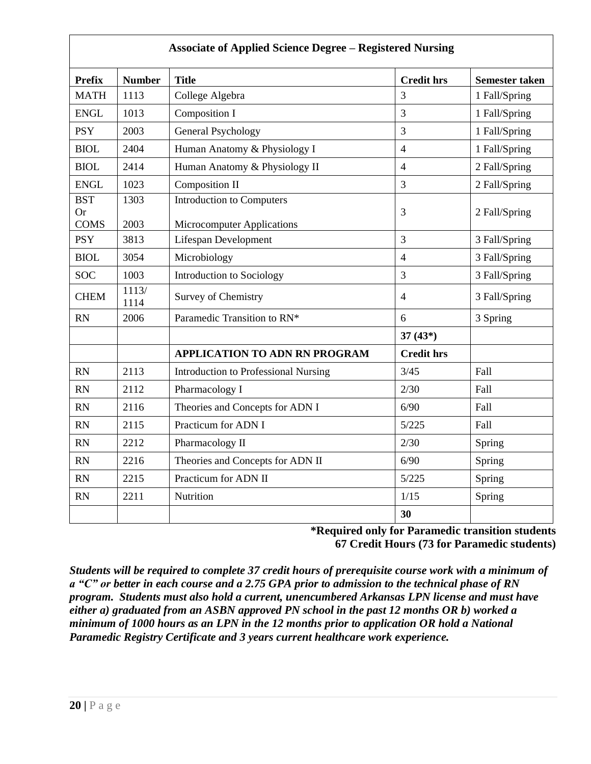| Associate of Applied Science Degree – Registered Nursing | | | | |
|---|---|---|---|---|
| **Prefix** | **Number** | **Title** | **Credit hrs** | **Semester taken** |
| MATH | 1113 | College Algebra | 3 | 1 Fall/Spring |
| ENGL | 1013 | Composition I | 3 | 1 Fall/Spring |
| PSY | 2003 | General Psychology | 3 | 1 Fall/Spring |
| BIOL | 2404 | Human Anatomy & Physiology I | 4 | 1 Fall/Spring |
| BIOL | 2414 | Human Anatomy & Physiology II | 4 | 2 Fall/Spring |
| ENGL | 1023 | Composition II | 3 | 2 Fall/Spring |
| BST Or COMS | 1303 2003 | Introduction to Computers Microcomputer Applications | 3 | 2 Fall/Spring |
| PSY | 3813 | Lifespan Development | 3 | 3 Fall/Spring |
| BIOL | 3054 | Microbiology | 4 | 3 Fall/Spring |
| SOC | 1003 | Introduction to Sociology | 3 | 3 Fall/Spring |
| CHEM | 1113/ 1114 | Survey of Chemistry | 4 | 3 Fall/Spring |
| RN | 2006 | Paramedic Transition to RN* | 6 | 3 Spring |
| | | | **37 (43*)** | |
| | | **APPLICATION TO ADN RN PROGRAM** | **Credit hrs** | |
| RN | 2113 | Introduction to Professional Nursing | 3/45 | Fall |
| RN | 2112 | Pharmacology I | 2/30 | Fall |
| RN | 2116 | Theories and Concepts for ADN I | 6/90 | Fall |
| RN | 2115 | Practicum for ADN I | 5/225 | Fall |
| RN | 2212 | Pharmacology II | 2/30 | Spring |
| RN | 2216 | Theories and Concepts for ADN II | 6/90 | Spring |
| RN | 2215 | Practicum for ADN II | 5/225 | Spring |
| RN | 2211 | Nutrition | 1/15 | Spring |
| | | | **30** | |

**\*Required only for Paramedic transition students**
**67 Credit Hours (73 for Paramedic students)**

***Students will be required to complete 37 credit hours of prerequisite course work with a minimum of a "C" or better in each course and a 2.75 GPA prior to admission to the technical phase of RN program. Students must also hold a current, unencumbered Arkansas LPN license and must have either a) graduated from an ASBN approved PN school in the past 12 months OR b) worked a minimum of 1000 hours as an LPN in the 12 months prior to application OR hold a National Paramedic Registry Certificate and 3 years current healthcare work experience.***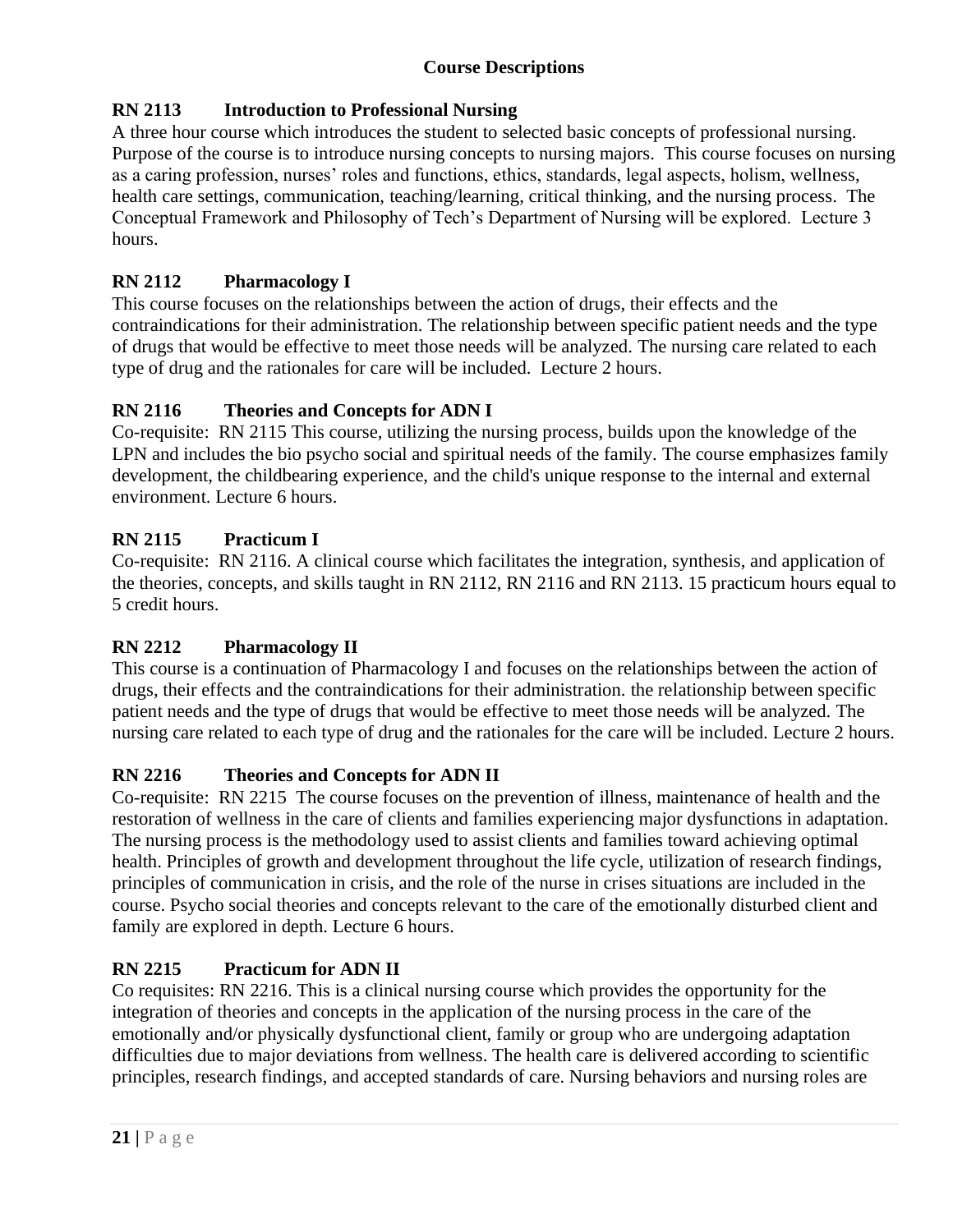## Course Descriptions

### RN 2113 Introduction to Professional Nursing

A three hour course which introduces the student to selected basic concepts of professional nursing. Purpose of the course is to introduce nursing concepts to nursing majors. This course focuses on nursing as a caring profession, nurses' roles and functions, ethics, standards, legal aspects, holism, wellness, health care settings, communication, teaching/learning, critical thinking, and the nursing process. The Conceptual Framework and Philosophy of Tech's Department of Nursing will be explored. Lecture 3 hours.

### RN 2112 Pharmacology I

This course focuses on the relationships between the action of drugs, their effects and the contraindications for their administration. The relationship between specific patient needs and the type of drugs that would be effective to meet those needs will be analyzed. The nursing care related to each type of drug and the rationales for care will be included. Lecture 2 hours.

### RN 2116 Theories and Concepts for ADN I

Co-requisite: RN 2115 This course, utilizing the nursing process, builds upon the knowledge of the LPN and includes the bio psycho social and spiritual needs of the family. The course emphasizes family development, the childbearing experience, and the child's unique response to the internal and external environment. Lecture 6 hours.

### RN 2115 Practicum I

Co-requisite: RN 2116. A clinical course which facilitates the integration, synthesis, and application of the theories, concepts, and skills taught in RN 2112, RN 2116 and RN 2113. 15 practicum hours equal to 5 credit hours.

### RN 2212 Pharmacology II

This course is a continuation of Pharmacology I and focuses on the relationships between the action of drugs, their effects and the contraindications for their administration. the relationship between specific patient needs and the type of drugs that would be effective to meet those needs will be analyzed. The nursing care related to each type of drug and the rationales for the care will be included. Lecture 2 hours.

### RN 2216 Theories and Concepts for ADN II

Co-requisite: RN 2215 The course focuses on the prevention of illness, maintenance of health and the restoration of wellness in the care of clients and families experiencing major dysfunctions in adaptation. The nursing process is the methodology used to assist clients and families toward achieving optimal health. Principles of growth and development throughout the life cycle, utilization of research findings, principles of communication in crisis, and the role of the nurse in crises situations are included in the course. Psycho social theories and concepts relevant to the care of the emotionally disturbed client and family are explored in depth. Lecture 6 hours.

### RN 2215 Practicum for ADN II

Co requisites: RN 2216. This is a clinical nursing course which provides the opportunity for the integration of theories and concepts in the application of the nursing process in the care of the emotionally and/or physically dysfunctional client, family or group who are undergoing adaptation difficulties due to major deviations from wellness. The health care is delivered according to scientific principles, research findings, and accepted standards of care. Nursing behaviors and nursing roles are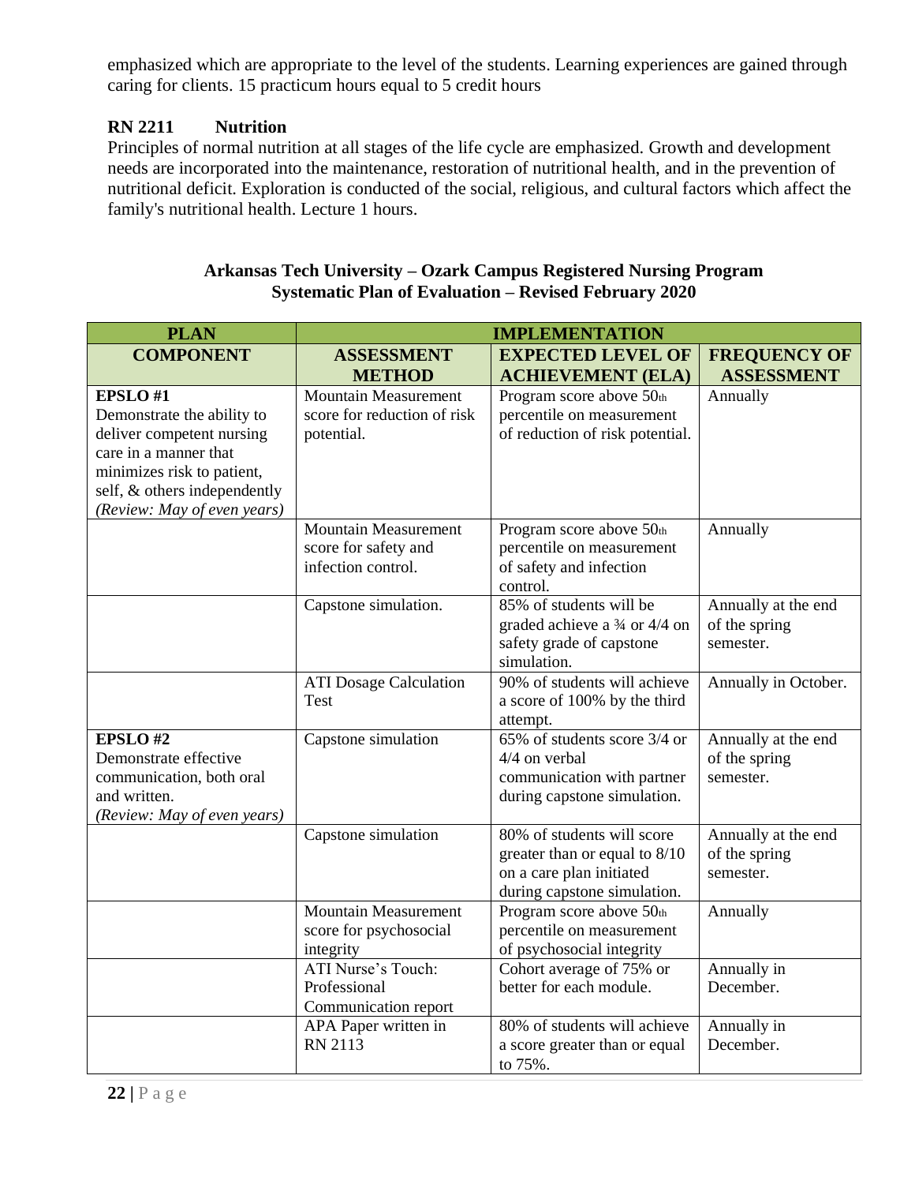emphasized which are appropriate to the level of the students. Learning experiences are gained through caring for clients. 15 practicum hours equal to 5 credit hours

**RN 2211 Nutrition**

Principles of normal nutrition at all stages of the life cycle are emphasized. Growth and development needs are incorporated into the maintenance, restoration of nutritional health, and in the prevention of nutritional deficit. Exploration is conducted of the social, religious, and cultural factors which affect the family's nutritional health. Lecture 1 hours.

**Arkansas Tech University – Ozark Campus Registered Nursing Program**
**Systematic Plan of Evaluation – Revised February 2020**

| PLAN | IMPLEMENTATION | | |
|---|---|---|---|
| **COMPONENT** | **ASSESSMENT METHOD** | **EXPECTED LEVEL OF ACHIEVEMENT (ELA)** | **FREQUENCY OF ASSESSMENT** |
| **EPSLO #1** Demonstrate the ability to deliver competent nursing care in a manner that minimizes risk to patient, self, & others independently *(Review: May of even years)* | Mountain Measurement score for reduction of risk potential. | Program score above 50th percentile on measurement of reduction of risk potential. | Annually |
| | Mountain Measurement score for safety and infection control. | Program score above 50th percentile on measurement of safety and infection control. | Annually |
| | Capstone simulation. | 85% of students will be graded achieve a ¾ or 4/4 on safety grade of capstone simulation. | Annually at the end of the spring semester. |
| | ATI Dosage Calculation Test | 90% of students will achieve a score of 100% by the third attempt. | Annually in October. |
| **EPSLO #2** Demonstrate effective communication, both oral and written. *(Review: May of even years)* | Capstone simulation | 65% of students score 3/4 or 4/4 on verbal communication with partner during capstone simulation. | Annually at the end of the spring semester. |
| | Capstone simulation | 80% of students will score greater than or equal to 8/10 on a care plan initiated during capstone simulation. | Annually at the end of the spring semester. |
| | Mountain Measurement score for psychosocial integrity | Program score above 50th percentile on measurement of psychosocial integrity | Annually |
| | ATI Nurse's Touch: Professional Communication report | Cohort average of 75% or better for each module. | Annually in December. |
| | APA Paper written in RN 2113 | 80% of students will achieve a score greater than or equal to 75%. | Annually in December. |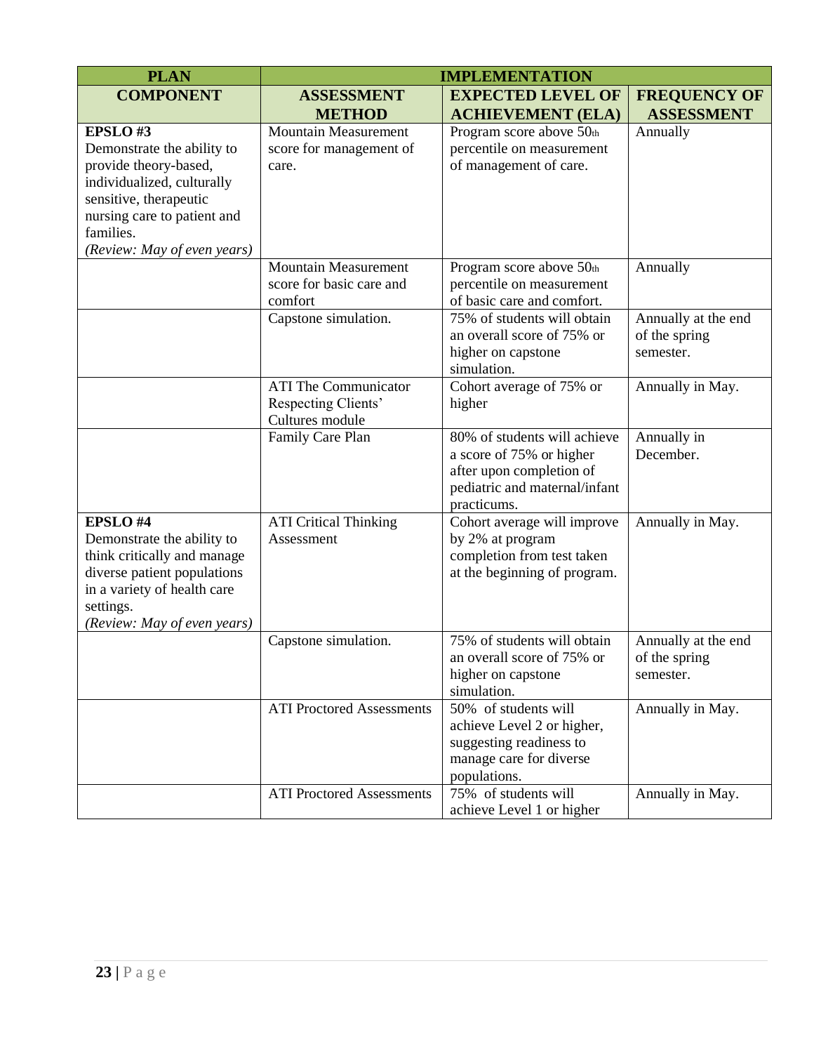| PLAN | IMPLEMENTATION | | |
|---|---|---|---|
| **COMPONENT** | **ASSESSMENT METHOD** | **EXPECTED LEVEL OF ACHIEVEMENT (ELA)** | **FREQUENCY OF ASSESSMENT** |
| **EPSLO #3** Demonstrate the ability to provide theory-based, individualized, culturally sensitive, therapeutic nursing care to patient and families. *(Review: May of even years)* | Mountain Measurement score for management of care. | Program score above 50th percentile on measurement of management of care. | Annually |
| | Mountain Measurement score for basic care and comfort | Program score above 50th percentile on measurement of basic care and comfort. | Annually |
| | Capstone simulation. | 75% of students will obtain an overall score of 75% or higher on capstone simulation. | Annually at the end of the spring semester. |
| | ATI The Communicator Respecting Clients' Cultures module | Cohort average of 75% or higher | Annually in May. |
| | Family Care Plan | 80% of students will achieve a score of 75% or higher after upon completion of pediatric and maternal/infant practicums. | Annually in December. |
| **EPSLO #4** Demonstrate the ability to think critically and manage diverse patient populations in a variety of health care settings. *(Review: May of even years)* | ATI Critical Thinking Assessment | Cohort average will improve by 2% at program completion from test taken at the beginning of program. | Annually in May. |
| | Capstone simulation. | 75% of students will obtain an overall score of 75% or higher on capstone simulation. | Annually at the end of the spring semester. |
| | ATI Proctored Assessments | 50% of students will achieve Level 2 or higher, suggesting readiness to manage care for diverse populations. | Annually in May. |
| | ATI Proctored Assessments | 75% of students will achieve Level 1 or higher | Annually in May. |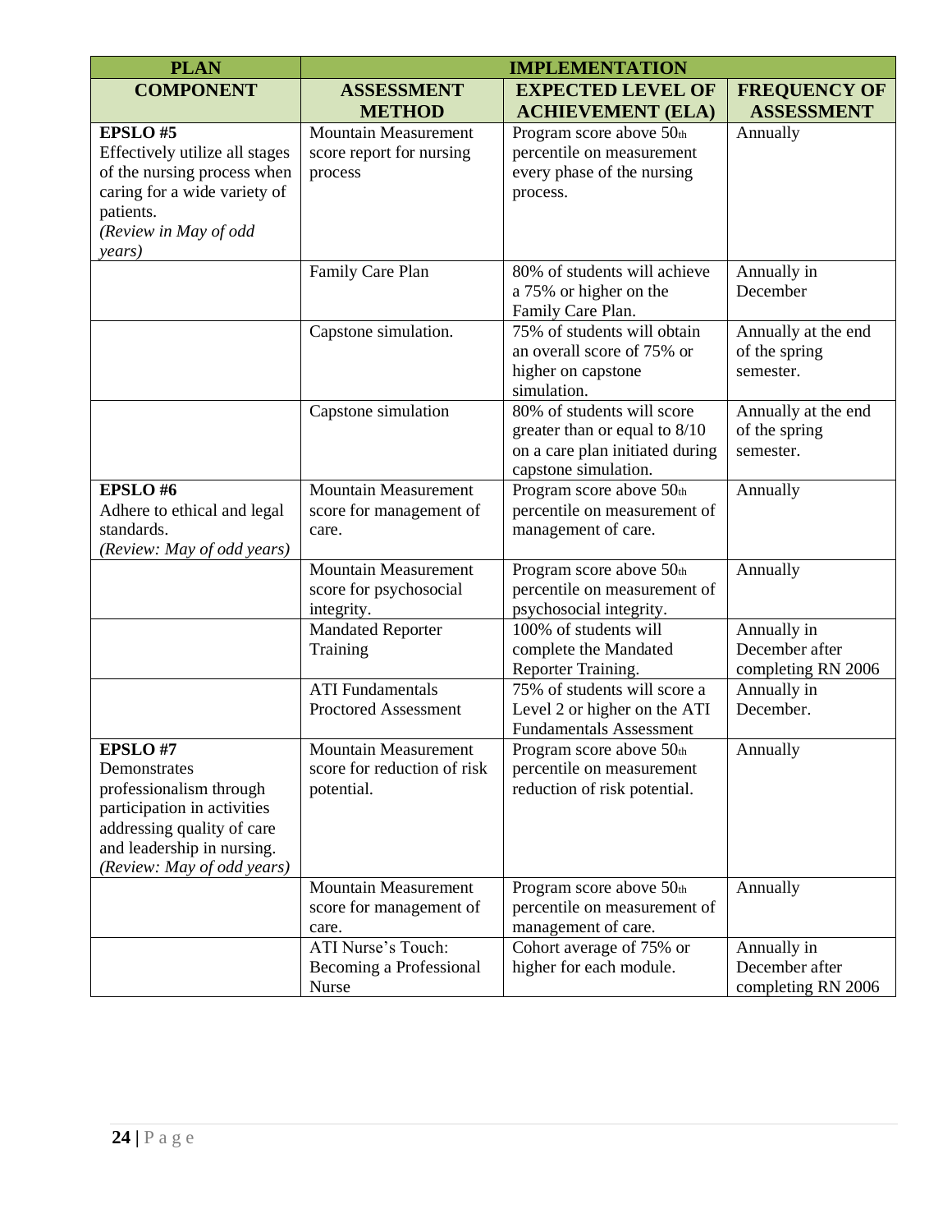| PLAN | IMPLEMENTATION | | |
|---|---|---|---|
| **COMPONENT** | **ASSESSMENT METHOD** | **EXPECTED LEVEL OF ACHIEVEMENT (ELA)** | **FREQUENCY OF ASSESSMENT** |
| **EPSLO #5** Effectively utilize all stages of the nursing process when caring for a wide variety of patients. *(Review in May of odd years)* | Mountain Measurement score report for nursing process | Program score above 50th percentile on measurement every phase of the nursing process. | Annually |
| | Family Care Plan | 80% of students will achieve a 75% or higher on the Family Care Plan. | Annually in December |
| | Capstone simulation. | 75% of students will obtain an overall score of 75% or higher on capstone simulation. | Annually at the end of the spring semester. |
| | Capstone simulation | 80% of students will score greater than or equal to 8/10 on a care plan initiated during capstone simulation. | Annually at the end of the spring semester. |
| **EPSLO #6** Adhere to ethical and legal standards. *(Review: May of odd years)* | Mountain Measurement score for management of care. | Program score above 50th percentile on measurement of management of care. | Annually |
| | Mountain Measurement score for psychosocial integrity. | Program score above 50th percentile on measurement of psychosocial integrity. | Annually |
| | Mandated Reporter Training | 100% of students will complete the Mandated Reporter Training. | Annually in December after completing RN 2006 |
| | ATI Fundamentals Proctored Assessment | 75% of students will score a Level 2 or higher on the ATI Fundamentals Assessment | Annually in December. |
| **EPSLO #7** Demonstrates professionalism through participation in activities addressing quality of care and leadership in nursing. *(Review: May of odd years)* | Mountain Measurement score for reduction of risk potential. | Program score above 50th percentile on measurement reduction of risk potential. | Annually |
| | Mountain Measurement score for management of care. | Program score above 50th percentile on measurement of management of care. | Annually |
| | ATI Nurse's Touch: Becoming a Professional Nurse | Cohort average of 75% or higher for each module. | Annually in December after completing RN 2006 |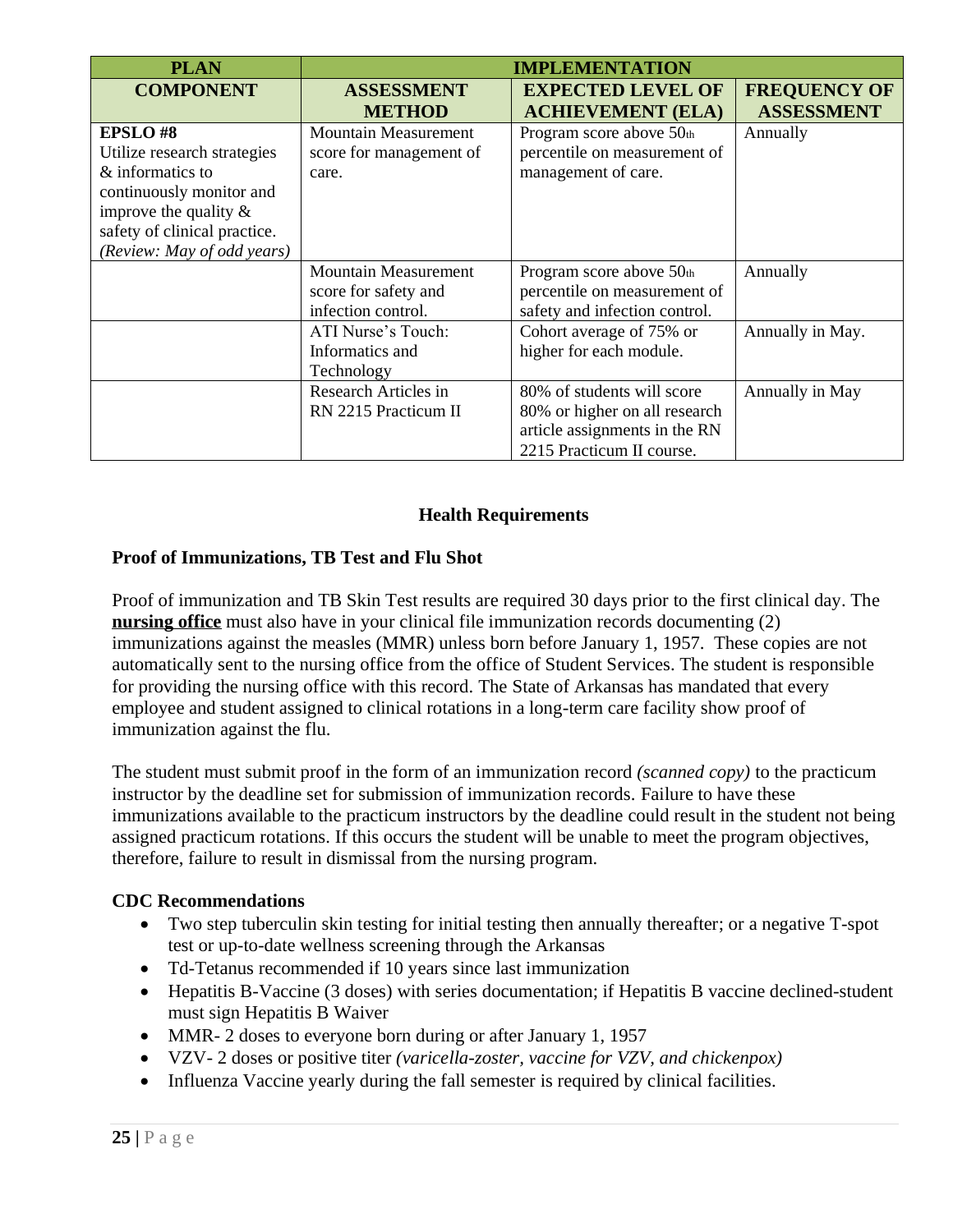| PLAN | IMPLEMENTATION | | |
|---|---|---|---|
| **COMPONENT** | **ASSESSMENT METHOD** | **EXPECTED LEVEL OF ACHIEVEMENT (ELA)** | **FREQUENCY OF ASSESSMENT** |
| **EPSLO #8** Utilize research strategies & informatics to continuously monitor and improve the quality & safety of clinical practice. *(Review: May of odd years)* | Mountain Measurement score for management of care. | Program score above 50th percentile on measurement of management of care. | Annually |
| | Mountain Measurement score for safety and infection control. | Program score above 50th percentile on measurement of safety and infection control. | Annually |
| | ATI Nurse's Touch: Informatics and Technology | Cohort average of 75% or higher for each module. | Annually in May. |
| | Research Articles in RN 2215 Practicum II | 80% of students will score 80% or higher on all research article assignments in the RN 2215 Practicum II course. | Annually in May |

## Health Requirements

### Proof of Immunizations, TB Test and Flu Shot

Proof of immunization and TB Skin Test results are required 30 days prior to the first clinical day. The **nursing office** must also have in your clinical file immunization records documenting (2) immunizations against the measles (MMR) unless born before January 1, 1957. These copies are not automatically sent to the nursing office from the office of Student Services. The student is responsible for providing the nursing office with this record. The State of Arkansas has mandated that every employee and student assigned to clinical rotations in a long-term care facility show proof of immunization against the flu.

The student must submit proof in the form of an immunization record *(scanned copy)* to the practicum instructor by the deadline set for submission of immunization records. Failure to have these immunizations available to the practicum instructors by the deadline could result in the student not being assigned practicum rotations. If this occurs the student will be unable to meet the program objectives, therefore, failure to result in dismissal from the nursing program.

### CDC Recommendations

- Two step tuberculin skin testing for initial testing then annually thereafter; or a negative T-spot test or up-to-date wellness screening through the Arkansas
- Td-Tetanus recommended if 10 years since last immunization
- Hepatitis B-Vaccine (3 doses) with series documentation; if Hepatitis B vaccine declined-student must sign Hepatitis B Waiver
- MMR- 2 doses to everyone born during or after January 1, 1957
- VZV- 2 doses or positive titer *(varicella-zoster, vaccine for VZV, and chickenpox)*
- Influenza Vaccine yearly during the fall semester is required by clinical facilities.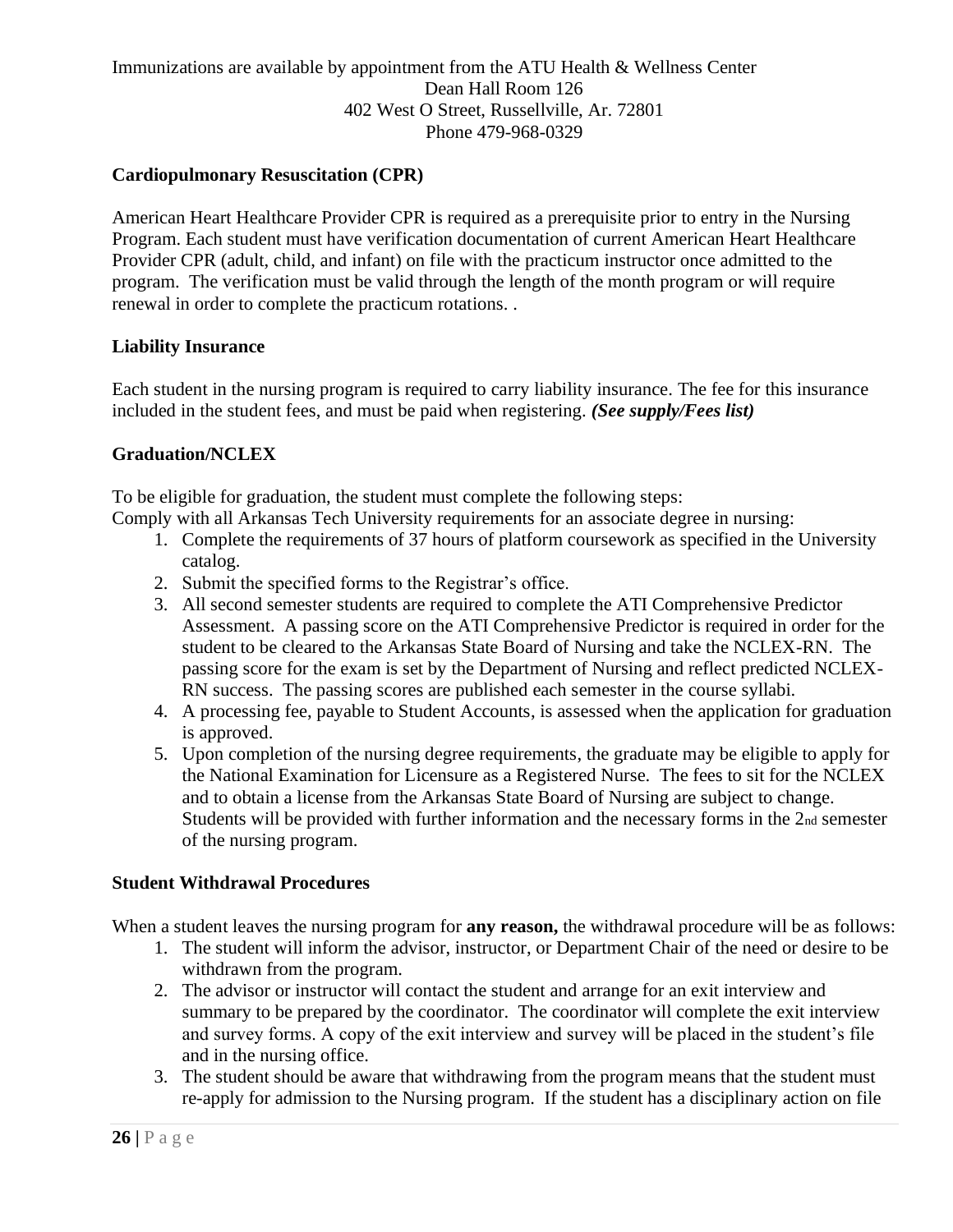Immunizations are available by appointment from the ATU Health & Wellness Center
Dean Hall Room 126
402 West O Street, Russellville, Ar. 72801
Phone 479-968-0329

**Cardiopulmonary Resuscitation (CPR)**

American Heart Healthcare Provider CPR is required as a prerequisite prior to entry in the Nursing Program. Each student must have verification documentation of current American Heart Healthcare Provider CPR (adult, child, and infant) on file with the practicum instructor once admitted to the program. The verification must be valid through the length of the month program or will require renewal in order to complete the practicum rotations. .

**Liability Insurance**

Each student in the nursing program is required to carry liability insurance. The fee for this insurance included in the student fees, and must be paid when registering. ***(See supply/Fees list)***

**Graduation/NCLEX**

To be eligible for graduation, the student must complete the following steps:
Comply with all Arkansas Tech University requirements for an associate degree in nursing:

1. Complete the requirements of 37 hours of platform coursework as specified in the University catalog.
2. Submit the specified forms to the Registrar's office.
3. All second semester students are required to complete the ATI Comprehensive Predictor Assessment. A passing score on the ATI Comprehensive Predictor is required in order for the student to be cleared to the Arkansas State Board of Nursing and take the NCLEX-RN. The passing score for the exam is set by the Department of Nursing and reflect predicted NCLEX-RN success. The passing scores are published each semester in the course syllabi.
4. A processing fee, payable to Student Accounts, is assessed when the application for graduation is approved.
5. Upon completion of the nursing degree requirements, the graduate may be eligible to apply for the National Examination for Licensure as a Registered Nurse. The fees to sit for the NCLEX and to obtain a license from the Arkansas State Board of Nursing are subject to change. Students will be provided with further information and the necessary forms in the 2nd semester of the nursing program.

**Student Withdrawal Procedures**

When a student leaves the nursing program for **any reason,** the withdrawal procedure will be as follows:

1. The student will inform the advisor, instructor, or Department Chair of the need or desire to be withdrawn from the program.
2. The advisor or instructor will contact the student and arrange for an exit interview and summary to be prepared by the coordinator. The coordinator will complete the exit interview and survey forms. A copy of the exit interview and survey will be placed in the student's file and in the nursing office.
3. The student should be aware that withdrawing from the program means that the student must re-apply for admission to the Nursing program. If the student has a disciplinary action on file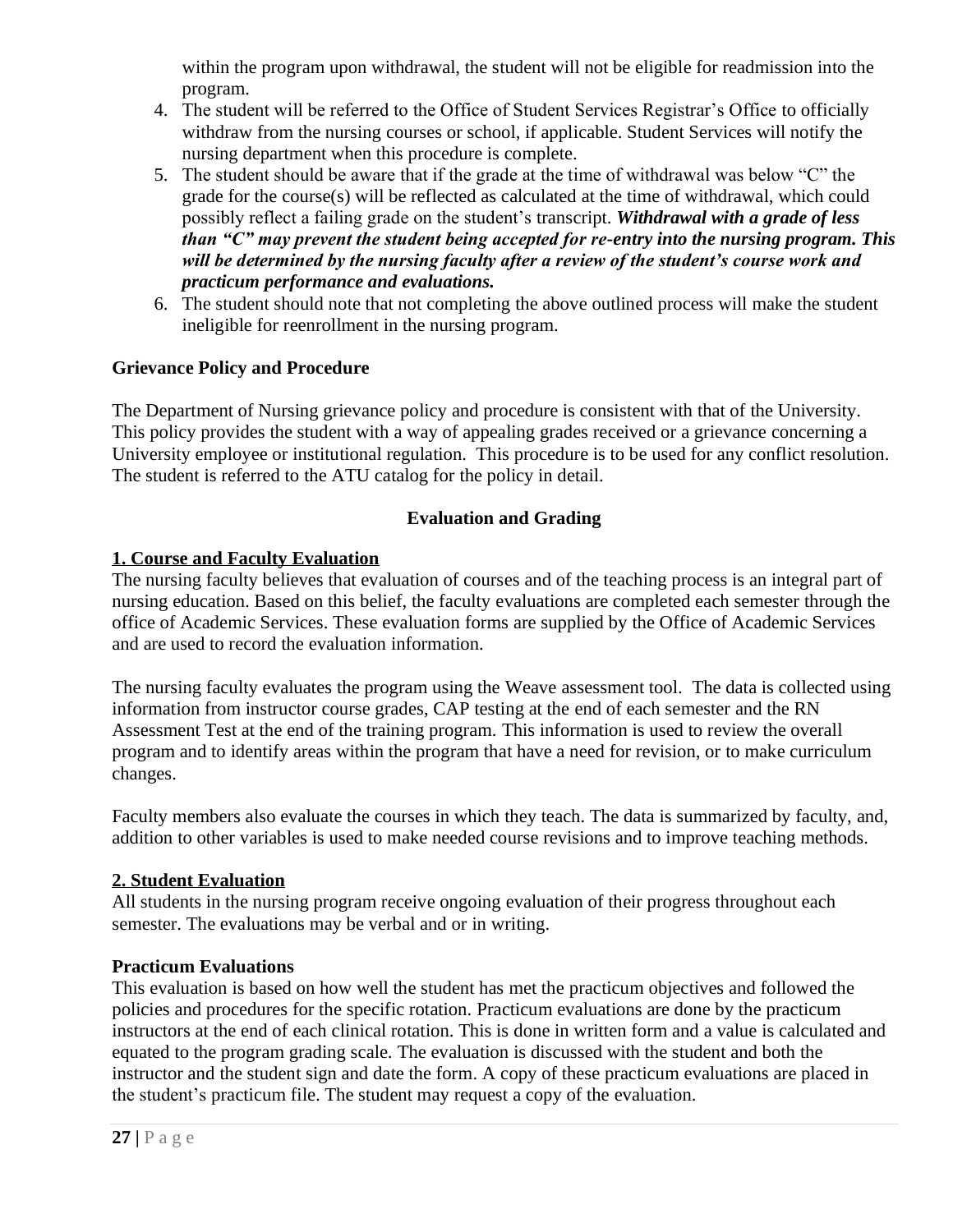within the program upon withdrawal, the student will not be eligible for readmission into the program.

4. The student will be referred to the Office of Student Services Registrar's Office to officially withdraw from the nursing courses or school, if applicable. Student Services will notify the nursing department when this procedure is complete.
5. The student should be aware that if the grade at the time of withdrawal was below "C" the grade for the course(s) will be reflected as calculated at the time of withdrawal, which could possibly reflect a failing grade on the student's transcript. ***Withdrawal with a grade of less than "C" may prevent the student being accepted for re-entry into the nursing program. This will be determined by the nursing faculty after a review of the student's course work and practicum performance and evaluations.***
6. The student should note that not completing the above outlined process will make the student ineligible for reenrollment in the nursing program.

**Grievance Policy and Procedure**

The Department of Nursing grievance policy and procedure is consistent with that of the University. This policy provides the student with a way of appealing grades received or a grievance concerning a University employee or institutional regulation. This procedure is to be used for any conflict resolution. The student is referred to the ATU catalog for the policy in detail.

## Evaluation and Grading

**1. Course and Faculty Evaluation**

The nursing faculty believes that evaluation of courses and of the teaching process is an integral part of nursing education. Based on this belief, the faculty evaluations are completed each semester through the office of Academic Services. These evaluation forms are supplied by the Office of Academic Services and are used to record the evaluation information.

The nursing faculty evaluates the program using the Weave assessment tool. The data is collected using information from instructor course grades, CAP testing at the end of each semester and the RN Assessment Test at the end of the training program. This information is used to review the overall program and to identify areas within the program that have a need for revision, or to make curriculum changes.

Faculty members also evaluate the courses in which they teach. The data is summarized by faculty, and, addition to other variables is used to make needed course revisions and to improve teaching methods.

**2. Student Evaluation**

All students in the nursing program receive ongoing evaluation of their progress throughout each semester. The evaluations may be verbal and or in writing.

**Practicum Evaluations**

This evaluation is based on how well the student has met the practicum objectives and followed the policies and procedures for the specific rotation. Practicum evaluations are done by the practicum instructors at the end of each clinical rotation. This is done in written form and a value is calculated and equated to the program grading scale. The evaluation is discussed with the student and both the instructor and the student sign and date the form. A copy of these practicum evaluations are placed in the student's practicum file. The student may request a copy of the evaluation.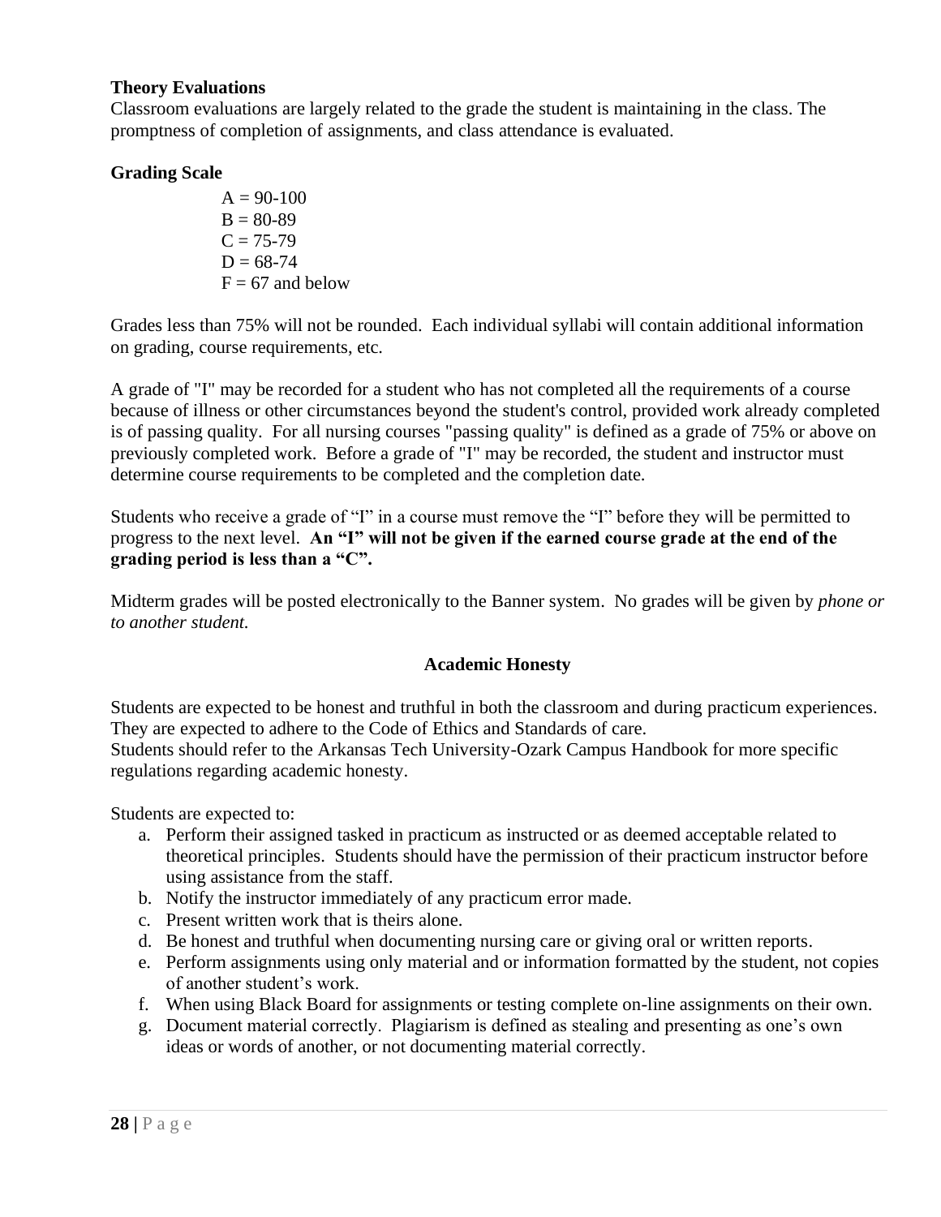**Theory Evaluations**

Classroom evaluations are largely related to the grade the student is maintaining in the class. The promptness of completion of assignments, and class attendance is evaluated.

**Grading Scale**

A = 90-100
B = 80-89
C = 75-79
D = 68-74
F = 67 and below

Grades less than 75% will not be rounded. Each individual syllabi will contain additional information on grading, course requirements, etc.

A grade of "I" may be recorded for a student who has not completed all the requirements of a course because of illness or other circumstances beyond the student's control, provided work already completed is of passing quality. For all nursing courses "passing quality" is defined as a grade of 75% or above on previously completed work. Before a grade of "I" may be recorded, the student and instructor must determine course requirements to be completed and the completion date.

Students who receive a grade of "I" in a course must remove the "I" before they will be permitted to progress to the next level. **An "I" will not be given if the earned course grade at the end of the grading period is less than a "C".**

Midterm grades will be posted electronically to the Banner system. No grades will be given by *phone or to another student.*

## Academic Honesty

Students are expected to be honest and truthful in both the classroom and during practicum experiences. They are expected to adhere to the Code of Ethics and Standards of care.
Students should refer to the Arkansas Tech University-Ozark Campus Handbook for more specific regulations regarding academic honesty.

Students are expected to:

a. Perform their assigned tasked in practicum as instructed or as deemed acceptable related to theoretical principles. Students should have the permission of their practicum instructor before using assistance from the staff.
b. Notify the instructor immediately of any practicum error made.
c. Present written work that is theirs alone.
d. Be honest and truthful when documenting nursing care or giving oral or written reports.
e. Perform assignments using only material and or information formatted by the student, not copies of another student's work.
f. When using Black Board for assignments or testing complete on-line assignments on their own.
g. Document material correctly. Plagiarism is defined as stealing and presenting as one's own ideas or words of another, or not documenting material correctly.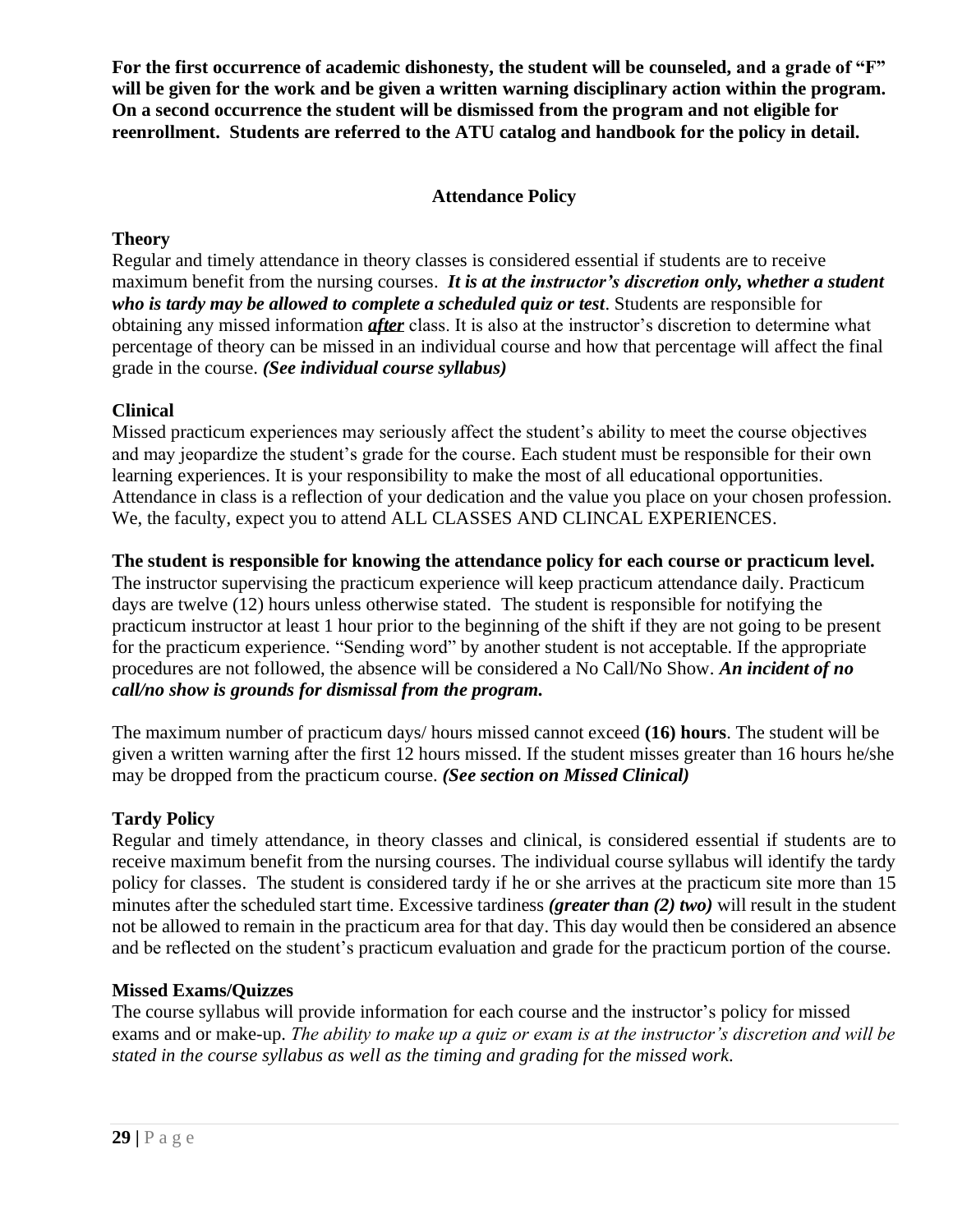**For the first occurrence of academic dishonesty, the student will be counseled, and a grade of "F" will be given for the work and be given a written warning disciplinary action within the program. On a second occurrence the student will be dismissed from the program and not eligible for reenrollment. Students are referred to the ATU catalog and handbook for the policy in detail.**

## Attendance Policy

### Theory

Regular and timely attendance in theory classes is considered essential if students are to receive maximum benefit from the nursing courses. ***It is at the instructor's discretion only, whether a student who is tardy may be allowed to complete a scheduled quiz or test***. Students are responsible for obtaining any missed information ***after*** class. It is also at the instructor's discretion to determine what percentage of theory can be missed in an individual course and how that percentage will affect the final grade in the course. ***(See individual course syllabus)***

### Clinical

Missed practicum experiences may seriously affect the student's ability to meet the course objectives and may jeopardize the student's grade for the course. Each student must be responsible for their own learning experiences. It is your responsibility to make the most of all educational opportunities. Attendance in class is a reflection of your dedication and the value you place on your chosen profession. We, the faculty, expect you to attend ALL CLASSES AND CLINCAL EXPERIENCES.

**The student is responsible for knowing the attendance policy for each course or practicum level.** The instructor supervising the practicum experience will keep practicum attendance daily. Practicum days are twelve (12) hours unless otherwise stated. The student is responsible for notifying the practicum instructor at least 1 hour prior to the beginning of the shift if they are not going to be present for the practicum experience. "Sending word" by another student is not acceptable. If the appropriate procedures are not followed, the absence will be considered a No Call/No Show. ***An incident of no call/no show is grounds for dismissal from the program.***

The maximum number of practicum days/ hours missed cannot exceed **(16) hours**. The student will be given a written warning after the first 12 hours missed. If the student misses greater than 16 hours he/she may be dropped from the practicum course. ***(See section on Missed Clinical)***

### Tardy Policy

Regular and timely attendance, in theory classes and clinical, is considered essential if students are to receive maximum benefit from the nursing courses. The individual course syllabus will identify the tardy policy for classes. The student is considered tardy if he or she arrives at the practicum site more than 15 minutes after the scheduled start time. Excessive tardiness ***(greater than (2) two)*** will result in the student not be allowed to remain in the practicum area for that day. This day would then be considered an absence and be reflected on the student's practicum evaluation and grade for the practicum portion of the course.

### Missed Exams/Quizzes

The course syllabus will provide information for each course and the instructor's policy for missed exams and or make-up. *The ability to make up a quiz or exam is at the instructor's discretion and will be stated in the course syllabus as well as the timing and grading for the missed work.*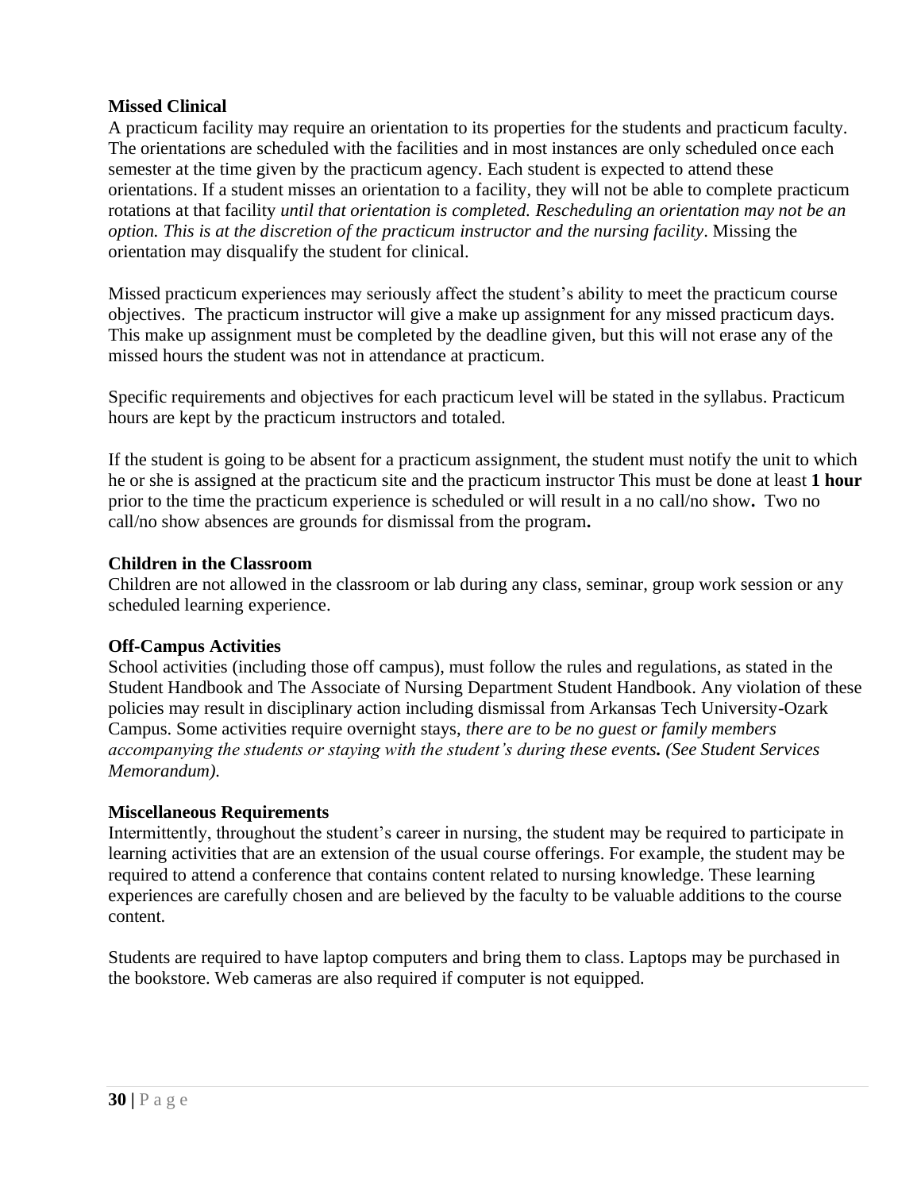**Missed Clinical**

A practicum facility may require an orientation to its properties for the students and practicum faculty. The orientations are scheduled with the facilities and in most instances are only scheduled once each semester at the time given by the practicum agency. Each student is expected to attend these orientations. If a student misses an orientation to a facility, they will not be able to complete practicum rotations at that facility *until that orientation is completed. Rescheduling an orientation may not be an option. This is at the discretion of the practicum instructor and the nursing facility*. Missing the orientation may disqualify the student for clinical.

Missed practicum experiences may seriously affect the student's ability to meet the practicum course objectives. The practicum instructor will give a make up assignment for any missed practicum days. This make up assignment must be completed by the deadline given, but this will not erase any of the missed hours the student was not in attendance at practicum.

Specific requirements and objectives for each practicum level will be stated in the syllabus. Practicum hours are kept by the practicum instructors and totaled.

If the student is going to be absent for a practicum assignment, the student must notify the unit to which he or she is assigned at the practicum site and the practicum instructor This must be done at least **1 hour** prior to the time the practicum experience is scheduled or will result in a no call/no show**.** Two no call/no show absences are grounds for dismissal from the program**.**

**Children in the Classroom**

Children are not allowed in the classroom or lab during any class, seminar, group work session or any scheduled learning experience.

**Off-Campus Activities**

School activities (including those off campus), must follow the rules and regulations, as stated in the Student Handbook and The Associate of Nursing Department Student Handbook. Any violation of these policies may result in disciplinary action including dismissal from Arkansas Tech University-Ozark Campus. Some activities require overnight stays, *there are to be no guest or family members accompanying the students or staying with the student's during these events**.** (See Student Services Memorandum).*

**Miscellaneous Requirements**

Intermittently, throughout the student's career in nursing, the student may be required to participate in learning activities that are an extension of the usual course offerings. For example, the student may be required to attend a conference that contains content related to nursing knowledge. These learning experiences are carefully chosen and are believed by the faculty to be valuable additions to the course content.

Students are required to have laptop computers and bring them to class. Laptops may be purchased in the bookstore. Web cameras are also required if computer is not equipped.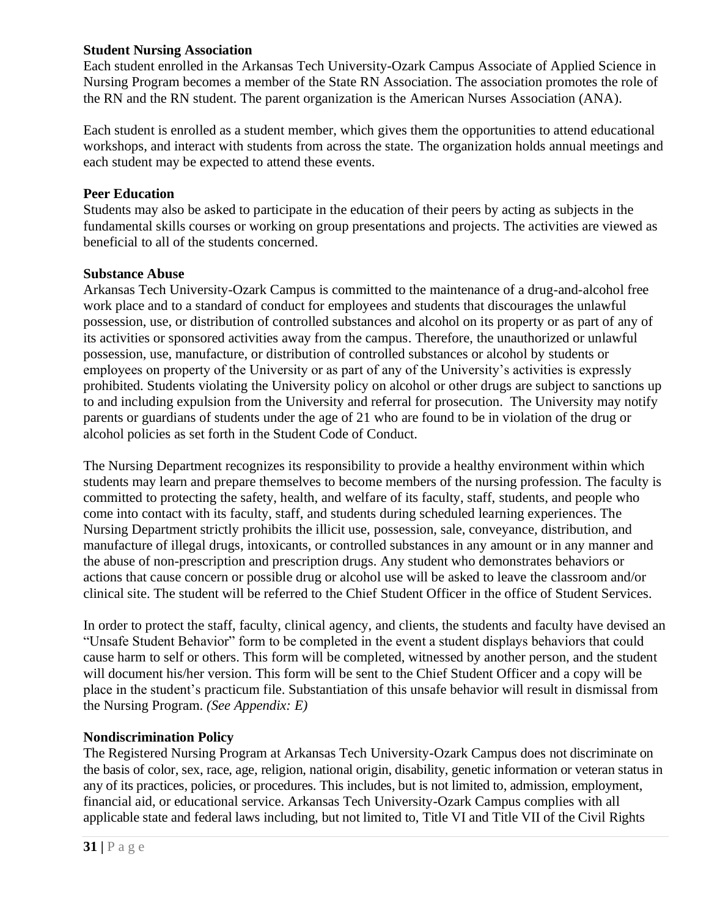### Student Nursing Association

Each student enrolled in the Arkansas Tech University-Ozark Campus Associate of Applied Science in Nursing Program becomes a member of the State RN Association. The association promotes the role of the RN and the RN student. The parent organization is the American Nurses Association (ANA).

Each student is enrolled as a student member, which gives them the opportunities to attend educational workshops, and interact with students from across the state. The organization holds annual meetings and each student may be expected to attend these events.

### Peer Education

Students may also be asked to participate in the education of their peers by acting as subjects in the fundamental skills courses or working on group presentations and projects. The activities are viewed as beneficial to all of the students concerned.

### Substance Abuse

Arkansas Tech University-Ozark Campus is committed to the maintenance of a drug-and-alcohol free work place and to a standard of conduct for employees and students that discourages the unlawful possession, use, or distribution of controlled substances and alcohol on its property or as part of any of its activities or sponsored activities away from the campus. Therefore, the unauthorized or unlawful possession, use, manufacture, or distribution of controlled substances or alcohol by students or employees on property of the University or as part of any of the University's activities is expressly prohibited. Students violating the University policy on alcohol or other drugs are subject to sanctions up to and including expulsion from the University and referral for prosecution. The University may notify parents or guardians of students under the age of 21 who are found to be in violation of the drug or alcohol policies as set forth in the Student Code of Conduct.

The Nursing Department recognizes its responsibility to provide a healthy environment within which students may learn and prepare themselves to become members of the nursing profession. The faculty is committed to protecting the safety, health, and welfare of its faculty, staff, students, and people who come into contact with its faculty, staff, and students during scheduled learning experiences. The Nursing Department strictly prohibits the illicit use, possession, sale, conveyance, distribution, and manufacture of illegal drugs, intoxicants, or controlled substances in any amount or in any manner and the abuse of non-prescription and prescription drugs. Any student who demonstrates behaviors or actions that cause concern or possible drug or alcohol use will be asked to leave the classroom and/or clinical site. The student will be referred to the Chief Student Officer in the office of Student Services.

In order to protect the staff, faculty, clinical agency, and clients, the students and faculty have devised an "Unsafe Student Behavior" form to be completed in the event a student displays behaviors that could cause harm to self or others. This form will be completed, witnessed by another person, and the student will document his/her version. This form will be sent to the Chief Student Officer and a copy will be place in the student's practicum file. Substantiation of this unsafe behavior will result in dismissal from the Nursing Program. *(See Appendix: E)*

### Nondiscrimination Policy

The Registered Nursing Program at Arkansas Tech University-Ozark Campus does not discriminate on the basis of color, sex, race, age, religion, national origin, disability, genetic information or veteran status in any of its practices, policies, or procedures. This includes, but is not limited to, admission, employment, financial aid, or educational service. Arkansas Tech University-Ozark Campus complies with all applicable state and federal laws including, but not limited to, Title VI and Title VII of the Civil Rights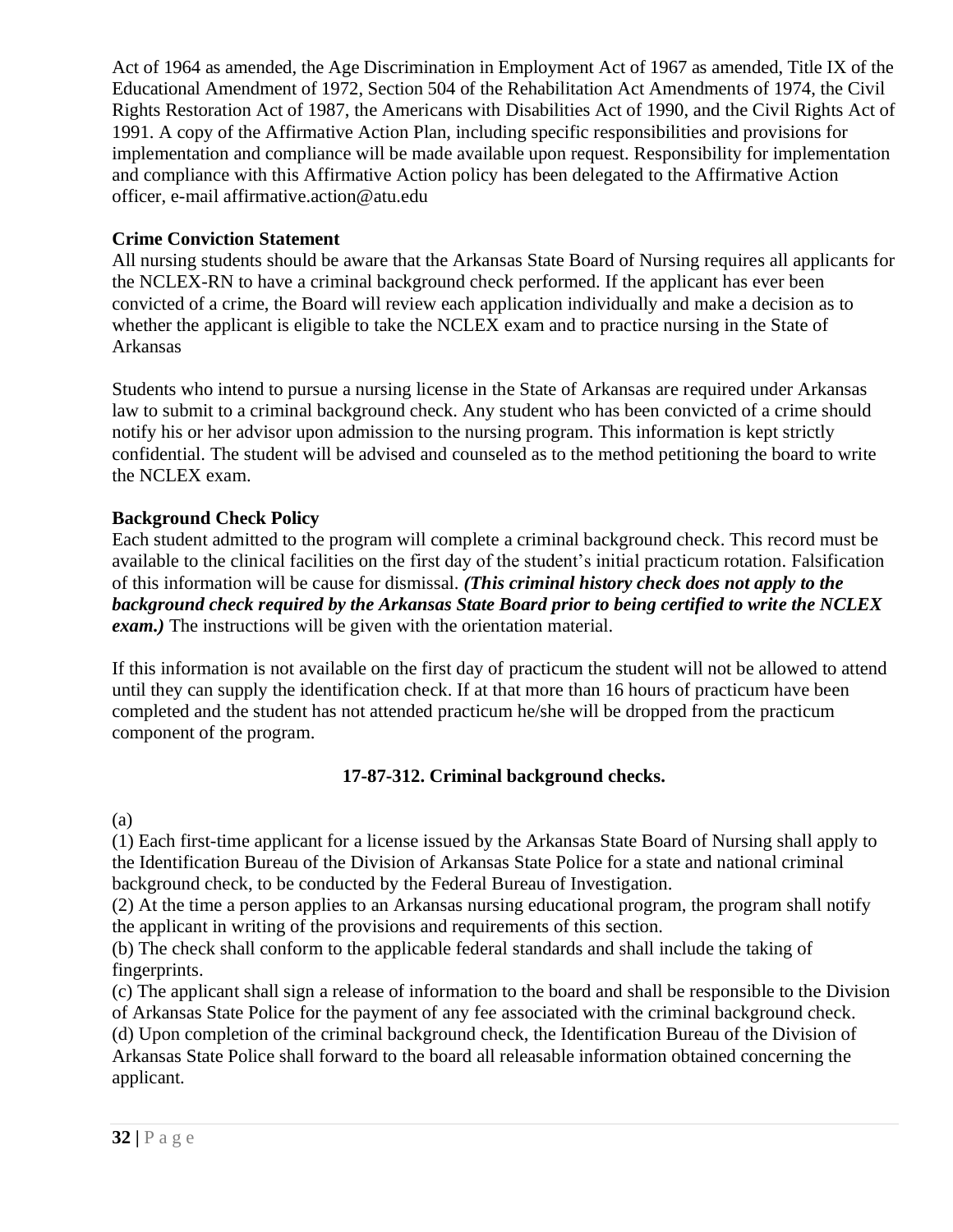Act of 1964 as amended, the Age Discrimination in Employment Act of 1967 as amended, Title IX of the Educational Amendment of 1972, Section 504 of the Rehabilitation Act Amendments of 1974, the Civil Rights Restoration Act of 1987, the Americans with Disabilities Act of 1990, and the Civil Rights Act of 1991. A copy of the Affirmative Action Plan, including specific responsibilities and provisions for implementation and compliance will be made available upon request. Responsibility for implementation and compliance with this Affirmative Action policy has been delegated to the Affirmative Action officer, e-mail affirmative.action@atu.edu

**Crime Conviction Statement**

All nursing students should be aware that the Arkansas State Board of Nursing requires all applicants for the NCLEX-RN to have a criminal background check performed. If the applicant has ever been convicted of a crime, the Board will review each application individually and make a decision as to whether the applicant is eligible to take the NCLEX exam and to practice nursing in the State of Arkansas

Students who intend to pursue a nursing license in the State of Arkansas are required under Arkansas law to submit to a criminal background check. Any student who has been convicted of a crime should notify his or her advisor upon admission to the nursing program. This information is kept strictly confidential. The student will be advised and counseled as to the method petitioning the board to write the NCLEX exam.

**Background Check Policy**

Each student admitted to the program will complete a criminal background check. This record must be available to the clinical facilities on the first day of the student's initial practicum rotation. Falsification of this information will be cause for dismissal. ***(This criminal history check does not apply to the background check required by the Arkansas State Board prior to being certified to write the NCLEX exam.)*** The instructions will be given with the orientation material.

If this information is not available on the first day of practicum the student will not be allowed to attend until they can supply the identification check. If at that more than 16 hours of practicum have been completed and the student has not attended practicum he/she will be dropped from the practicum component of the program.

**17-87-312. Criminal background checks.**

(a)

(1) Each first-time applicant for a license issued by the Arkansas State Board of Nursing shall apply to the Identification Bureau of the Division of Arkansas State Police for a state and national criminal background check, to be conducted by the Federal Bureau of Investigation.

(2) At the time a person applies to an Arkansas nursing educational program, the program shall notify the applicant in writing of the provisions and requirements of this section.

(b) The check shall conform to the applicable federal standards and shall include the taking of fingerprints.

(c) The applicant shall sign a release of information to the board and shall be responsible to the Division of Arkansas State Police for the payment of any fee associated with the criminal background check.

(d) Upon completion of the criminal background check, the Identification Bureau of the Division of Arkansas State Police shall forward to the board all releasable information obtained concerning the applicant.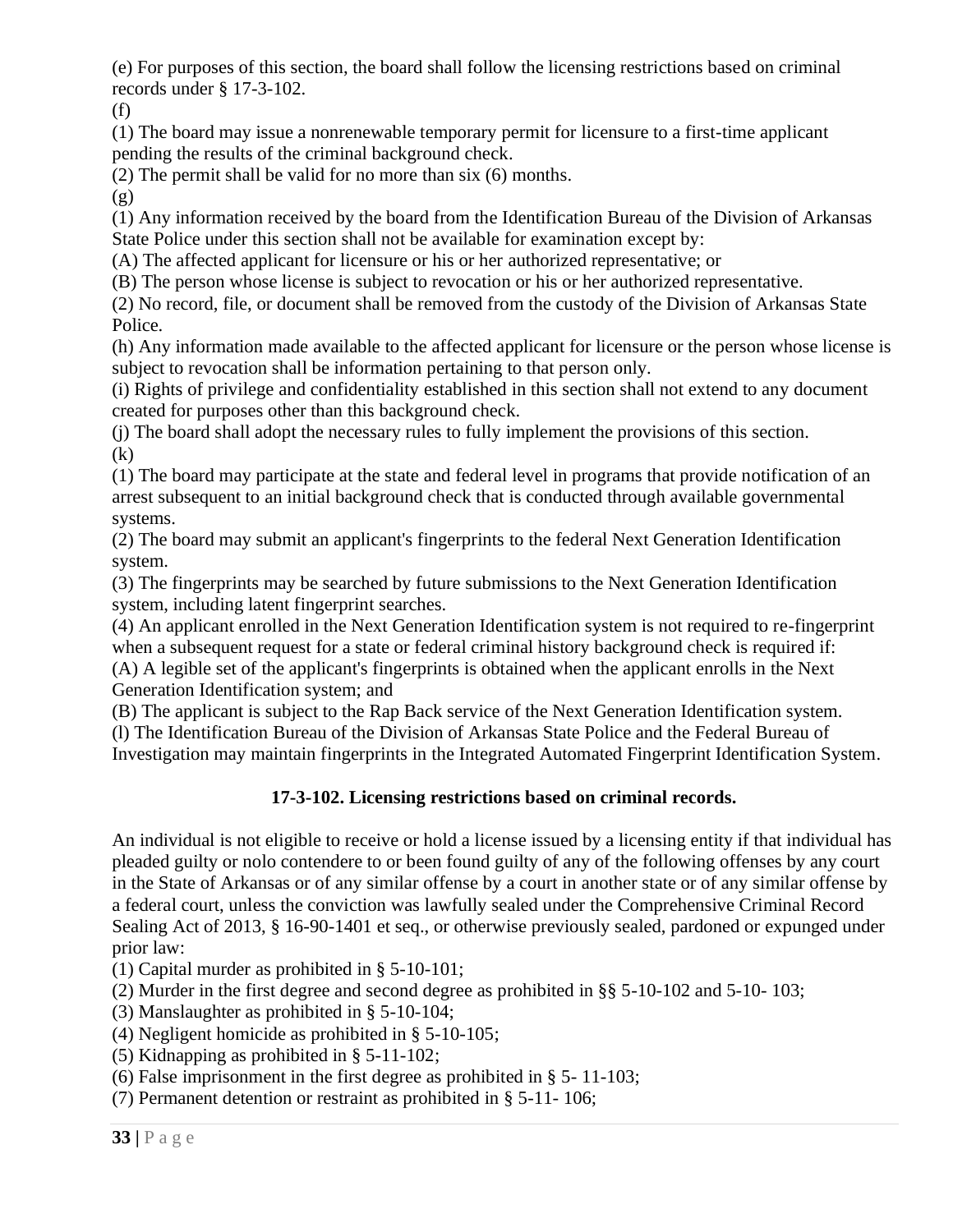(e) For purposes of this section, the board shall follow the licensing restrictions based on criminal records under § 17-3-102.

(f)

(1) The board may issue a nonrenewable temporary permit for licensure to a first-time applicant pending the results of the criminal background check.

(2) The permit shall be valid for no more than six (6) months.

(g)

(1) Any information received by the board from the Identification Bureau of the Division of Arkansas State Police under this section shall not be available for examination except by:

(A) The affected applicant for licensure or his or her authorized representative; or

(B) The person whose license is subject to revocation or his or her authorized representative.

(2) No record, file, or document shall be removed from the custody of the Division of Arkansas State Police.

(h) Any information made available to the affected applicant for licensure or the person whose license is subject to revocation shall be information pertaining to that person only.

(i) Rights of privilege and confidentiality established in this section shall not extend to any document created for purposes other than this background check.

(j) The board shall adopt the necessary rules to fully implement the provisions of this section.

(k)

(1) The board may participate at the state and federal level in programs that provide notification of an arrest subsequent to an initial background check that is conducted through available governmental systems.

(2) The board may submit an applicant's fingerprints to the federal Next Generation Identification system.

(3) The fingerprints may be searched by future submissions to the Next Generation Identification system, including latent fingerprint searches.

(4) An applicant enrolled in the Next Generation Identification system is not required to re-fingerprint when a subsequent request for a state or federal criminal history background check is required if:

(A) A legible set of the applicant's fingerprints is obtained when the applicant enrolls in the Next Generation Identification system; and

(B) The applicant is subject to the Rap Back service of the Next Generation Identification system.

(l) The Identification Bureau of the Division of Arkansas State Police and the Federal Bureau of Investigation may maintain fingerprints in the Integrated Automated Fingerprint Identification System.

### 17-3-102. Licensing restrictions based on criminal records.

An individual is not eligible to receive or hold a license issued by a licensing entity if that individual has pleaded guilty or nolo contendere to or been found guilty of any of the following offenses by any court in the State of Arkansas or of any similar offense by a court in another state or of any similar offense by a federal court, unless the conviction was lawfully sealed under the Comprehensive Criminal Record Sealing Act of 2013, § 16-90-1401 et seq., or otherwise previously sealed, pardoned or expunged under prior law:

(1) Capital murder as prohibited in § 5-10-101;

(2) Murder in the first degree and second degree as prohibited in §§ 5-10-102 and 5-10- 103;

(3) Manslaughter as prohibited in § 5-10-104;

(4) Negligent homicide as prohibited in § 5-10-105;

(5) Kidnapping as prohibited in § 5-11-102;

(6) False imprisonment in the first degree as prohibited in § 5- 11-103;

(7) Permanent detention or restraint as prohibited in § 5-11- 106;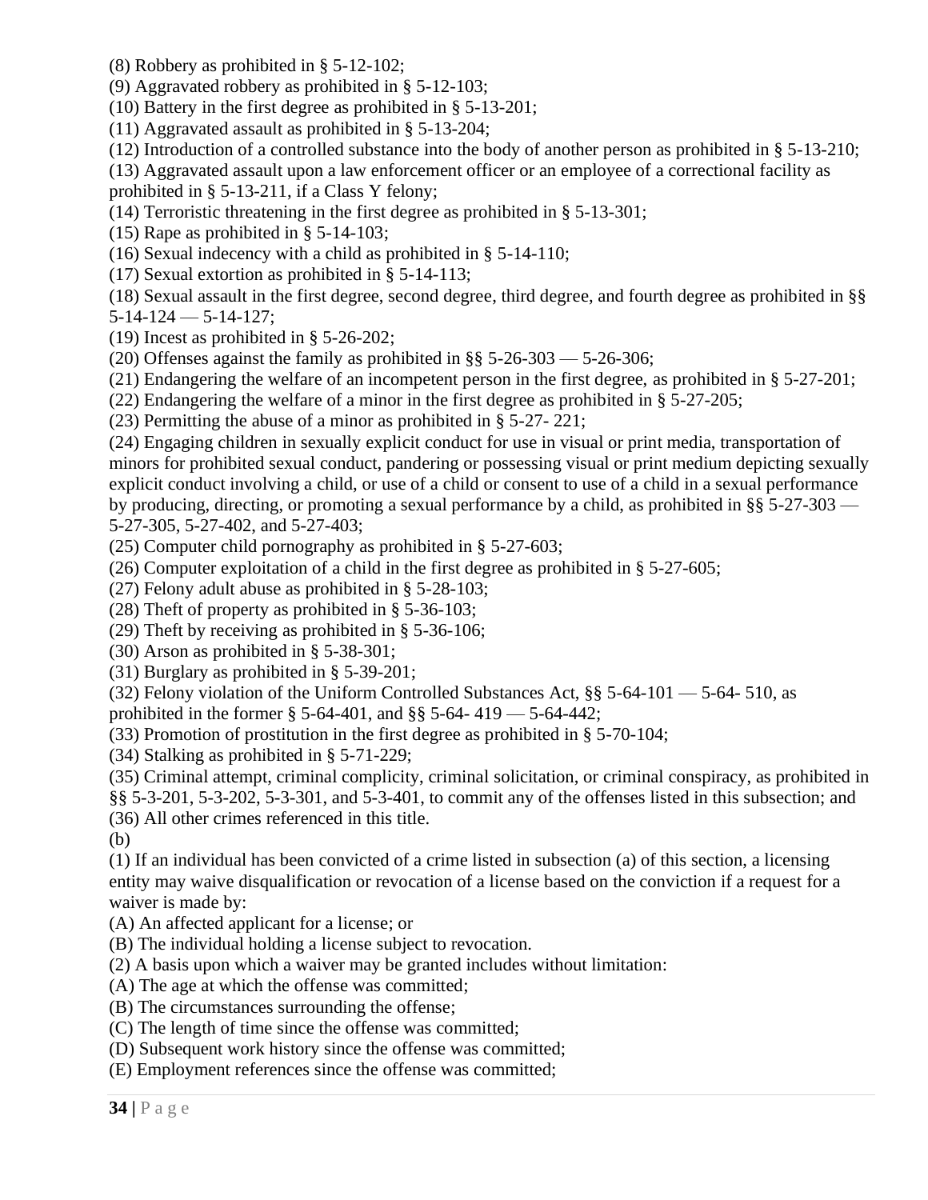(8) Robbery as prohibited in § 5-12-102;
(9) Aggravated robbery as prohibited in § 5-12-103;
(10) Battery in the first degree as prohibited in § 5-13-201;
(11) Aggravated assault as prohibited in § 5-13-204;
(12) Introduction of a controlled substance into the body of another person as prohibited in § 5-13-210;
(13) Aggravated assault upon a law enforcement officer or an employee of a correctional facility as prohibited in § 5-13-211, if a Class Y felony;
(14) Terroristic threatening in the first degree as prohibited in § 5-13-301;
(15) Rape as prohibited in § 5-14-103;
(16) Sexual indecency with a child as prohibited in § 5-14-110;
(17) Sexual extortion as prohibited in § 5-14-113;
(18) Sexual assault in the first degree, second degree, third degree, and fourth degree as prohibited in §§ 5-14-124 — 5-14-127;
(19) Incest as prohibited in § 5-26-202;
(20) Offenses against the family as prohibited in §§ 5-26-303 — 5-26-306;
(21) Endangering the welfare of an incompetent person in the first degree, as prohibited in § 5-27-201;
(22) Endangering the welfare of a minor in the first degree as prohibited in § 5-27-205;
(23) Permitting the abuse of a minor as prohibited in § 5-27- 221;
(24) Engaging children in sexually explicit conduct for use in visual or print media, transportation of minors for prohibited sexual conduct, pandering or possessing visual or print medium depicting sexually explicit conduct involving a child, or use of a child or consent to use of a child in a sexual performance by producing, directing, or promoting a sexual performance by a child, as prohibited in §§ 5-27-303 — 5-27-305, 5-27-402, and 5-27-403;
(25) Computer child pornography as prohibited in § 5-27-603;
(26) Computer exploitation of a child in the first degree as prohibited in § 5-27-605;
(27) Felony adult abuse as prohibited in § 5-28-103;
(28) Theft of property as prohibited in § 5-36-103;
(29) Theft by receiving as prohibited in § 5-36-106;
(30) Arson as prohibited in § 5-38-301;
(31) Burglary as prohibited in § 5-39-201;
(32) Felony violation of the Uniform Controlled Substances Act, §§ 5-64-101 — 5-64- 510, as prohibited in the former § 5-64-401, and §§ 5-64- 419 — 5-64-442;
(33) Promotion of prostitution in the first degree as prohibited in § 5-70-104;
(34) Stalking as prohibited in § 5-71-229;
(35) Criminal attempt, criminal complicity, criminal solicitation, or criminal conspiracy, as prohibited in §§ 5-3-201, 5-3-202, 5-3-301, and 5-3-401, to commit any of the offenses listed in this subsection; and
(36) All other crimes referenced in this title.

(b)

(1) If an individual has been convicted of a crime listed in subsection (a) of this section, a licensing entity may waive disqualification or revocation of a license based on the conviction if a request for a waiver is made by:
(A) An affected applicant for a license; or
(B) The individual holding a license subject to revocation.
(2) A basis upon which a waiver may be granted includes without limitation:
(A) The age at which the offense was committed;
(B) The circumstances surrounding the offense;
(C) The length of time since the offense was committed;
(D) Subsequent work history since the offense was committed;
(E) Employment references since the offense was committed;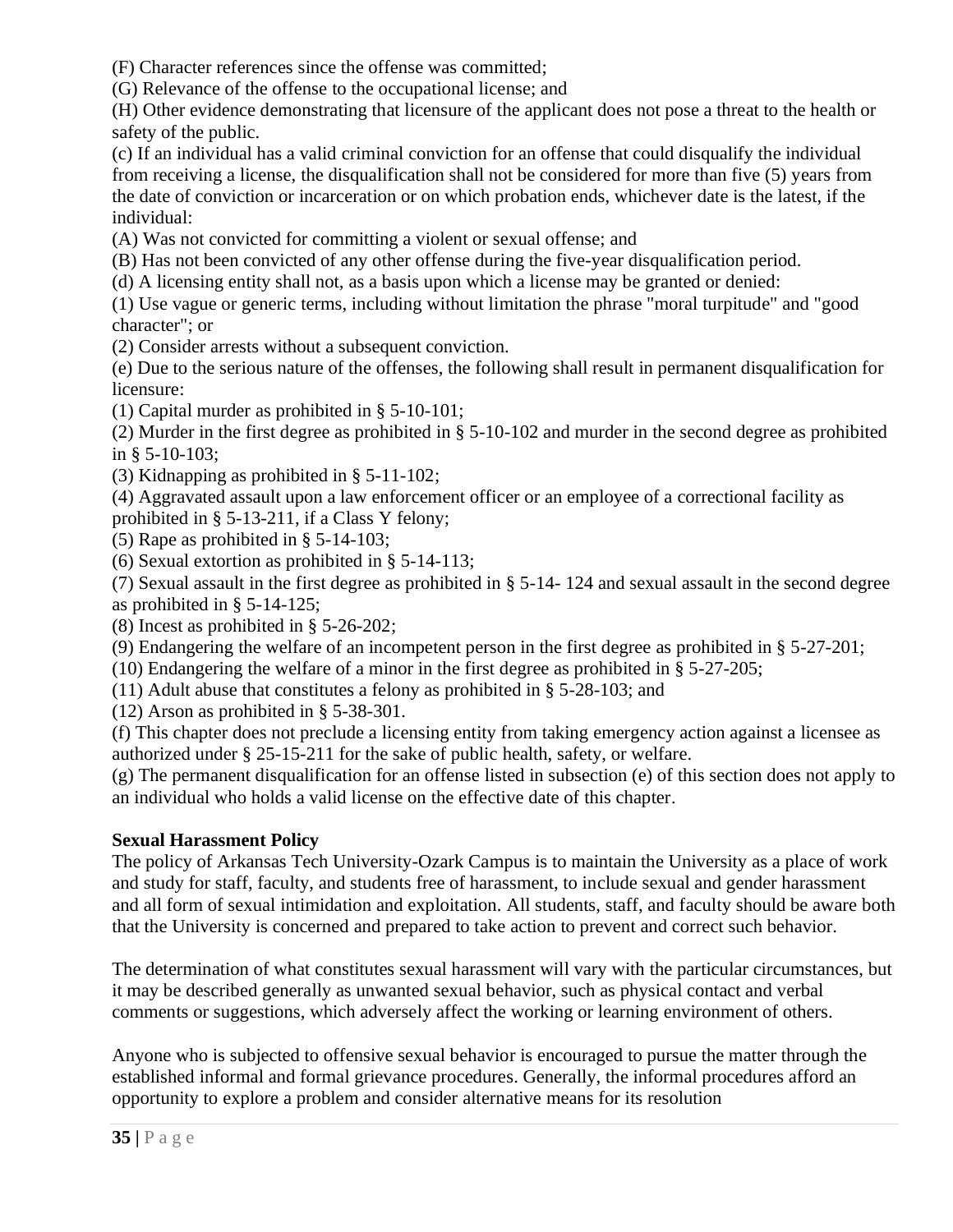(F) Character references since the offense was committed;

(G) Relevance of the offense to the occupational license; and

(H) Other evidence demonstrating that licensure of the applicant does not pose a threat to the health or safety of the public.

(c) If an individual has a valid criminal conviction for an offense that could disqualify the individual from receiving a license, the disqualification shall not be considered for more than five (5) years from the date of conviction or incarceration or on which probation ends, whichever date is the latest, if the individual:

(A) Was not convicted for committing a violent or sexual offense; and

(B) Has not been convicted of any other offense during the five-year disqualification period.

(d) A licensing entity shall not, as a basis upon which a license may be granted or denied:

(1) Use vague or generic terms, including without limitation the phrase "moral turpitude" and "good character"; or

(2) Consider arrests without a subsequent conviction.

(e) Due to the serious nature of the offenses, the following shall result in permanent disqualification for licensure:

(1) Capital murder as prohibited in § 5-10-101;

(2) Murder in the first degree as prohibited in § 5-10-102 and murder in the second degree as prohibited in § 5-10-103;

(3) Kidnapping as prohibited in § 5-11-102;

(4) Aggravated assault upon a law enforcement officer or an employee of a correctional facility as prohibited in § 5-13-211, if a Class Y felony;

(5) Rape as prohibited in § 5-14-103;

(6) Sexual extortion as prohibited in § 5-14-113;

(7) Sexual assault in the first degree as prohibited in § 5-14- 124 and sexual assault in the second degree as prohibited in § 5-14-125;

(8) Incest as prohibited in § 5-26-202;

(9) Endangering the welfare of an incompetent person in the first degree as prohibited in § 5-27-201;

(10) Endangering the welfare of a minor in the first degree as prohibited in § 5-27-205;

(11) Adult abuse that constitutes a felony as prohibited in § 5-28-103; and

(12) Arson as prohibited in § 5-38-301.

(f) This chapter does not preclude a licensing entity from taking emergency action against a licensee as authorized under § 25-15-211 for the sake of public health, safety, or welfare.

(g) The permanent disqualification for an offense listed in subsection (e) of this section does not apply to an individual who holds a valid license on the effective date of this chapter.

**Sexual Harassment Policy**

The policy of Arkansas Tech University-Ozark Campus is to maintain the University as a place of work and study for staff, faculty, and students free of harassment, to include sexual and gender harassment and all form of sexual intimidation and exploitation. All students, staff, and faculty should be aware both that the University is concerned and prepared to take action to prevent and correct such behavior.

The determination of what constitutes sexual harassment will vary with the particular circumstances, but it may be described generally as unwanted sexual behavior, such as physical contact and verbal comments or suggestions, which adversely affect the working or learning environment of others.

Anyone who is subjected to offensive sexual behavior is encouraged to pursue the matter through the established informal and formal grievance procedures. Generally, the informal procedures afford an opportunity to explore a problem and consider alternative means for its resolution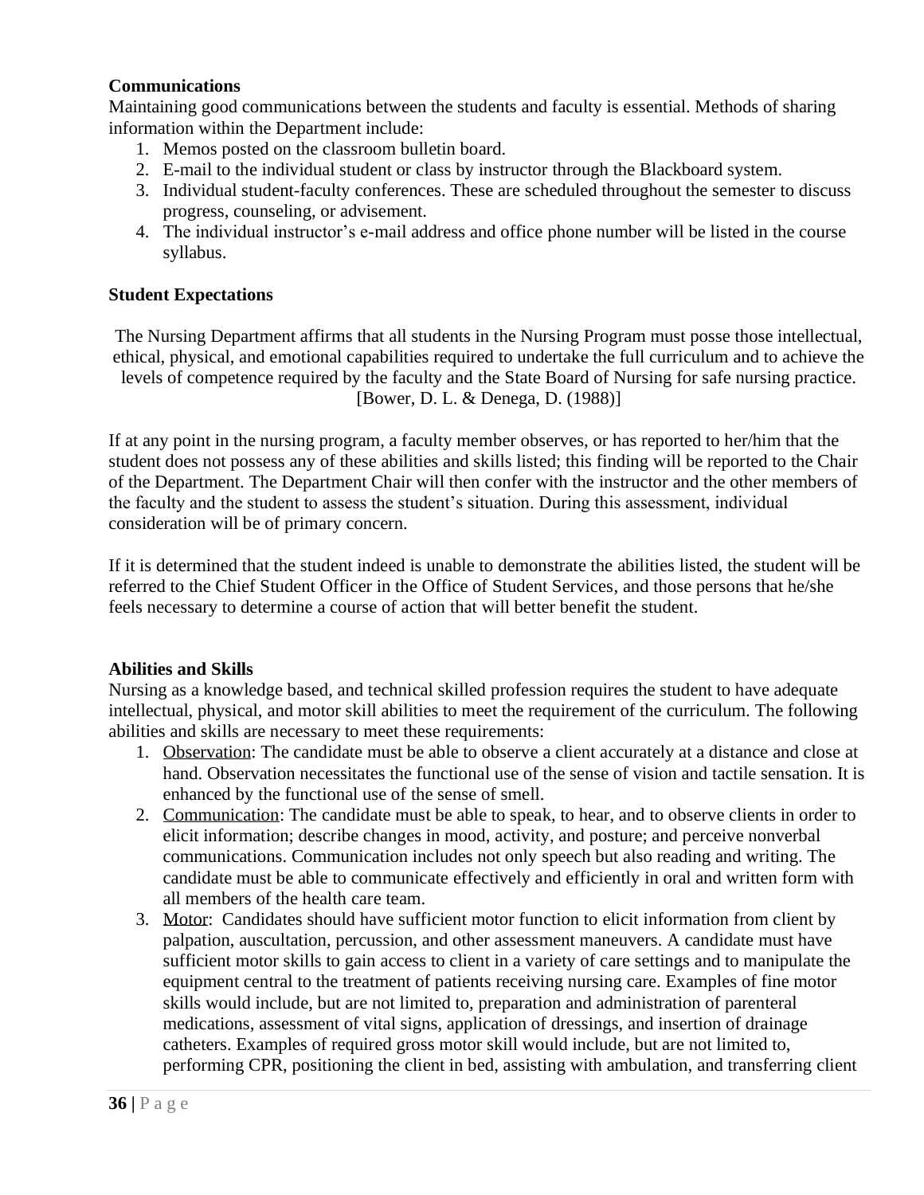**Communications**

Maintaining good communications between the students and faculty is essential. Methods of sharing information within the Department include:

1. Memos posted on the classroom bulletin board.
2. E-mail to the individual student or class by instructor through the Blackboard system.
3. Individual student-faculty conferences. These are scheduled throughout the semester to discuss progress, counseling, or advisement.
4. The individual instructor's e-mail address and office phone number will be listed in the course syllabus.

**Student Expectations**

The Nursing Department affirms that all students in the Nursing Program must posse those intellectual, ethical, physical, and emotional capabilities required to undertake the full curriculum and to achieve the levels of competence required by the faculty and the State Board of Nursing for safe nursing practice. [Bower, D. L. & Denega, D. (1988)]

If at any point in the nursing program, a faculty member observes, or has reported to her/him that the student does not possess any of these abilities and skills listed; this finding will be reported to the Chair of the Department. The Department Chair will then confer with the instructor and the other members of the faculty and the student to assess the student's situation. During this assessment, individual consideration will be of primary concern.

If it is determined that the student indeed is unable to demonstrate the abilities listed, the student will be referred to the Chief Student Officer in the Office of Student Services, and those persons that he/she feels necessary to determine a course of action that will better benefit the student.

**Abilities and Skills**

Nursing as a knowledge based, and technical skilled profession requires the student to have adequate intellectual, physical, and motor skill abilities to meet the requirement of the curriculum. The following abilities and skills are necessary to meet these requirements:

1. Observation: The candidate must be able to observe a client accurately at a distance and close at hand. Observation necessitates the functional use of the sense of vision and tactile sensation. It is enhanced by the functional use of the sense of smell.
2. Communication: The candidate must be able to speak, to hear, and to observe clients in order to elicit information; describe changes in mood, activity, and posture; and perceive nonverbal communications. Communication includes not only speech but also reading and writing. The candidate must be able to communicate effectively and efficiently in oral and written form with all members of the health care team.
3. Motor: Candidates should have sufficient motor function to elicit information from client by palpation, auscultation, percussion, and other assessment maneuvers. A candidate must have sufficient motor skills to gain access to client in a variety of care settings and to manipulate the equipment central to the treatment of patients receiving nursing care. Examples of fine motor skills would include, but are not limited to, preparation and administration of parenteral medications, assessment of vital signs, application of dressings, and insertion of drainage catheters. Examples of required gross motor skill would include, but are not limited to, performing CPR, positioning the client in bed, assisting with ambulation, and transferring client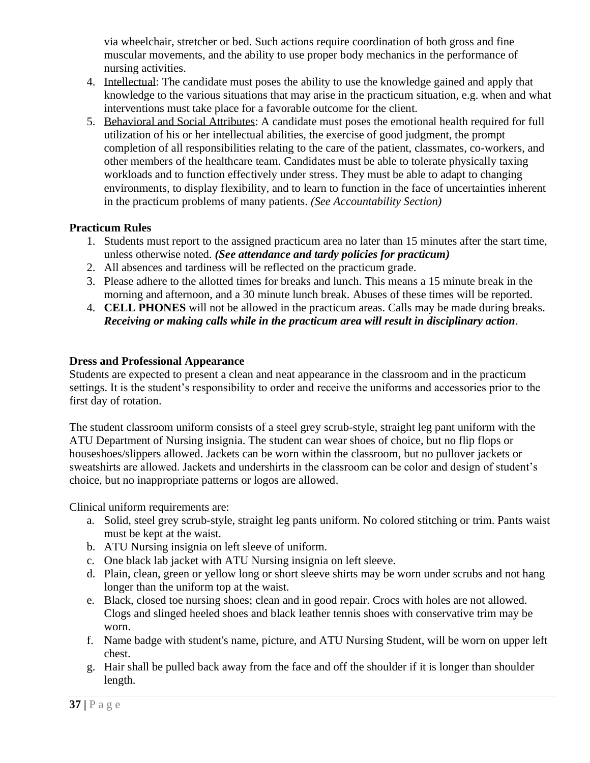via wheelchair, stretcher or bed. Such actions require coordination of both gross and fine muscular movements, and the ability to use proper body mechanics in the performance of nursing activities.

4. Intellectual: The candidate must poses the ability to use the knowledge gained and apply that knowledge to the various situations that may arise in the practicum situation, e.g. when and what interventions must take place for a favorable outcome for the client.
5. Behavioral and Social Attributes: A candidate must poses the emotional health required for full utilization of his or her intellectual abilities, the exercise of good judgment, the prompt completion of all responsibilities relating to the care of the patient, classmates, co-workers, and other members of the healthcare team. Candidates must be able to tolerate physically taxing workloads and to function effectively under stress. They must be able to adapt to changing environments, to display flexibility, and to learn to function in the face of uncertainties inherent in the practicum problems of many patients. *(See Accountability Section)*

**Practicum Rules**

1. Students must report to the assigned practicum area no later than 15 minutes after the start time, unless otherwise noted. ***(See attendance and tardy policies for practicum)***
2. All absences and tardiness will be reflected on the practicum grade.
3. Please adhere to the allotted times for breaks and lunch. This means a 15 minute break in the morning and afternoon, and a 30 minute lunch break. Abuses of these times will be reported.
4. **CELL PHONES** will not be allowed in the practicum areas. Calls may be made during breaks. ***Receiving or making calls while in the practicum area will result in disciplinary action***.

**Dress and Professional Appearance**

Students are expected to present a clean and neat appearance in the classroom and in the practicum settings. It is the student's responsibility to order and receive the uniforms and accessories prior to the first day of rotation.

The student classroom uniform consists of a steel grey scrub-style, straight leg pant uniform with the ATU Department of Nursing insignia. The student can wear shoes of choice, but no flip flops or houseshoes/slippers allowed. Jackets can be worn within the classroom, but no pullover jackets or sweatshirts are allowed. Jackets and undershirts in the classroom can be color and design of student's choice, but no inappropriate patterns or logos are allowed.

Clinical uniform requirements are:

a. Solid, steel grey scrub-style, straight leg pants uniform. No colored stitching or trim. Pants waist must be kept at the waist.
b. ATU Nursing insignia on left sleeve of uniform.
c. One black lab jacket with ATU Nursing insignia on left sleeve.
d. Plain, clean, green or yellow long or short sleeve shirts may be worn under scrubs and not hang longer than the uniform top at the waist.
e. Black, closed toe nursing shoes; clean and in good repair. Crocs with holes are not allowed. Clogs and slinged heeled shoes and black leather tennis shoes with conservative trim may be worn.
f. Name badge with student's name, picture, and ATU Nursing Student, will be worn on upper left chest.
g. Hair shall be pulled back away from the face and off the shoulder if it is longer than shoulder length.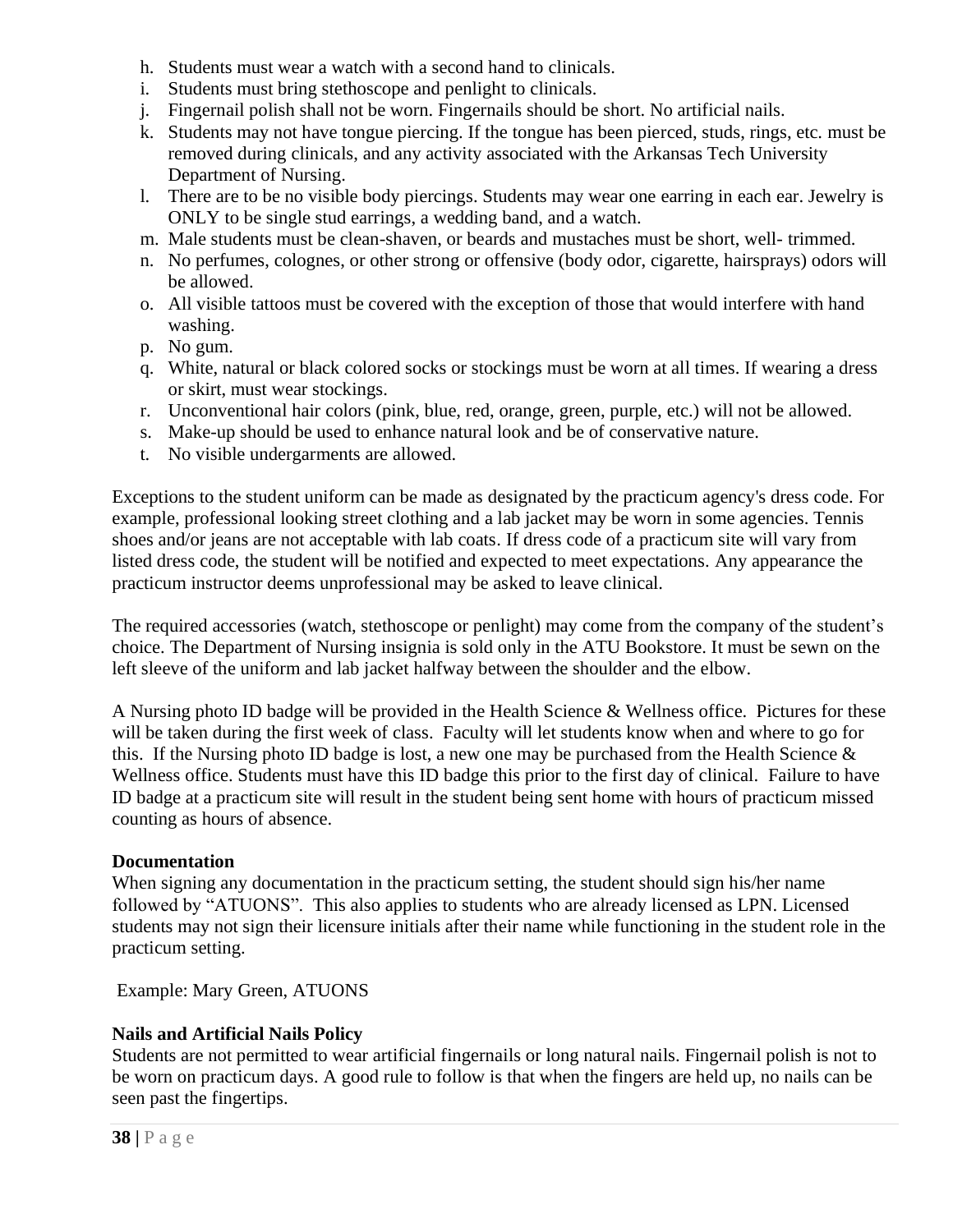h. Students must wear a watch with a second hand to clinicals.
i. Students must bring stethoscope and penlight to clinicals.
j. Fingernail polish shall not be worn. Fingernails should be short. No artificial nails.
k. Students may not have tongue piercing. If the tongue has been pierced, studs, rings, etc. must be removed during clinicals, and any activity associated with the Arkansas Tech University Department of Nursing.
l. There are to be no visible body piercings. Students may wear one earring in each ear. Jewelry is ONLY to be single stud earrings, a wedding band, and a watch.
m. Male students must be clean-shaven, or beards and mustaches must be short, well- trimmed.
n. No perfumes, colognes, or other strong or offensive (body odor, cigarette, hairsprays) odors will be allowed.
o. All visible tattoos must be covered with the exception of those that would interfere with hand washing.
p. No gum.
q. White, natural or black colored socks or stockings must be worn at all times. If wearing a dress or skirt, must wear stockings.
r. Unconventional hair colors (pink, blue, red, orange, green, purple, etc.) will not be allowed.
s. Make-up should be used to enhance natural look and be of conservative nature.
t. No visible undergarments are allowed.

Exceptions to the student uniform can be made as designated by the practicum agency's dress code. For example, professional looking street clothing and a lab jacket may be worn in some agencies. Tennis shoes and/or jeans are not acceptable with lab coats. If dress code of a practicum site will vary from listed dress code, the student will be notified and expected to meet expectations. Any appearance the practicum instructor deems unprofessional may be asked to leave clinical.

The required accessories (watch, stethoscope or penlight) may come from the company of the student's choice. The Department of Nursing insignia is sold only in the ATU Bookstore. It must be sewn on the left sleeve of the uniform and lab jacket halfway between the shoulder and the elbow.

A Nursing photo ID badge will be provided in the Health Science & Wellness office. Pictures for these will be taken during the first week of class. Faculty will let students know when and where to go for this. If the Nursing photo ID badge is lost, a new one may be purchased from the Health Science & Wellness office. Students must have this ID badge this prior to the first day of clinical. Failure to have ID badge at a practicum site will result in the student being sent home with hours of practicum missed counting as hours of absence.

**Documentation**

When signing any documentation in the practicum setting, the student should sign his/her name followed by "ATUONS". This also applies to students who are already licensed as LPN. Licensed students may not sign their licensure initials after their name while functioning in the student role in the practicum setting.

Example: Mary Green, ATUONS

**Nails and Artificial Nails Policy**

Students are not permitted to wear artificial fingernails or long natural nails. Fingernail polish is not to be worn on practicum days. A good rule to follow is that when the fingers are held up, no nails can be seen past the fingertips.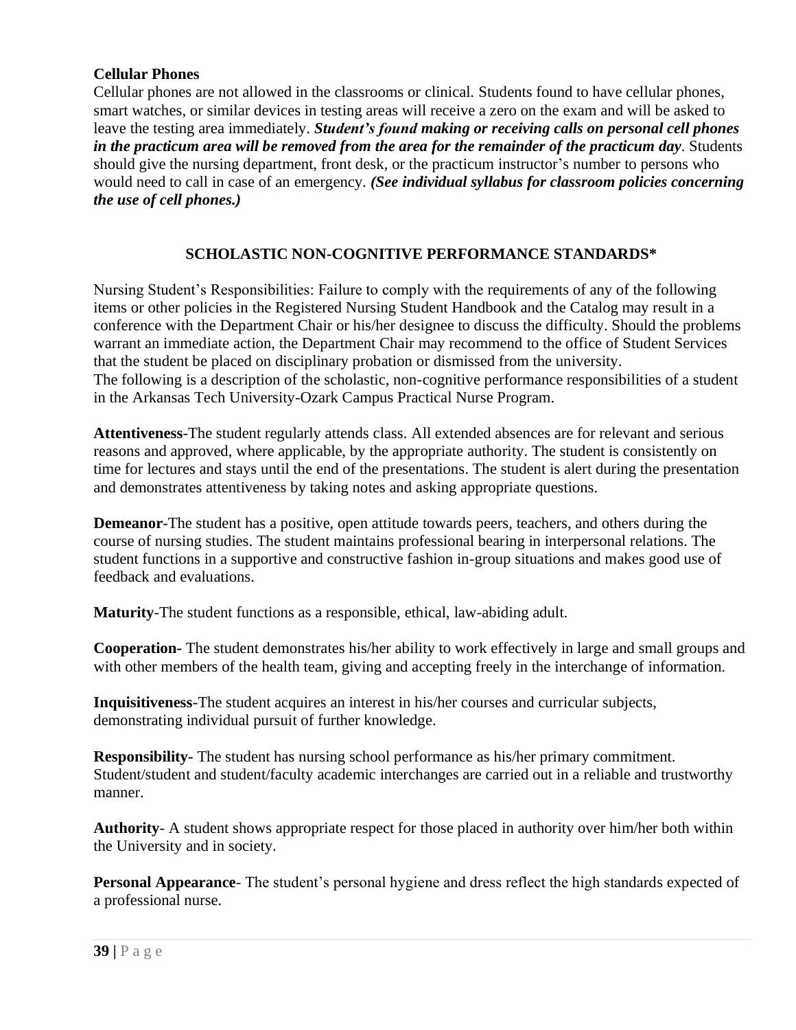**Cellular Phones**

Cellular phones are not allowed in the classrooms or clinical. Students found to have cellular phones, smart watches, or similar devices in testing areas will receive a zero on the exam and will be asked to leave the testing area immediately. ***Student's found making or receiving calls on personal cell phones in the practicum area will be removed from the area for the remainder of the practicum day***. Students should give the nursing department, front desk, or the practicum instructor's number to persons who would need to call in case of an emergency. ***(See individual syllabus for classroom policies concerning the use of cell phones.)***

## SCHOLASTIC NON-COGNITIVE PERFORMANCE STANDARDS*

Nursing Student's Responsibilities: Failure to comply with the requirements of any of the following items or other policies in the Registered Nursing Student Handbook and the Catalog may result in a conference with the Department Chair or his/her designee to discuss the difficulty. Should the problems warrant an immediate action, the Department Chair may recommend to the office of Student Services that the student be placed on disciplinary probation or dismissed from the university.
The following is a description of the scholastic, non-cognitive performance responsibilities of a student in the Arkansas Tech University-Ozark Campus Practical Nurse Program.

**Attentiveness**-The student regularly attends class. All extended absences are for relevant and serious reasons and approved, where applicable, by the appropriate authority. The student is consistently on time for lectures and stays until the end of the presentations. The student is alert during the presentation and demonstrates attentiveness by taking notes and asking appropriate questions.

**Demeanor**-The student has a positive, open attitude towards peers, teachers, and others during the course of nursing studies. The student maintains professional bearing in interpersonal relations. The student functions in a supportive and constructive fashion in-group situations and makes good use of feedback and evaluations.

**Maturity**-The student functions as a responsible, ethical, law-abiding adult.

**Cooperation**- The student demonstrates his/her ability to work effectively in large and small groups and with other members of the health team, giving and accepting freely in the interchange of information.

**Inquisitiveness**-The student acquires an interest in his/her courses and curricular subjects, demonstrating individual pursuit of further knowledge.

**Responsibility**- The student has nursing school performance as his/her primary commitment. Student/student and student/faculty academic interchanges are carried out in a reliable and trustworthy manner.

**Authority**- A student shows appropriate respect for those placed in authority over him/her both within the University and in society.

**Personal Appearance**- The student's personal hygiene and dress reflect the high standards expected of a professional nurse.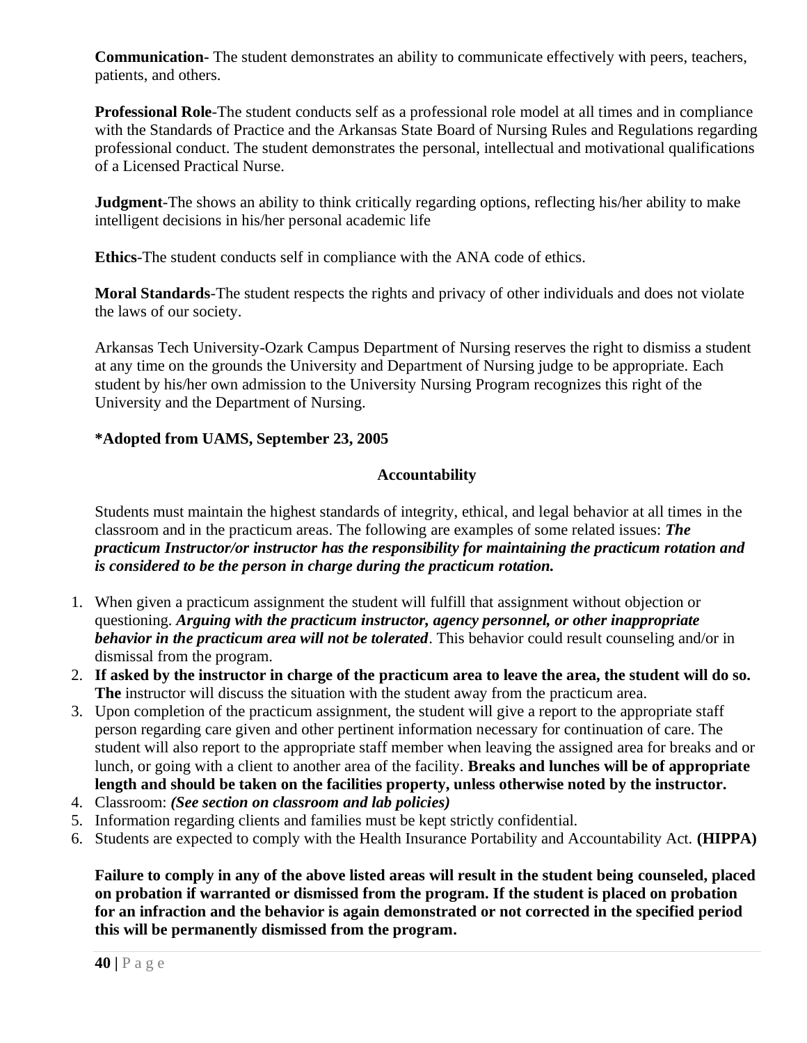**Communication-** The student demonstrates an ability to communicate effectively with peers, teachers, patients, and others.

**Professional Role**-The student conducts self as a professional role model at all times and in compliance with the Standards of Practice and the Arkansas State Board of Nursing Rules and Regulations regarding professional conduct. The student demonstrates the personal, intellectual and motivational qualifications of a Licensed Practical Nurse.

**Judgment**-The shows an ability to think critically regarding options, reflecting his/her ability to make intelligent decisions in his/her personal academic life

**Ethics**-The student conducts self in compliance with the ANA code of ethics.

**Moral Standards**-The student respects the rights and privacy of other individuals and does not violate the laws of our society.

Arkansas Tech University-Ozark Campus Department of Nursing reserves the right to dismiss a student at any time on the grounds the University and Department of Nursing judge to be appropriate. Each student by his/her own admission to the University Nursing Program recognizes this right of the University and the Department of Nursing.

**\*Adopted from UAMS, September 23, 2005**

## Accountability

Students must maintain the highest standards of integrity, ethical, and legal behavior at all times in the classroom and in the practicum areas. The following are examples of some related issues: ***The practicum Instructor/or instructor has the responsibility for maintaining the practicum rotation and is considered to be the person in charge during the practicum rotation.***

1. When given a practicum assignment the student will fulfill that assignment without objection or questioning. ***Arguing with the practicum instructor, agency personnel, or other inappropriate behavior in the practicum area will not be tolerated***. This behavior could result counseling and/or in dismissal from the program.
2. **If asked by the instructor in charge of the practicum area to leave the area, the student will do so. The** instructor will discuss the situation with the student away from the practicum area.
3. Upon completion of the practicum assignment, the student will give a report to the appropriate staff person regarding care given and other pertinent information necessary for continuation of care. The student will also report to the appropriate staff member when leaving the assigned area for breaks and or lunch, or going with a client to another area of the facility. **Breaks and lunches will be of appropriate length and should be taken on the facilities property, unless otherwise noted by the instructor.**
4. Classroom: ***(See section on classroom and lab policies)***
5. Information regarding clients and families must be kept strictly confidential.
6. Students are expected to comply with the Health Insurance Portability and Accountability Act. **(HIPPA)**

**Failure to comply in any of the above listed areas will result in the student being counseled, placed on probation if warranted or dismissed from the program. If the student is placed on probation for an infraction and the behavior is again demonstrated or not corrected in the specified period this will be permanently dismissed from the program.**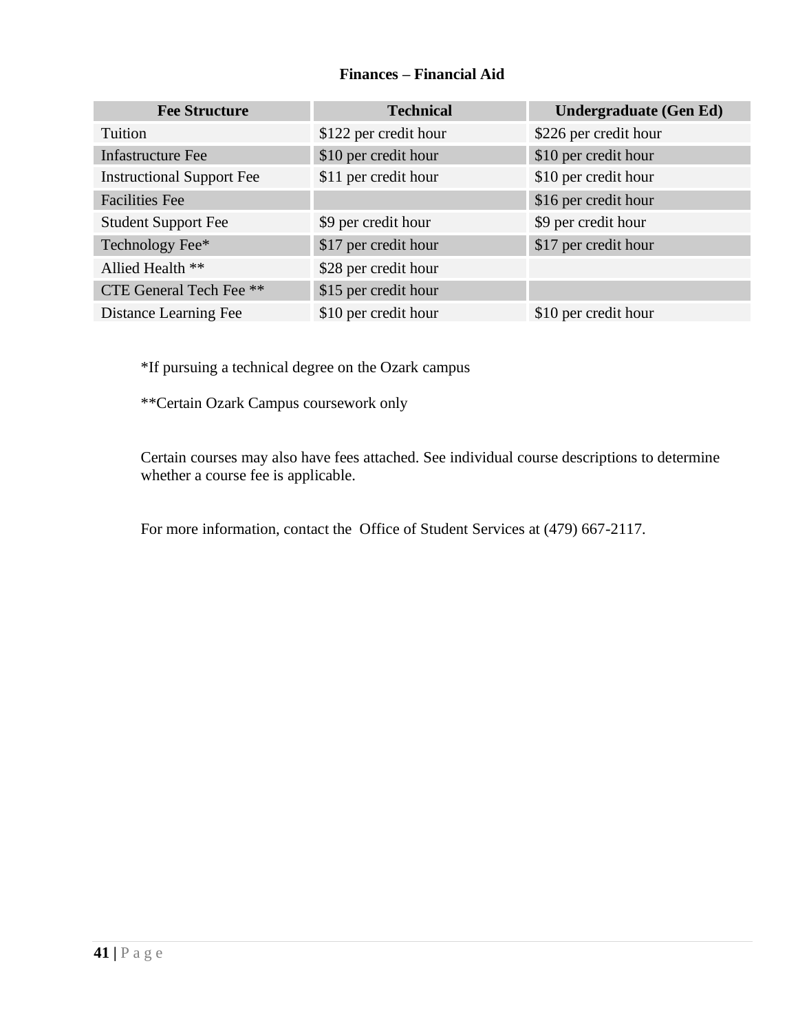**Finances – Financial Aid**

| Fee Structure | Technical | Undergraduate (Gen Ed) |
|---|---|---|
| Tuition | $122 per credit hour | $226 per credit hour |
| Infastructure Fee | $10 per credit hour | $10 per credit hour |
| Instructional Support Fee | $11 per credit hour | $10 per credit hour |
| Facilities Fee | | $16 per credit hour |
| Student Support Fee | $9 per credit hour | $9 per credit hour |
| Technology Fee* | $17 per credit hour | $17 per credit hour |
| Allied Health ** | $28 per credit hour | |
| CTE General Tech Fee ** | $15 per credit hour | |
| Distance Learning Fee | $10 per credit hour | $10 per credit hour |

*If pursuing a technical degree on the Ozark campus

**Certain Ozark Campus coursework only

Certain courses may also have fees attached. See individual course descriptions to determine whether a course fee is applicable.

For more information, contact the Office of Student Services at (479) 667-2117.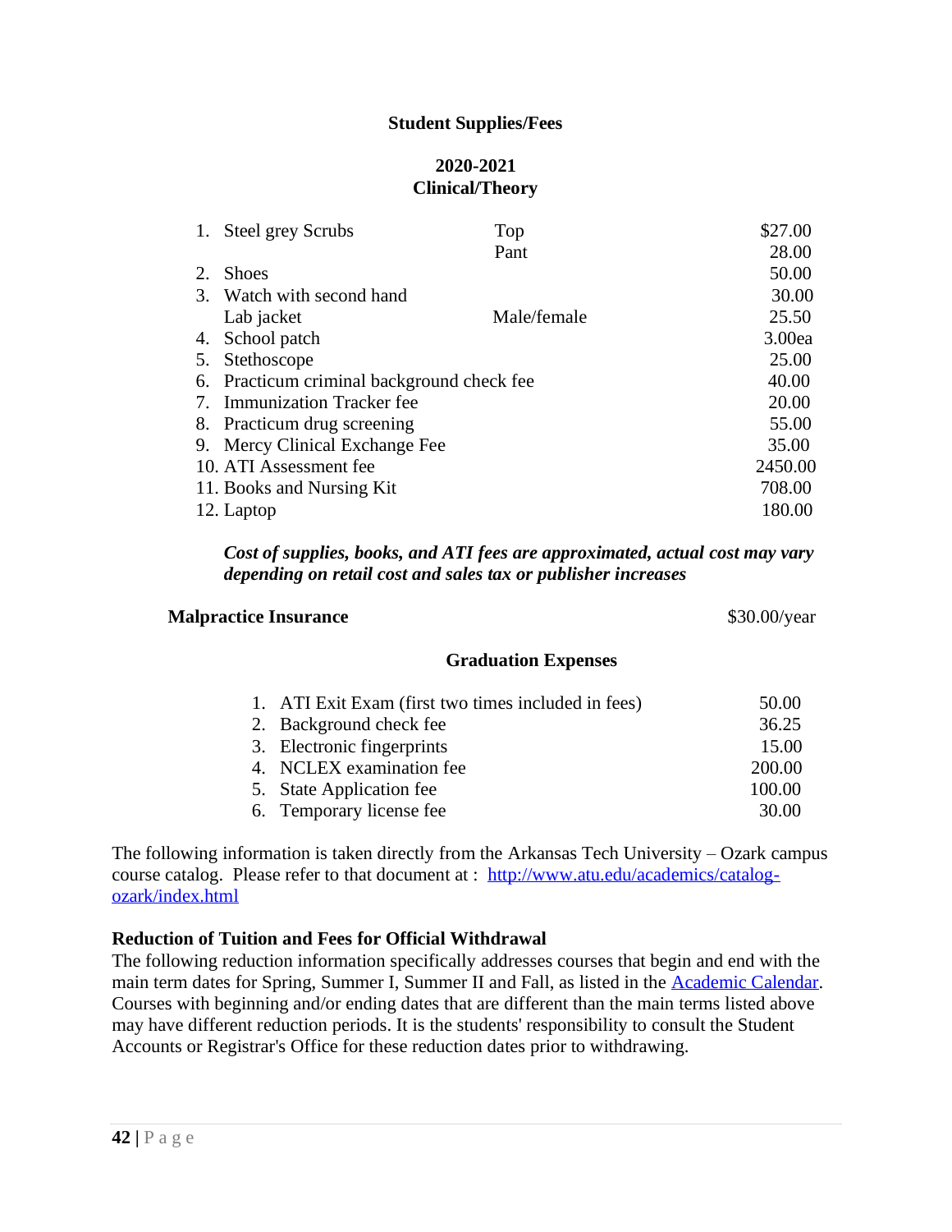**Student Supplies/Fees**

**2020-2021**
**Clinical/Theory**

| | | | |
|---|---|---|---|
| 1. | Steel grey Scrubs | Top | $27.00 |
| | | Pant | 28.00 |
| 2. | Shoes | | 50.00 |
| 3. | Watch with second hand | | 30.00 |
| | Lab jacket | Male/female | 25.50 |
| 4. | School patch | | 3.00ea |
| 5. | Stethoscope | | 25.00 |
| 6. | Practicum criminal background check fee | | 40.00 |
| 7. | Immunization Tracker fee | | 20.00 |
| 8. | Practicum drug screening | | 55.00 |
| 9. | Mercy Clinical Exchange Fee | | 35.00 |
| 10. | ATI Assessment fee | | 2450.00 |
| 11. | Books and Nursing Kit | | 708.00 |
| 12. | Laptop | | 180.00 |

***Cost of supplies, books, and ATI fees are approximated, actual cost may vary depending on retail cost and sales tax or publisher increases***

**Malpractice Insurance** $30.00/year

**Graduation Expenses**

| | | |
|---|---|---|
| 1. | ATI Exit Exam (first two times included in fees) | 50.00 |
| 2. | Background check fee | 36.25 |
| 3. | Electronic fingerprints | 15.00 |
| 4. | NCLEX examination fee | 200.00 |
| 5. | State Application fee | 100.00 |
| 6. | Temporary license fee | 30.00 |

The following information is taken directly from the Arkansas Tech University – Ozark campus course catalog. Please refer to that document at : [http://www.atu.edu/academics/catalog-ozark/index.html](http://www.atu.edu/academics/catalog-ozark/index.html)

**Reduction of Tuition and Fees for Official Withdrawal**

The following reduction information specifically addresses courses that begin and end with the main term dates for Spring, Summer I, Summer II and Fall, as listed in the Academic Calendar. Courses with beginning and/or ending dates that are different than the main terms listed above may have different reduction periods. It is the students' responsibility to consult the Student Accounts or Registrar's Office for these reduction dates prior to withdrawing.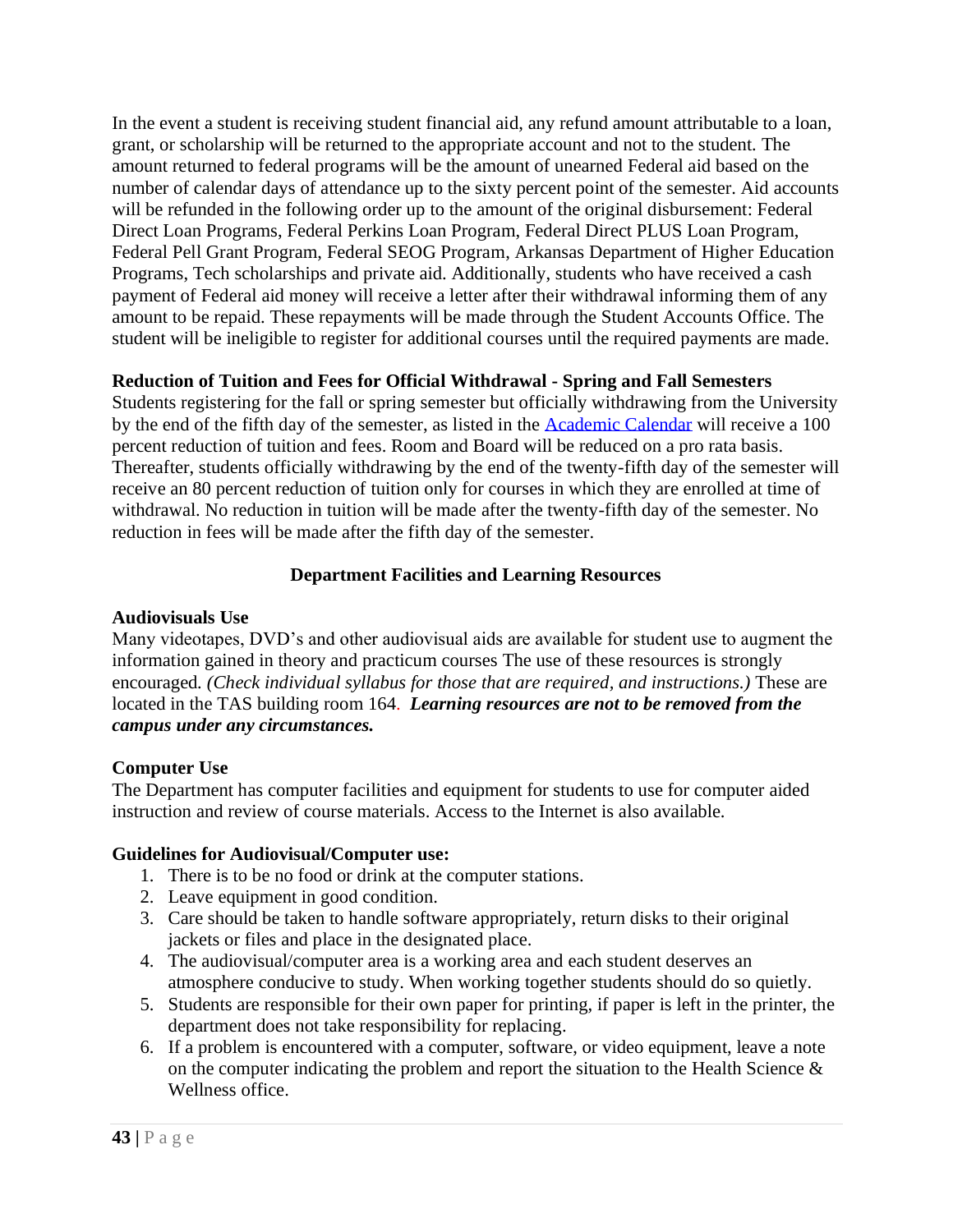In the event a student is receiving student financial aid, any refund amount attributable to a loan, grant, or scholarship will be returned to the appropriate account and not to the student. The amount returned to federal programs will be the amount of unearned Federal aid based on the number of calendar days of attendance up to the sixty percent point of the semester. Aid accounts will be refunded in the following order up to the amount of the original disbursement: Federal Direct Loan Programs, Federal Perkins Loan Program, Federal Direct PLUS Loan Program, Federal Pell Grant Program, Federal SEOG Program, Arkansas Department of Higher Education Programs, Tech scholarships and private aid. Additionally, students who have received a cash payment of Federal aid money will receive a letter after their withdrawal informing them of any amount to be repaid. These repayments will be made through the Student Accounts Office. The student will be ineligible to register for additional courses until the required payments are made.

**Reduction of Tuition and Fees for Official Withdrawal - Spring and Fall Semesters**

Students registering for the fall or spring semester but officially withdrawing from the University by the end of the fifth day of the semester, as listed in the Academic Calendar will receive a 100 percent reduction of tuition and fees. Room and Board will be reduced on a pro rata basis. Thereafter, students officially withdrawing by the end of the twenty-fifth day of the semester will receive an 80 percent reduction of tuition only for courses in which they are enrolled at time of withdrawal. No reduction in tuition will be made after the twenty-fifth day of the semester. No reduction in fees will be made after the fifth day of the semester.

## Department Facilities and Learning Resources

**Audiovisuals Use**

Many videotapes, DVD's and other audiovisual aids are available for student use to augment the information gained in theory and practicum courses The use of these resources is strongly encouraged. *(Check individual syllabus for those that are required, and instructions.)* These are located in the TAS building room 164. ***Learning resources are not to be removed from the campus under any circumstances.***

**Computer Use**

The Department has computer facilities and equipment for students to use for computer aided instruction and review of course materials. Access to the Internet is also available.

**Guidelines for Audiovisual/Computer use:**

1. There is to be no food or drink at the computer stations.
2. Leave equipment in good condition.
3. Care should be taken to handle software appropriately, return disks to their original jackets or files and place in the designated place.
4. The audiovisual/computer area is a working area and each student deserves an atmosphere conducive to study. When working together students should do so quietly.
5. Students are responsible for their own paper for printing, if paper is left in the printer, the department does not take responsibility for replacing.
6. If a problem is encountered with a computer, software, or video equipment, leave a note on the computer indicating the problem and report the situation to the Health Science & Wellness office.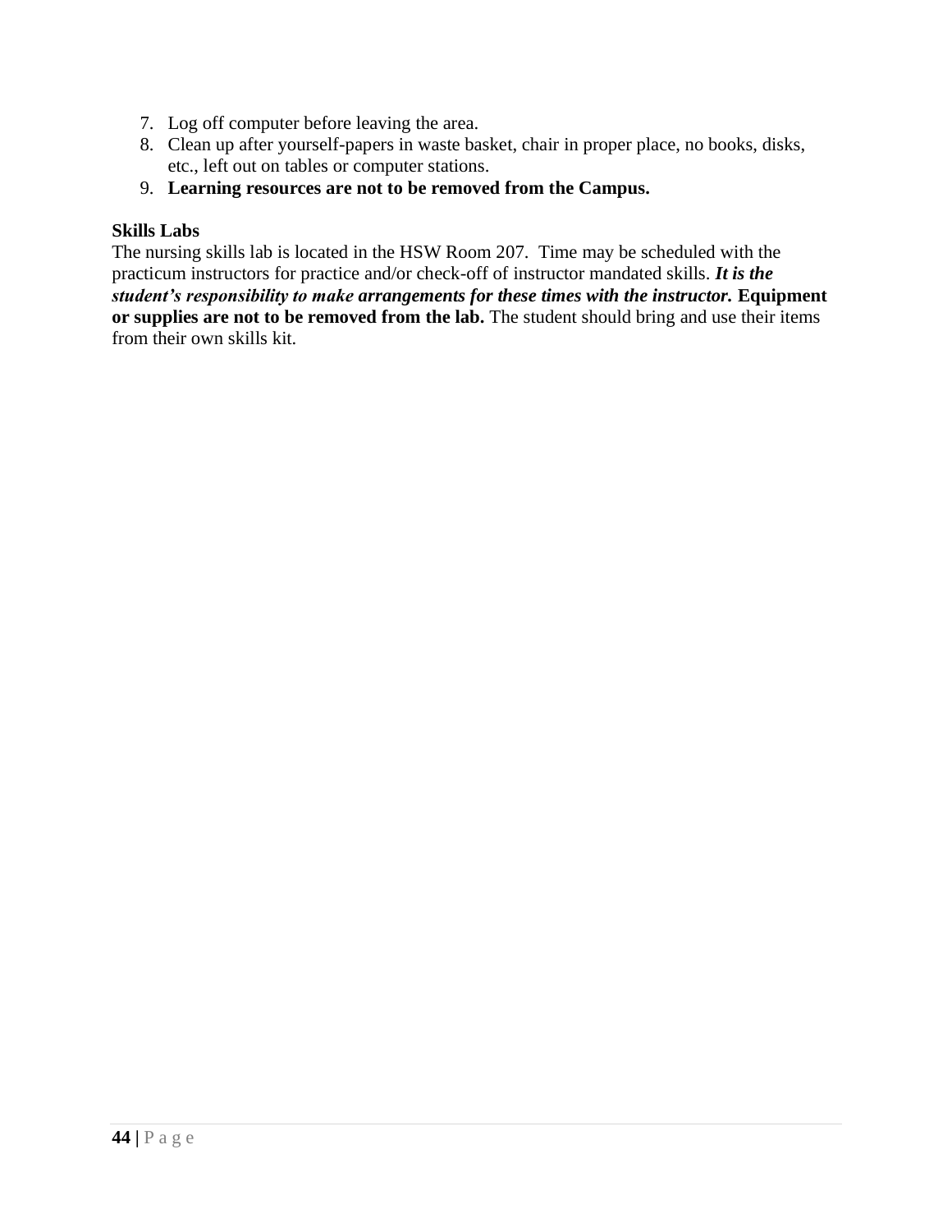7. Log off computer before leaving the area.
8. Clean up after yourself-papers in waste basket, chair in proper place, no books, disks, etc., left out on tables or computer stations.
9. **Learning resources are not to be removed from the Campus.**

**Skills Labs**

The nursing skills lab is located in the HSW Room 207. Time may be scheduled with the practicum instructors for practice and/or check-off of instructor mandated skills. ***It is the student's responsibility to make arrangements for these times with the instructor.*** **Equipment or supplies are not to be removed from the lab.** The student should bring and use their items from their own skills kit.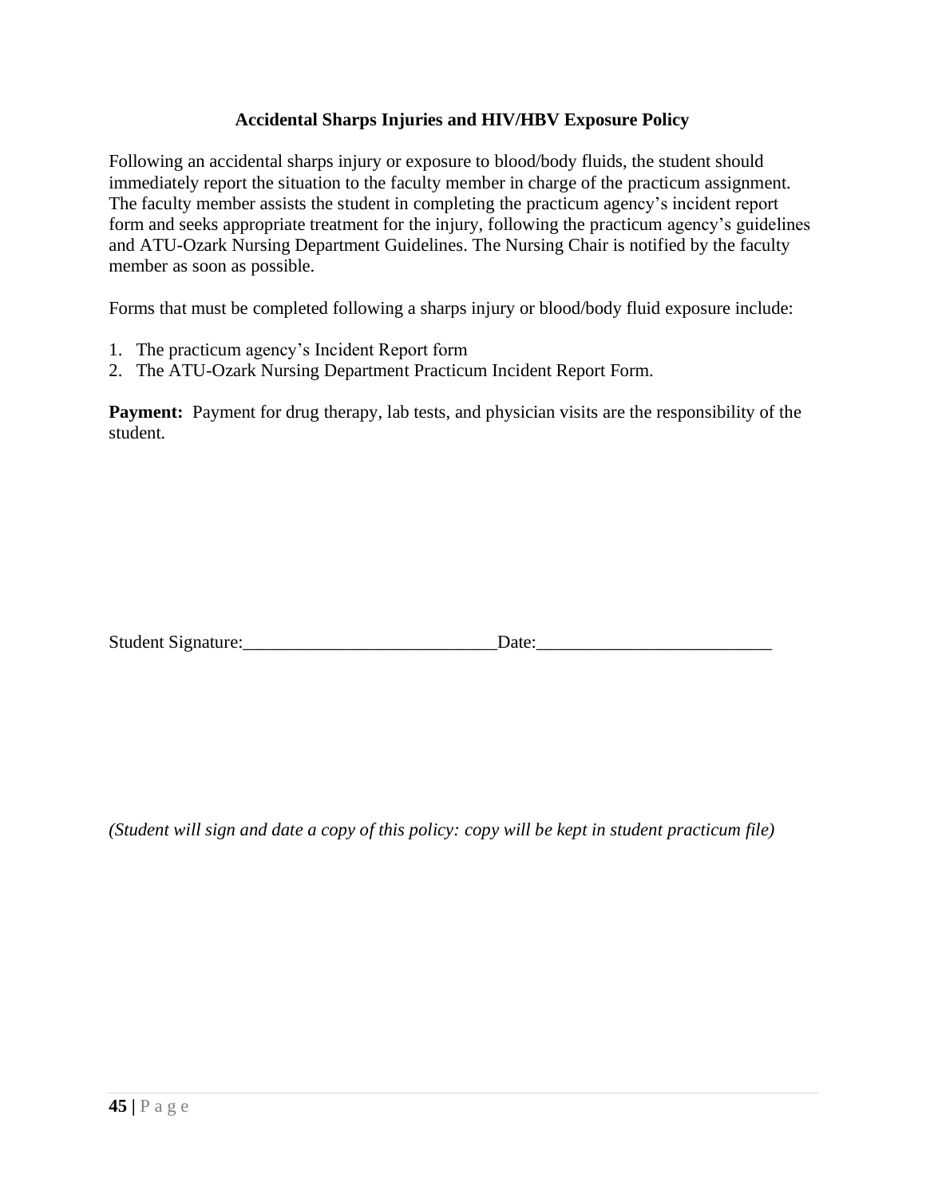**Accidental Sharps Injuries and HIV/HBV Exposure Policy**

Following an accidental sharps injury or exposure to blood/body fluids, the student should immediately report the situation to the faculty member in charge of the practicum assignment. The faculty member assists the student in completing the practicum agency's incident report form and seeks appropriate treatment for the injury, following the practicum agency's guidelines and ATU-Ozark Nursing Department Guidelines. The Nursing Chair is notified by the faculty member as soon as possible.

Forms that must be completed following a sharps injury or blood/body fluid exposure include:

1. The practicum agency's Incident Report form
2. The ATU-Ozark Nursing Department Practicum Incident Report Form.

**Payment:** Payment for drug therapy, lab tests, and physician visits are the responsibility of the student.

Student Signature:____________________________Date:__________________________

*(Student will sign and date a copy of this policy: copy will be kept in student practicum file)*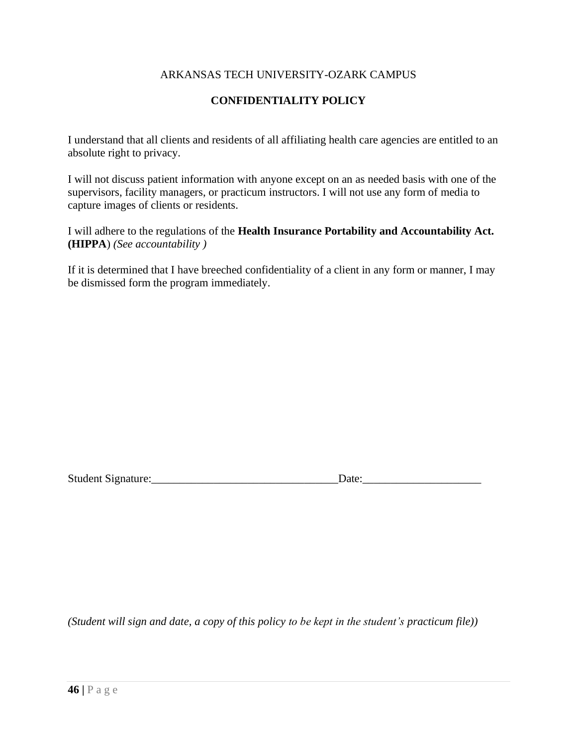ARKANSAS TECH UNIVERSITY-OZARK CAMPUS

## CONFIDENTIALITY POLICY

I understand that all clients and residents of all affiliating health care agencies are entitled to an absolute right to privacy.

I will not discuss patient information with anyone except on an as needed basis with one of the supervisors, facility managers, or practicum instructors. I will not use any form of media to capture images of clients or residents.

I will adhere to the regulations of the **Health Insurance Portability and Accountability Act. (HIPPA**) *(See accountability )*

If it is determined that I have breeched confidentiality of a client in any form or manner, I may be dismissed form the program immediately.

Student Signature:________________________________Date:____________________

*(Student will sign and date, a copy of this policy to be kept in the student's practicum file))*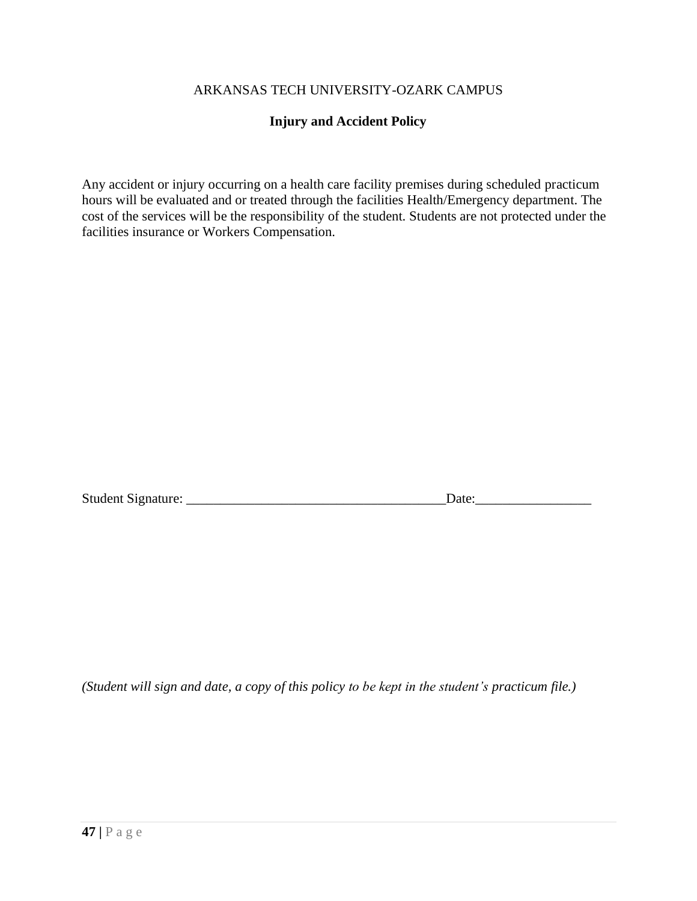ARKANSAS TECH UNIVERSITY-OZARK CAMPUS

## Injury and Accident Policy

Any accident or injury occurring on a health care facility premises during scheduled practicum hours will be evaluated and or treated through the facilities Health/Emergency department. The cost of the services will be the responsibility of the student. Students are not protected under the facilities insurance or Workers Compensation.

Student Signature: ______________________________________Date:_________________

*(Student will sign and date, a copy of this policy to be kept in the student's practicum file.)*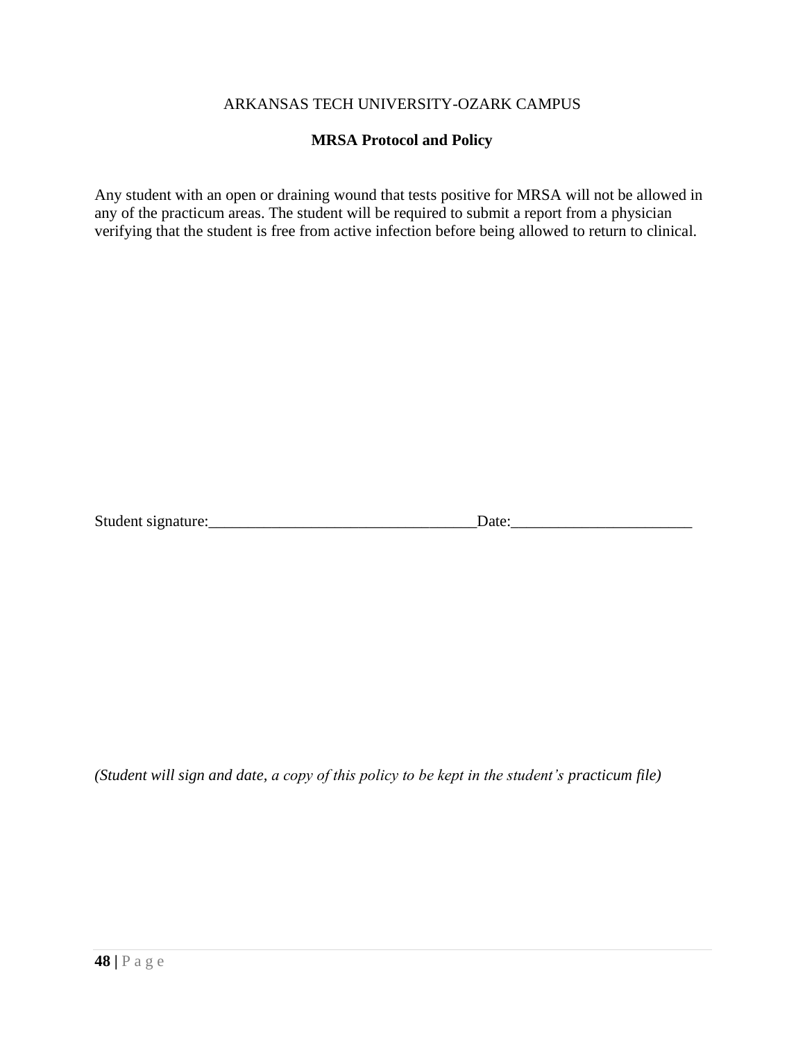ARKANSAS TECH UNIVERSITY-OZARK CAMPUS

## MRSA Protocol and Policy

Any student with an open or draining wound that tests positive for MRSA will not be allowed in any of the practicum areas. The student will be required to submit a report from a physician verifying that the student is free from active infection before being allowed to return to clinical.

Student signature:_________________________________Date:______________________

*(Student will sign and date, a copy of this policy to be kept in the student's practicum file)*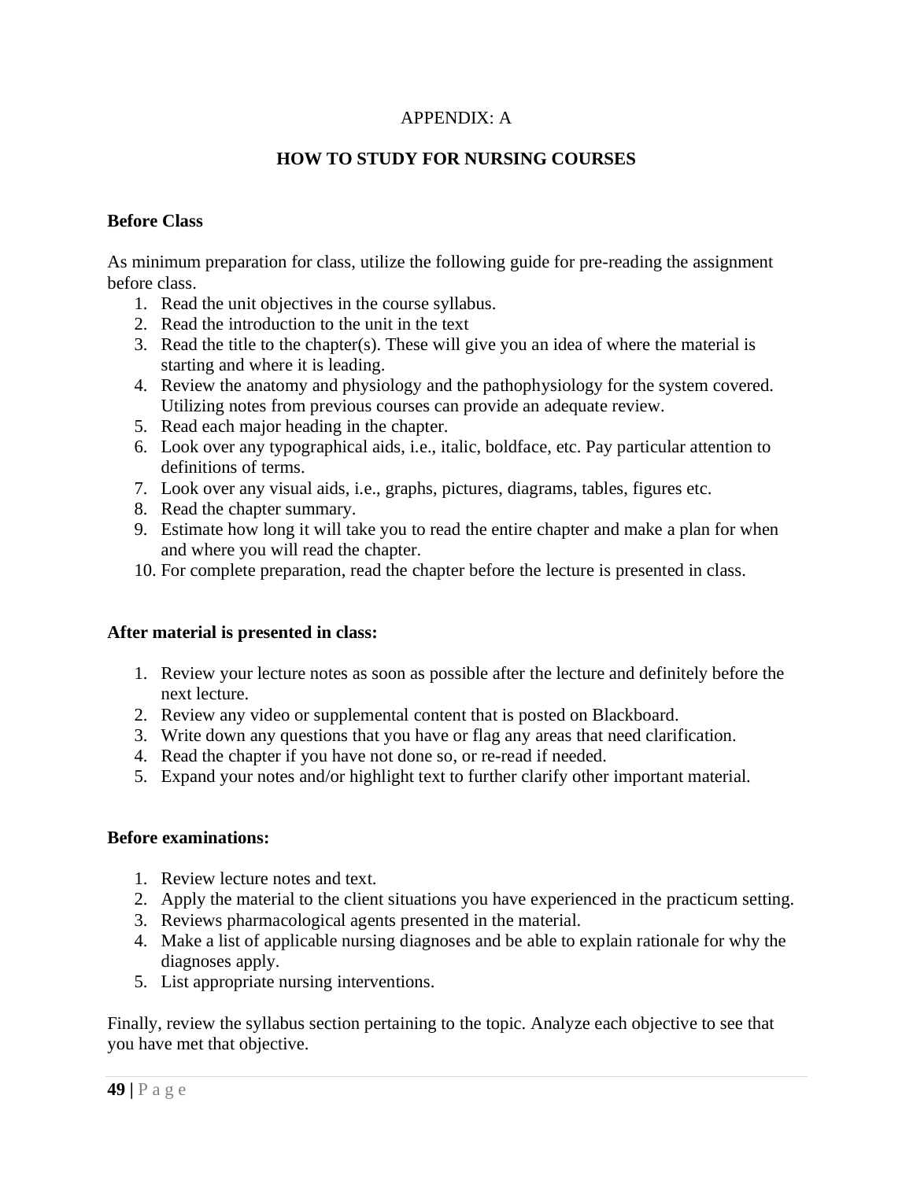APPENDIX: A

# HOW TO STUDY FOR NURSING COURSES

**Before Class**

As minimum preparation for class, utilize the following guide for pre-reading the assignment before class.

1. Read the unit objectives in the course syllabus.
2. Read the introduction to the unit in the text
3. Read the title to the chapter(s). These will give you an idea of where the material is starting and where it is leading.
4. Review the anatomy and physiology and the pathophysiology for the system covered. Utilizing notes from previous courses can provide an adequate review.
5. Read each major heading in the chapter.
6. Look over any typographical aids, i.e., italic, boldface, etc. Pay particular attention to definitions of terms.
7. Look over any visual aids, i.e., graphs, pictures, diagrams, tables, figures etc.
8. Read the chapter summary.
9. Estimate how long it will take you to read the entire chapter and make a plan for when and where you will read the chapter.
10. For complete preparation, read the chapter before the lecture is presented in class.

**After material is presented in class:**

1. Review your lecture notes as soon as possible after the lecture and definitely before the next lecture.
2. Review any video or supplemental content that is posted on Blackboard.
3. Write down any questions that you have or flag any areas that need clarification.
4. Read the chapter if you have not done so, or re-read if needed.
5. Expand your notes and/or highlight text to further clarify other important material.

**Before examinations:**

1. Review lecture notes and text.
2. Apply the material to the client situations you have experienced in the practicum setting.
3. Reviews pharmacological agents presented in the material.
4. Make a list of applicable nursing diagnoses and be able to explain rationale for why the diagnoses apply.
5. List appropriate nursing interventions.

Finally, review the syllabus section pertaining to the topic. Analyze each objective to see that you have met that objective.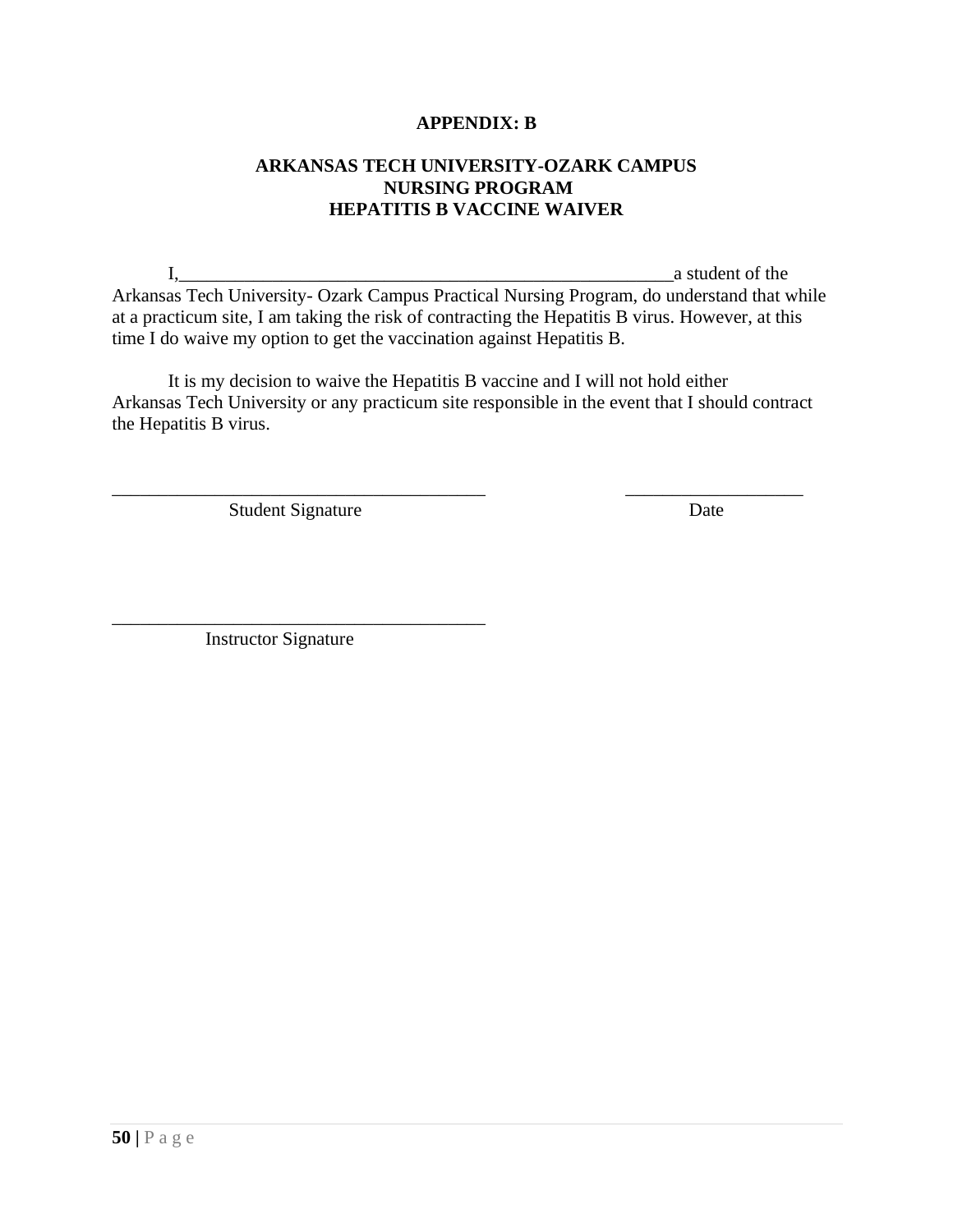**APPENDIX: B**

**ARKANSAS TECH UNIVERSITY-OZARK CAMPUS**
**NURSING PROGRAM**
**HEPATITIS B VACCINE WAIVER**

I,_______________________________________________________a student of the Arkansas Tech University- Ozark Campus Practical Nursing Program, do understand that while at a practicum site, I am taking the risk of contracting the Hepatitis B virus. However, at this time I do waive my option to get the vaccination against Hepatitis B.

It is my decision to waive the Hepatitis B vaccine and I will not hold either Arkansas Tech University or any practicum site responsible in the event that I should contract the Hepatitis B virus.

_________________________________________ ___________________

Student Signature Date

_________________________________________

Instructor Signature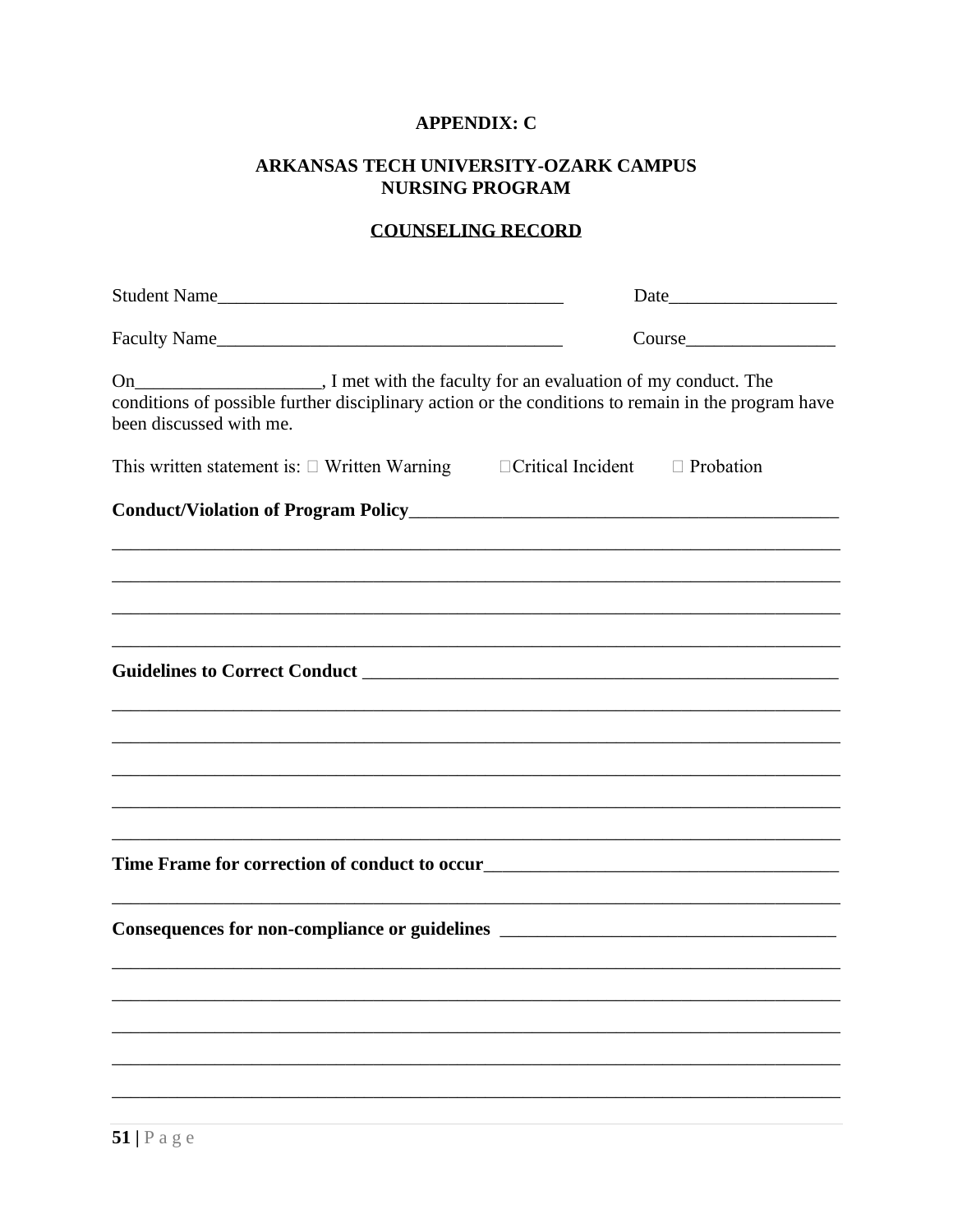**APPENDIX: C**

**ARKANSAS TECH UNIVERSITY-OZARK CAMPUS**
**NURSING PROGRAM**

**COUNSELING RECORD**

Student Name_____________________________________ Date__________________

Faculty Name_____________________________________ Course________________

On____________________, I met with the faculty for an evaluation of my conduct. The conditions of possible further disciplinary action or the conditions to remain in the program have been discussed with me.

This written statement is: ☐ Written Warning ☐ Critical Incident ☐ Probation

**Conduct/Violation of Program Policy**_______________________________________________

________________________________________________________________________________

________________________________________________________________________________

________________________________________________________________________________

________________________________________________________________________________

**Guidelines to Correct Conduct** _____________________________________________________

________________________________________________________________________________

________________________________________________________________________________

________________________________________________________________________________

________________________________________________________________________________

________________________________________________________________________________

**Time Frame for correction of conduct to occur**______________________________________

________________________________________________________________________________

**Consequences for non-compliance or guidelines** ____________________________________

________________________________________________________________________________

________________________________________________________________________________

________________________________________________________________________________

________________________________________________________________________________

________________________________________________________________________________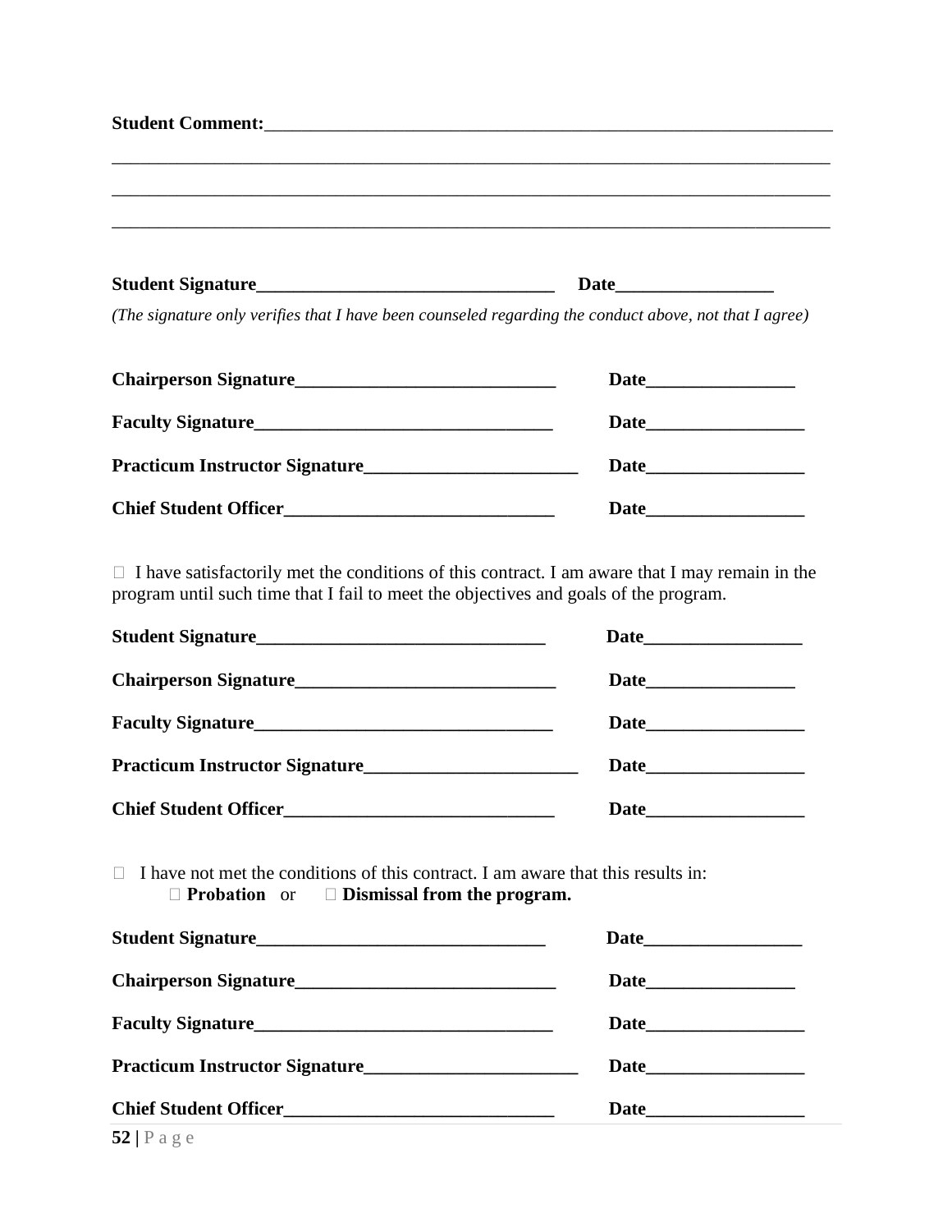**Student Comment:**________________________________________________________________

__________________________________________________________________________________

__________________________________________________________________________________

__________________________________________________________________________________

**Student Signature**________________________________ **Date**_________________

*(The signature only verifies that I have been counseled regarding the conduct above, not that I agree)*

**Chairperson Signature**____________________________ **Date**________________

**Faculty Signature**________________________________ **Date**_________________

**Practicum Instructor Signature**_______________________ **Date**_________________

**Chief Student Officer**_____________________________ **Date**_________________

☐ I have satisfactorily met the conditions of this contract. I am aware that I may remain in the program until such time that I fail to meet the objectives and goals of the program.

**Student Signature**_______________________________ **Date**_________________

**Chairperson Signature**____________________________ **Date**________________

**Faculty Signature**________________________________ **Date**_________________

**Practicum Instructor Signature**_______________________ **Date**_________________

**Chief Student Officer**_____________________________ **Date**_________________

☐ I have not met the conditions of this contract. I am aware that this results in:
☐ **Probation** or ☐ **Dismissal from the program.**

**Student Signature**_______________________________ **Date**_________________

**Chairperson Signature**____________________________ **Date**________________

**Faculty Signature**________________________________ **Date**_________________

**Practicum Instructor Signature**_______________________ **Date**_________________

**Chief Student Officer**_____________________________ **Date**_________________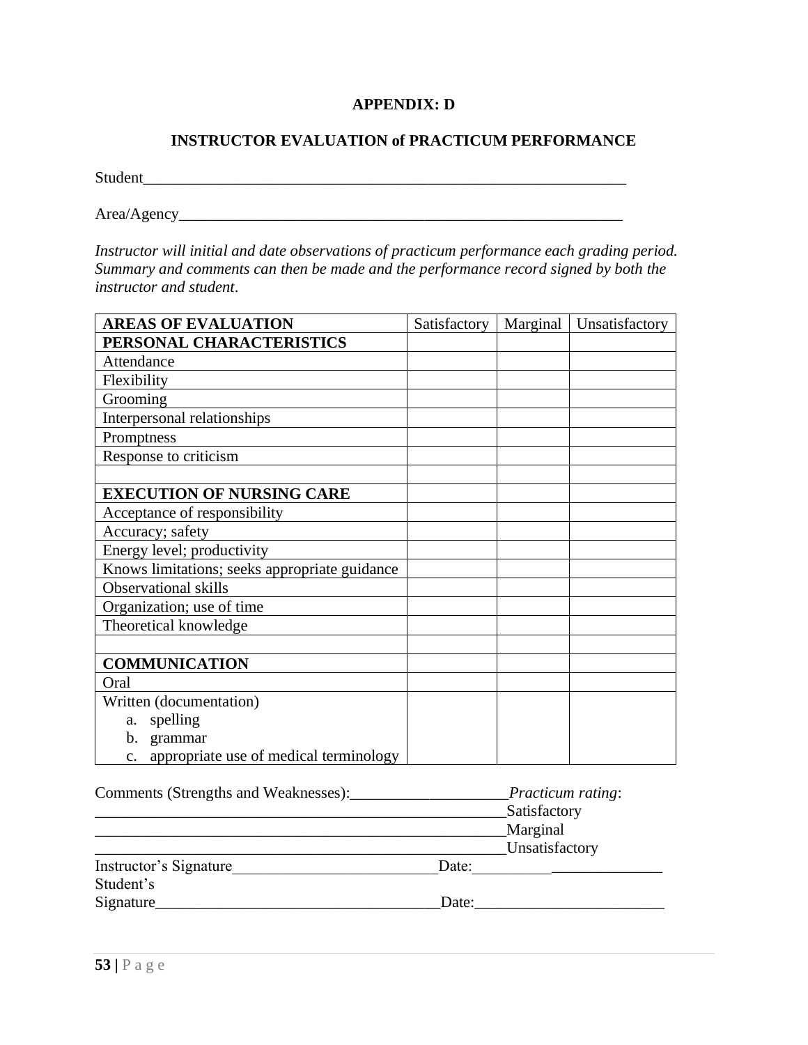# APPENDIX: D

## INSTRUCTOR EVALUATION of PRACTICUM PERFORMANCE

Student_______________________________________________________________

Area/Agency__________________________________________________________

*Instructor will initial and date observations of practicum performance each grading period. Summary and comments can then be made and the performance record signed by both the instructor and student*.

| **AREAS OF EVALUATION** | Satisfactory | Marginal | Unsatisfactory |
|---|---|---|---|
| **PERSONAL CHARACTERISTICS** | | | |
| Attendance | | | |
| Flexibility | | | |
| Grooming | | | |
| Interpersonal relationships | | | |
| Promptness | | | |
| Response to criticism | | | |
| | | | |
| **EXECUTION OF NURSING CARE** | | | |
| Acceptance of responsibility | | | |
| Accuracy; safety | | | |
| Energy level; productivity | | | |
| Knows limitations; seeks appropriate guidance | | | |
| Observational skills | | | |
| Organization; use of time | | | |
| Theoretical knowledge | | | |
| | | | |
| **COMMUNICATION** | | | |
| Oral | | | |
| Written (documentation)<br>a. spelling<br>b. grammar<br>c. appropriate use of medical terminology | | | |

Comments (Strengths and Weaknesses):____________________ *Practicum rating*:
______________________________________________________Satisfactory
______________________________________________________Marginal
______________________________________________________Unsatisfactory

Instructor's Signature__________________________Date:________________________

Student's Signature____________________________________Date:________________________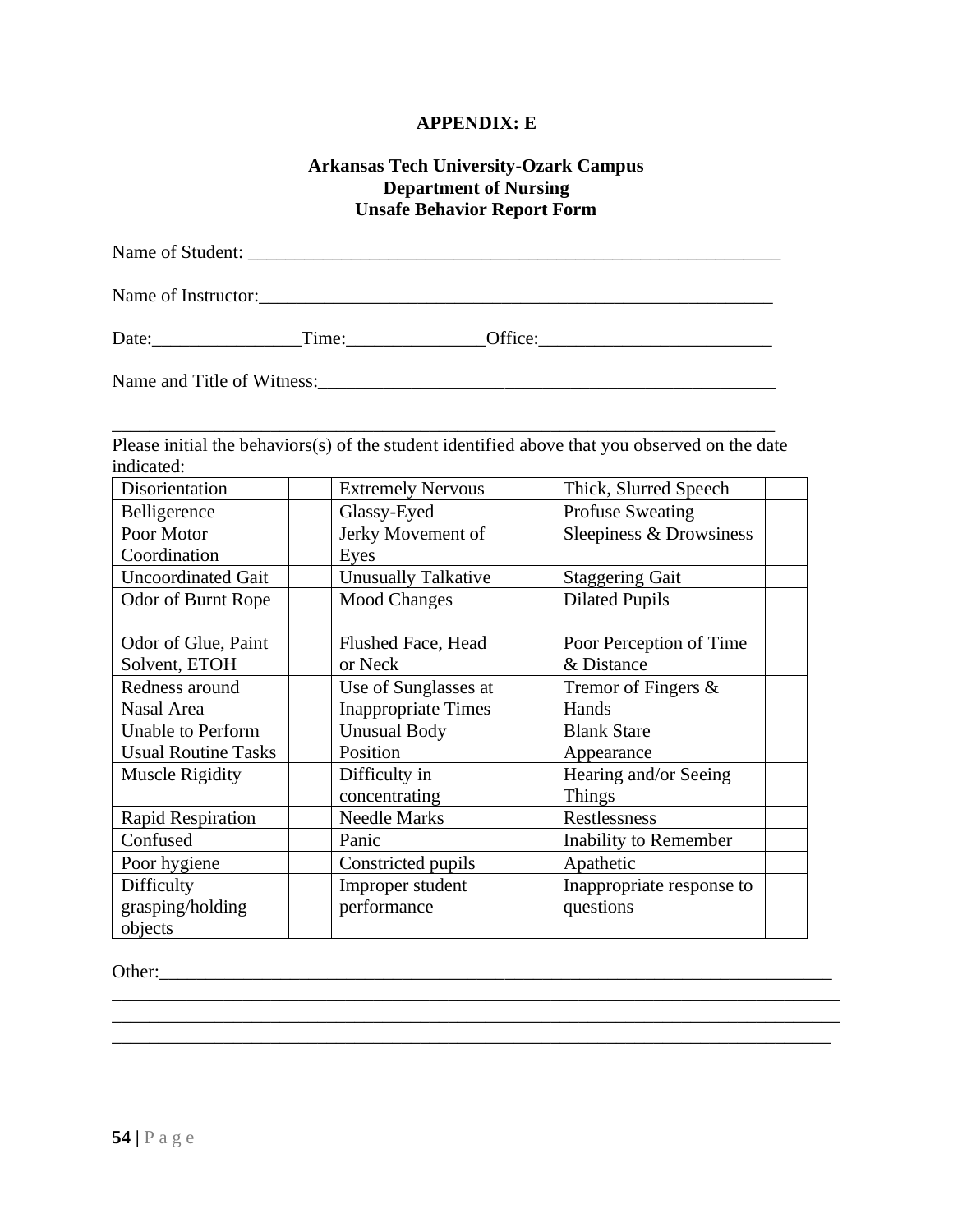**APPENDIX: E**

**Arkansas Tech University-Ozark Campus**
**Department of Nursing**
**Unsafe Behavior Report Form**

Name of Student: ___________________________________________________________

Name of Instructor:__________________________________________________________

Date:________________Time:_______________Office:_________________________

Name and Title of Witness:____________________________________________________

_____________________________________________________________________________

Please initial the behaviors(s) of the student identified above that you observed on the date indicated:

| | | | | | |
|---|---|---|---|---|---|
| Disorientation | | Extremely Nervous | | Thick, Slurred Speech | |
| Belligerence | | Glassy-Eyed | | Profuse Sweating | |
| Poor Motor Coordination | | Jerky Movement of Eyes | | Sleepiness & Drowsiness | |
| Uncoordinated Gait | | Unusually Talkative | | Staggering Gait | |
| Odor of Burnt Rope | | Mood Changes | | Dilated Pupils | |
| Odor of Glue, Paint Solvent, ETOH | | Flushed Face, Head or Neck | | Poor Perception of Time & Distance | |
| Redness around Nasal Area | | Use of Sunglasses at Inappropriate Times | | Tremor of Fingers & Hands | |
| Unable to Perform Usual Routine Tasks | | Unusual Body Position | | Blank Stare Appearance | |
| Muscle Rigidity | | Difficulty in concentrating | | Hearing and/or Seeing Things | |
| Rapid Respiration | | Needle Marks | | Restlessness | |
| Confused | | Panic | | Inability to Remember | |
| Poor hygiene | | Constricted pupils | | Apathetic | |
| Difficulty grasping/holding objects | | Improper student performance | | Inappropriate response to questions | |

Other:_______________________________________________________________________
_____________________________________________________________________________
_____________________________________________________________________________
_____________________________________________________________________________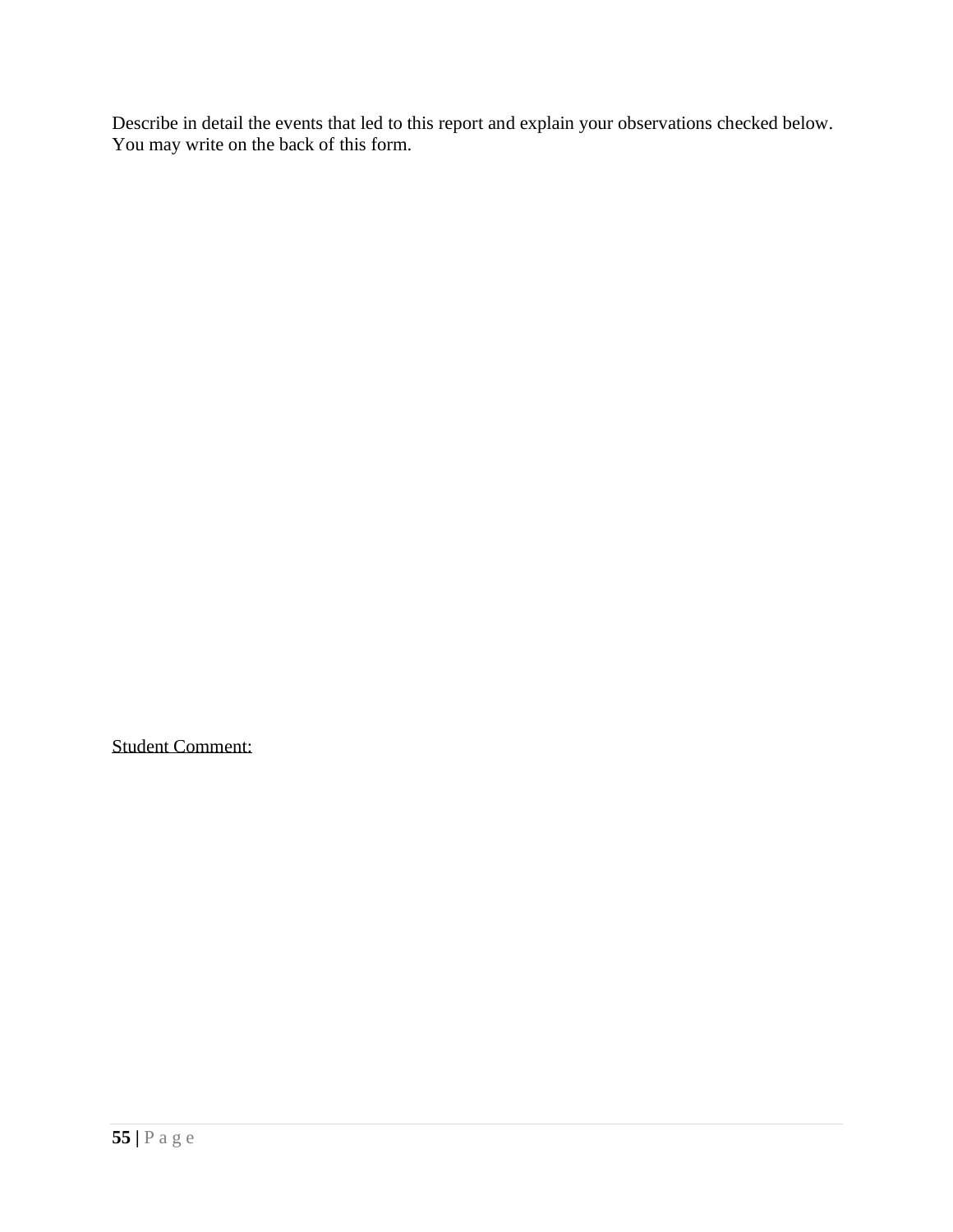Describe in detail the events that led to this report and explain your observations checked below. You may write on the back of this form.

<u>Student Comment:</u>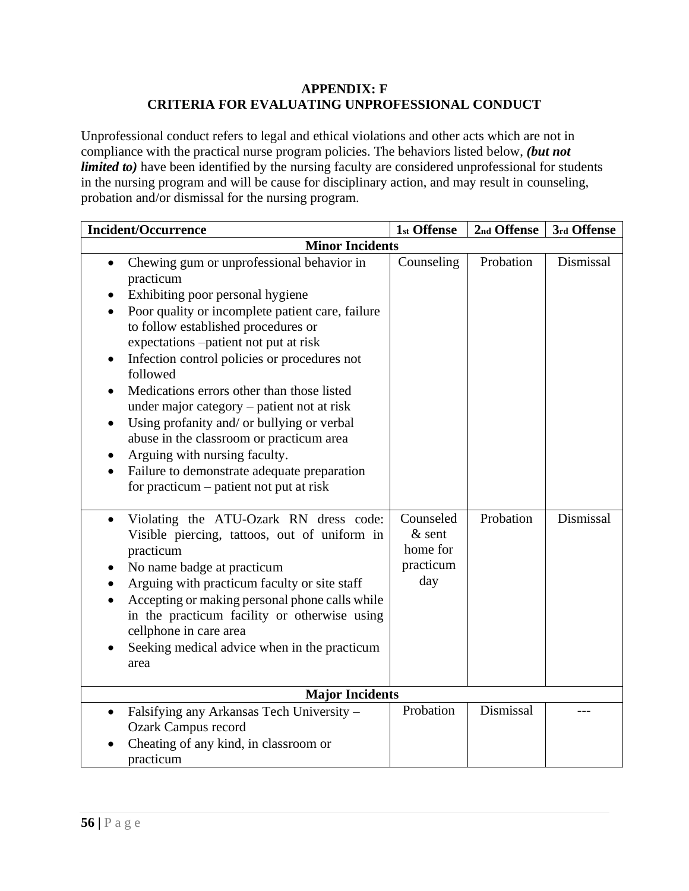## APPENDIX: F
## CRITERIA FOR EVALUATING UNPROFESSIONAL CONDUCT

Unprofessional conduct refers to legal and ethical violations and other acts which are not in compliance with the practical nurse program policies. The behaviors listed below, ***(but not limited to)*** have been identified by the nursing faculty are considered unprofessional for students in the nursing program and will be cause for disciplinary action, and may result in counseling, probation and/or dismissal for the nursing program.

| Incident/Occurrence | 1st Offense | 2nd Offense | 3rd Offense |
|---|---|---|---|
| **Minor Incidents** | | | |
| • Chewing gum or unprofessional behavior in practicum<br>• Exhibiting poor personal hygiene<br>• Poor quality or incomplete patient care, failure to follow established procedures or expectations –patient not put at risk<br>• Infection control policies or procedures not followed<br>• Medications errors other than those listed under major category – patient not at risk<br>• Using profanity and/ or bullying or verbal abuse in the classroom or practicum area<br>• Arguing with nursing faculty.<br>• Failure to demonstrate adequate preparation for practicum – patient not put at risk | Counseling | Probation | Dismissal |
| • Violating the ATU-Ozark RN dress code: Visible piercing, tattoos, out of uniform in practicum<br>• No name badge at practicum<br>• Arguing with practicum faculty or site staff<br>• Accepting or making personal phone calls while in the practicum facility or otherwise using cellphone in care area<br>• Seeking medical advice when in the practicum area | Counseled & sent home for practicum day | Probation | Dismissal |
| **Major Incidents** | | | |
| • Falsifying any Arkansas Tech University – Ozark Campus record<br>• Cheating of any kind, in classroom or practicum | Probation | Dismissal | --- |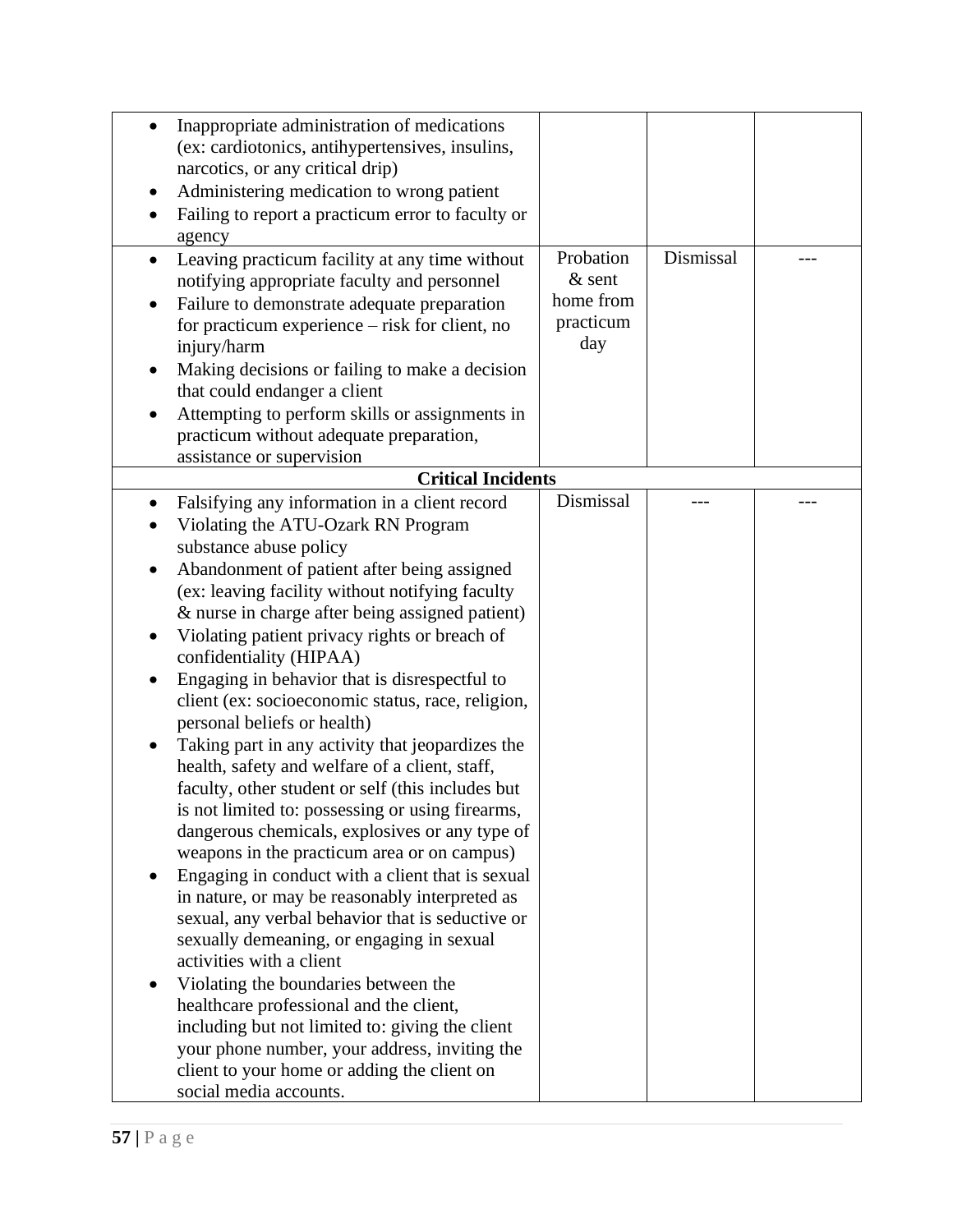| | | | |
|---|---|---|---|
| • Inappropriate administration of medications (ex: cardiotonics, antihypertensives, insulins, narcotics, or any critical drip)<br>• Administering medication to wrong patient<br>• Failing to report a practicum error to faculty or agency | | | |
| • Leaving practicum facility at any time without notifying appropriate faculty and personnel<br>• Failure to demonstrate adequate preparation for practicum experience – risk for client, no injury/harm<br>• Making decisions or failing to make a decision that could endanger a client<br>• Attempting to perform skills or assignments in practicum without adequate preparation, assistance or supervision | Probation & sent home from practicum day | Dismissal | --- |
| **Critical Incidents** | | | |
| • Falsifying any information in a client record<br>• Violating the ATU-Ozark RN Program substance abuse policy<br>• Abandonment of patient after being assigned (ex: leaving facility without notifying faculty & nurse in charge after being assigned patient)<br>• Violating patient privacy rights or breach of confidentiality (HIPAA)<br>• Engaging in behavior that is disrespectful to client (ex: socioeconomic status, race, religion, personal beliefs or health)<br>• Taking part in any activity that jeopardizes the health, safety and welfare of a client, staff, faculty, other student or self (this includes but is not limited to: possessing or using firearms, dangerous chemicals, explosives or any type of weapons in the practicum area or on campus)<br>• Engaging in conduct with a client that is sexual in nature, or may be reasonably interpreted as sexual, any verbal behavior that is seductive or sexually demeaning, or engaging in sexual activities with a client<br>• Violating the boundaries between the healthcare professional and the client, including but not limited to: giving the client your phone number, your address, inviting the client to your home or adding the client on social media accounts. | Dismissal | --- | --- |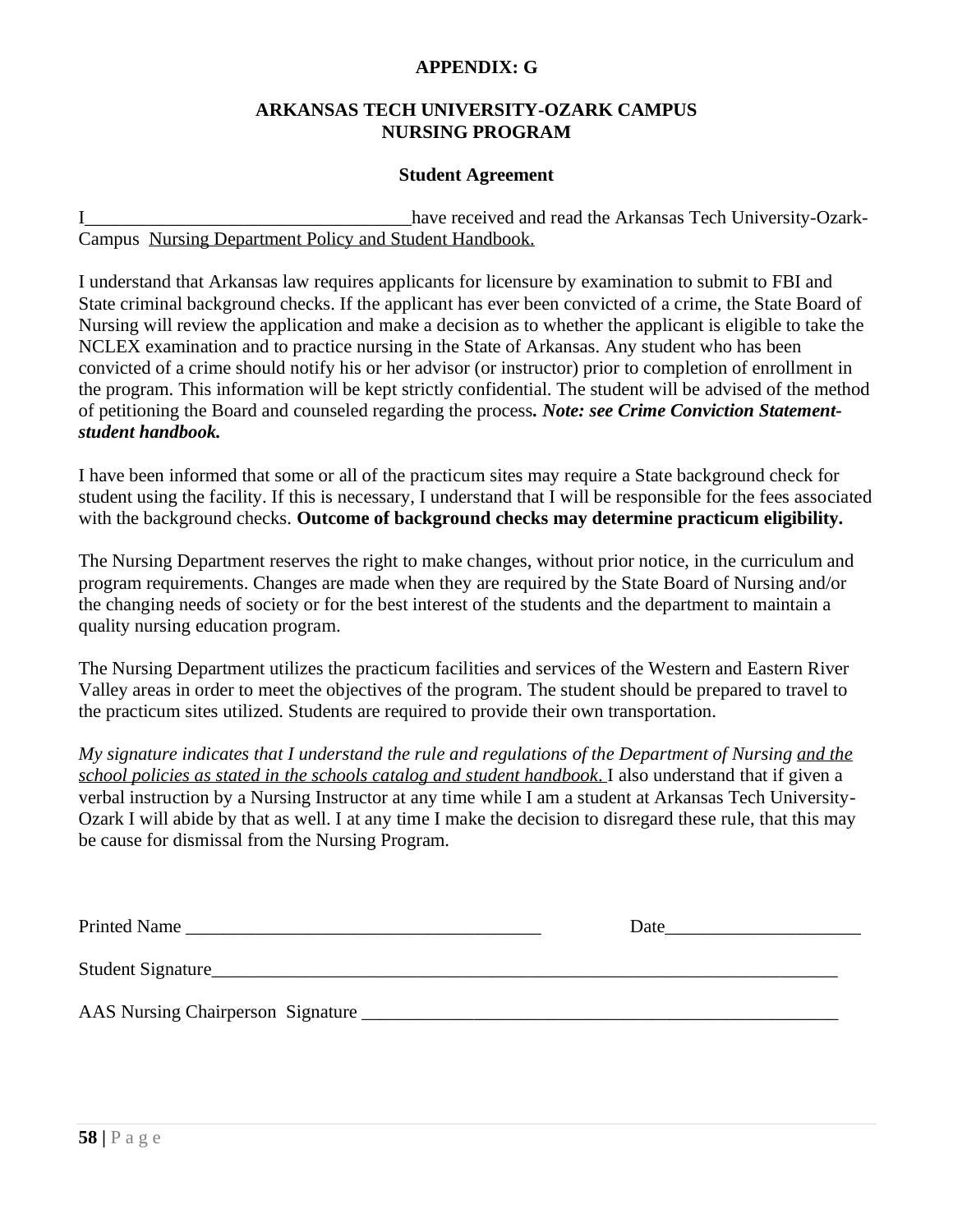**APPENDIX: G**

**ARKANSAS TECH UNIVERSITY-OZARK CAMPUS**
**NURSING PROGRAM**

**Student Agreement**

I___________________________________have received and read the Arkansas Tech University-Ozark-Campus <u>Nursing Department Policy and Student Handbook.</u>

I understand that Arkansas law requires applicants for licensure by examination to submit to FBI and State criminal background checks. If the applicant has ever been convicted of a crime, the State Board of Nursing will review the application and make a decision as to whether the applicant is eligible to take the NCLEX examination and to practice nursing in the State of Arkansas. Any student who has been convicted of a crime should notify his or her advisor (or instructor) prior to completion of enrollment in the program. This information will be kept strictly confidential. The student will be advised of the method of petitioning the Board and counseled regarding the process***. Note: see Crime Conviction Statement-student handbook.***

I have been informed that some or all of the practicum sites may require a State background check for student using the facility. If this is necessary, I understand that I will be responsible for the fees associated with the background checks. **Outcome of background checks may determine practicum eligibility.**

The Nursing Department reserves the right to make changes, without prior notice, in the curriculum and program requirements. Changes are made when they are required by the State Board of Nursing and/or the changing needs of society or for the best interest of the students and the department to maintain a quality nursing education program.

The Nursing Department utilizes the practicum facilities and services of the Western and Eastern River Valley areas in order to meet the objectives of the program. The student should be prepared to travel to the practicum sites utilized. Students are required to provide their own transportation.

*My signature indicates that I understand the rule and regulations of the Department of Nursing <u>and the school policies as stated in the schools catalog and student handbook.</u>* I also understand that if given a verbal instruction by a Nursing Instructor at any time while I am a student at Arkansas Tech University-Ozark I will abide by that as well. I at any time I make the decision to disregard these rule, that this may be cause for dismissal from the Nursing Program.

Printed Name _______________________________________ Date_____________________

Student Signature_______________________________________________________________________

AAS Nursing Chairperson Signature ____________________________________________________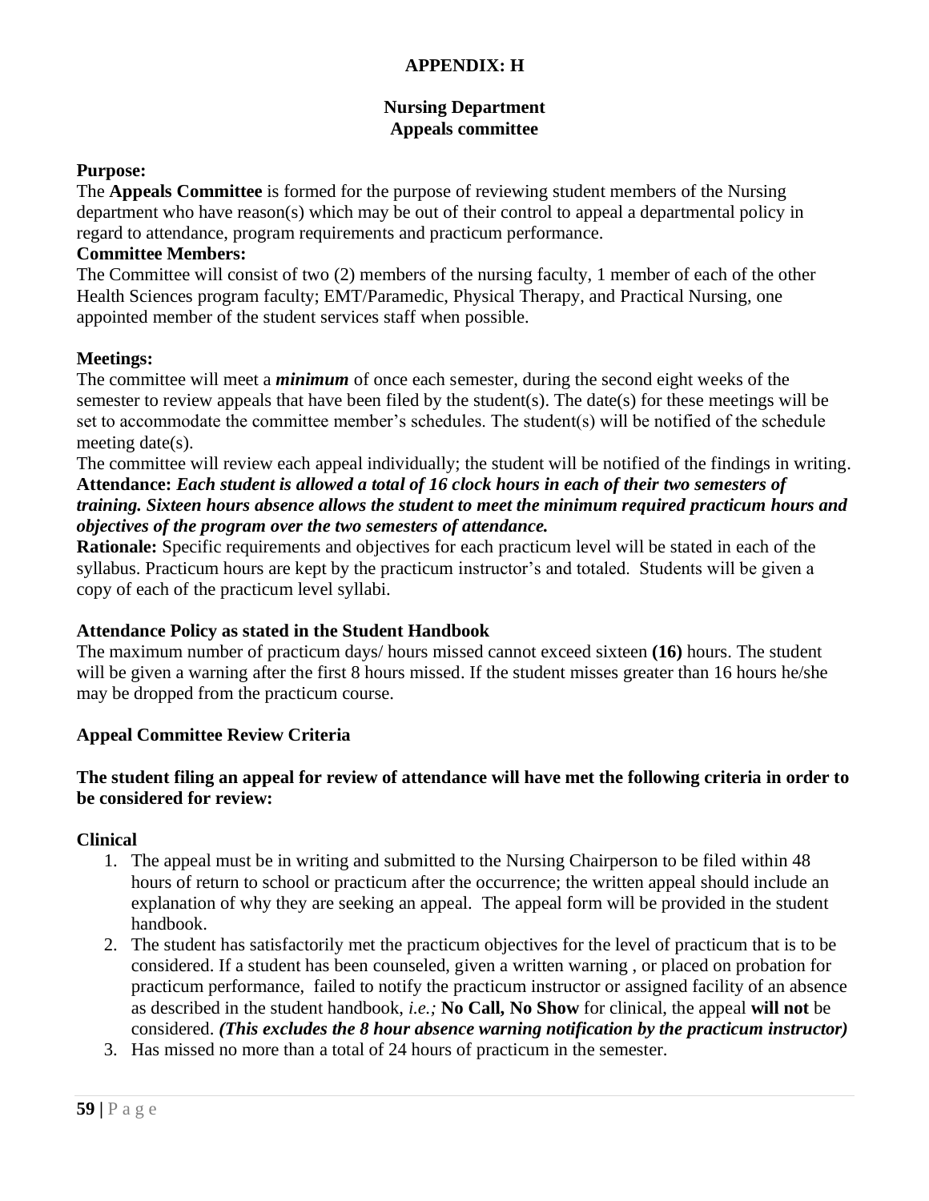**APPENDIX: H**

**Nursing Department**
**Appeals committee**

**Purpose:**
The **Appeals Committee** is formed for the purpose of reviewing student members of the Nursing department who have reason(s) which may be out of their control to appeal a departmental policy in regard to attendance, program requirements and practicum performance.

**Committee Members:**
The Committee will consist of two (2) members of the nursing faculty, 1 member of each of the other Health Sciences program faculty; EMT/Paramedic, Physical Therapy, and Practical Nursing, one appointed member of the student services staff when possible.

**Meetings:**
The committee will meet a ***minimum*** of once each semester, during the second eight weeks of the semester to review appeals that have been filed by the student(s). The date(s) for these meetings will be set to accommodate the committee member's schedules. The student(s) will be notified of the schedule meeting date(s).
The committee will review each appeal individually; the student will be notified of the findings in writing.

**Attendance:** ***Each student is allowed a total of 16 clock hours in each of their two semesters of training. Sixteen hours absence allows the student to meet the minimum required practicum hours and objectives of the program over the two semesters of attendance.***

**Rationale:** Specific requirements and objectives for each practicum level will be stated in each of the syllabus. Practicum hours are kept by the practicum instructor's and totaled. Students will be given a copy of each of the practicum level syllabi.

**Attendance Policy as stated in the Student Handbook**
The maximum number of practicum days/ hours missed cannot exceed sixteen **(16)** hours. The student will be given a warning after the first 8 hours missed. If the student misses greater than 16 hours he/she may be dropped from the practicum course.

**Appeal Committee Review Criteria**

**The student filing an appeal for review of attendance will have met the following criteria in order to be considered for review:**

**Clinical**

1. The appeal must be in writing and submitted to the Nursing Chairperson to be filed within 48 hours of return to school or practicum after the occurrence; the written appeal should include an explanation of why they are seeking an appeal. The appeal form will be provided in the student handbook.
2. The student has satisfactorily met the practicum objectives for the level of practicum that is to be considered. If a student has been counseled, given a written warning , or placed on probation for practicum performance, failed to notify the practicum instructor or assigned facility of an absence as described in the student handbook, *i.e.;* **No Call, No Show** for clinical, the appeal **will not** be considered. ***(This excludes the 8 hour absence warning notification by the practicum instructor)***
3. Has missed no more than a total of 24 hours of practicum in the semester.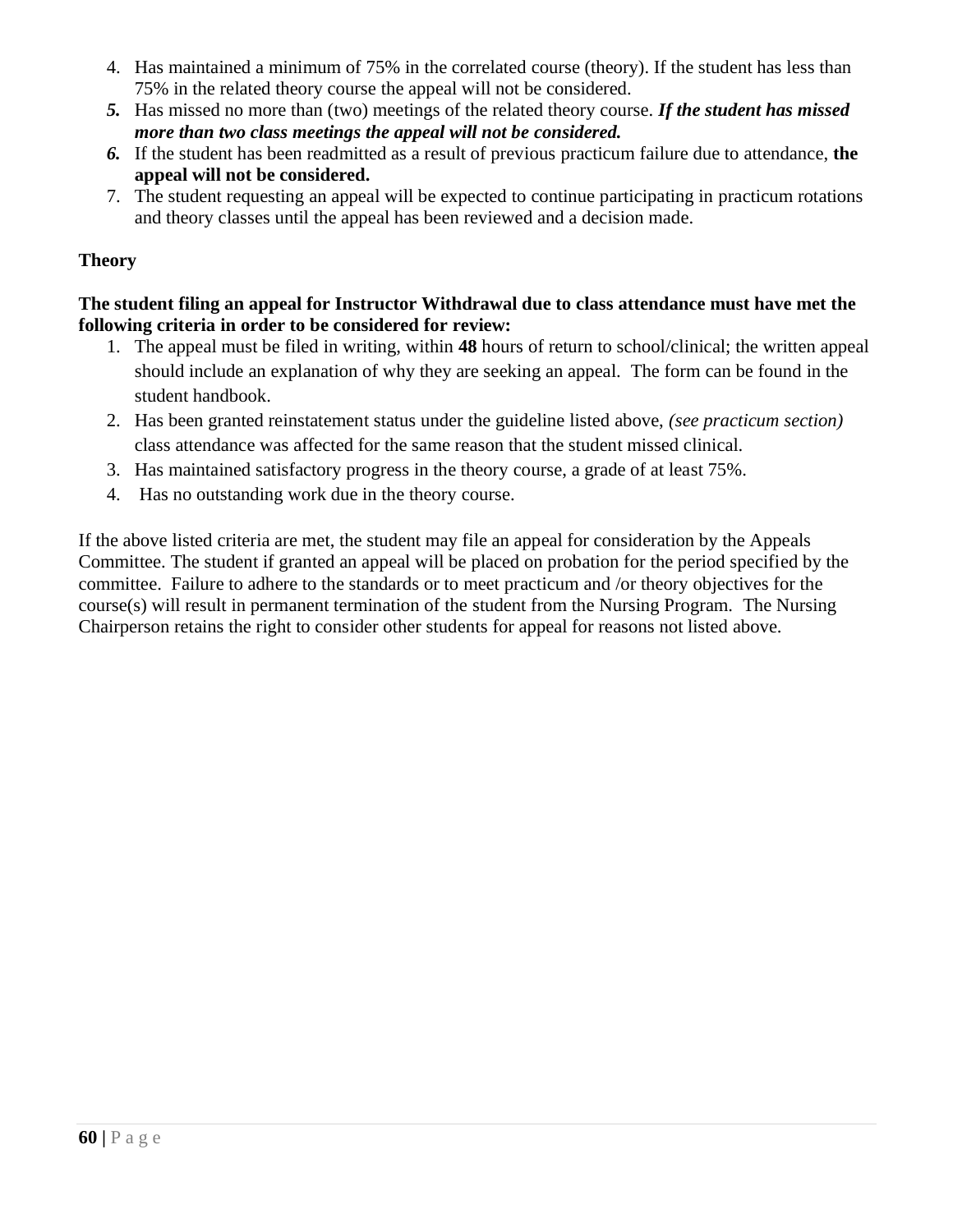4. Has maintained a minimum of 75% in the correlated course (theory). If the student has less than 75% in the related theory course the appeal will not be considered.
5. Has missed no more than (two) meetings of the related theory course. ***If the student has missed more than two class meetings the appeal will not be considered.***
6. If the student has been readmitted as a result of previous practicum failure due to attendance, **the appeal will not be considered.**
7. The student requesting an appeal will be expected to continue participating in practicum rotations and theory classes until the appeal has been reviewed and a decision made.

**Theory**

**The student filing an appeal for Instructor Withdrawal due to class attendance must have met the following criteria in order to be considered for review:**

1. The appeal must be filed in writing, within **48** hours of return to school/clinical; the written appeal should include an explanation of why they are seeking an appeal. The form can be found in the student handbook.
2. Has been granted reinstatement status under the guideline listed above, *(see practicum section)* class attendance was affected for the same reason that the student missed clinical.
3. Has maintained satisfactory progress in the theory course, a grade of at least 75%.
4. Has no outstanding work due in the theory course.

If the above listed criteria are met, the student may file an appeal for consideration by the Appeals Committee. The student if granted an appeal will be placed on probation for the period specified by the committee. Failure to adhere to the standards or to meet practicum and /or theory objectives for the course(s) will result in permanent termination of the student from the Nursing Program. The Nursing Chairperson retains the right to consider other students for appeal for reasons not listed above.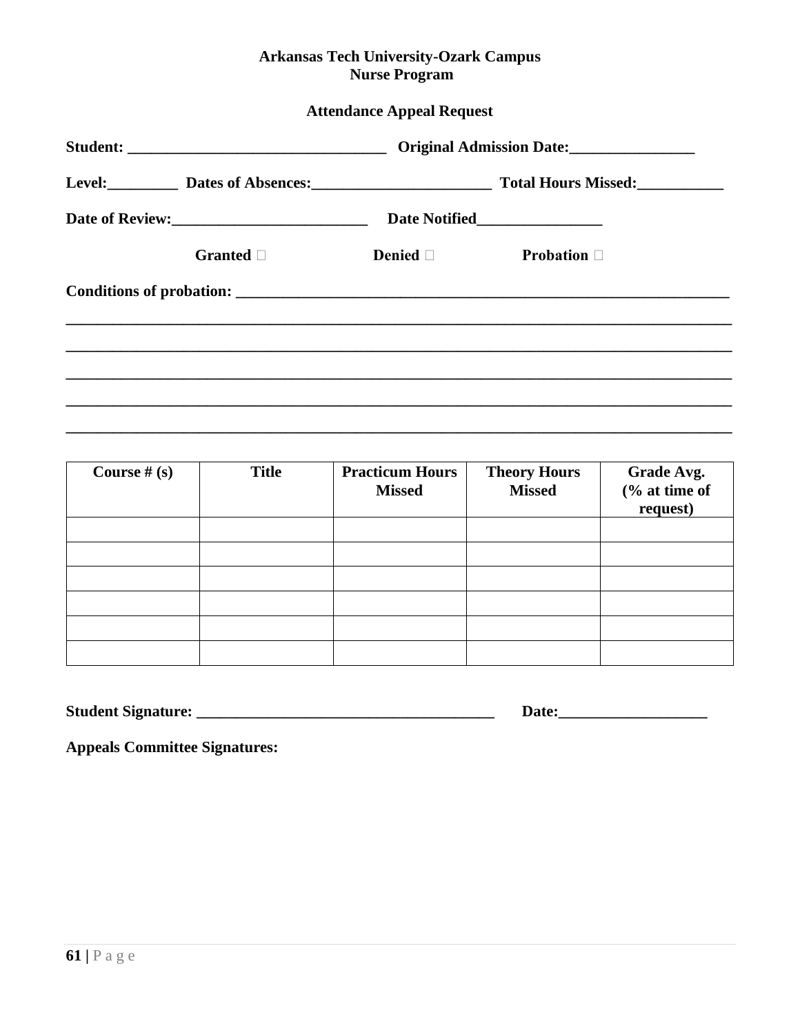**Arkansas Tech University-Ozark Campus**
**Nurse Program**

**Attendance Appeal Request**

**Student: _________________________________ Original Admission Date:________________**

**Level:_________ Dates of Absences:_______________________ Total Hours Missed:___________**

**Date of Review:_________________________ Date Notified________________**

**Granted ☐ Denied ☐ Probation ☐**

**Conditions of probation: _________________________________________________________________**

**_____________________________________________________________________________________**

**_____________________________________________________________________________________**

**_____________________________________________________________________________________**

**_____________________________________________________________________________________**

**_____________________________________________________________________________________**

| Course # (s) | Title | Practicum Hours Missed | Theory Hours Missed | Grade Avg. (% at time of request) |
|---|---|---|---|---|
| | | | | |
| | | | | |
| | | | | |
| | | | | |
| | | | | |
| | | | | |

**Student Signature: _______________________________________ Date:___________________**

**Appeals Committee Signatures:**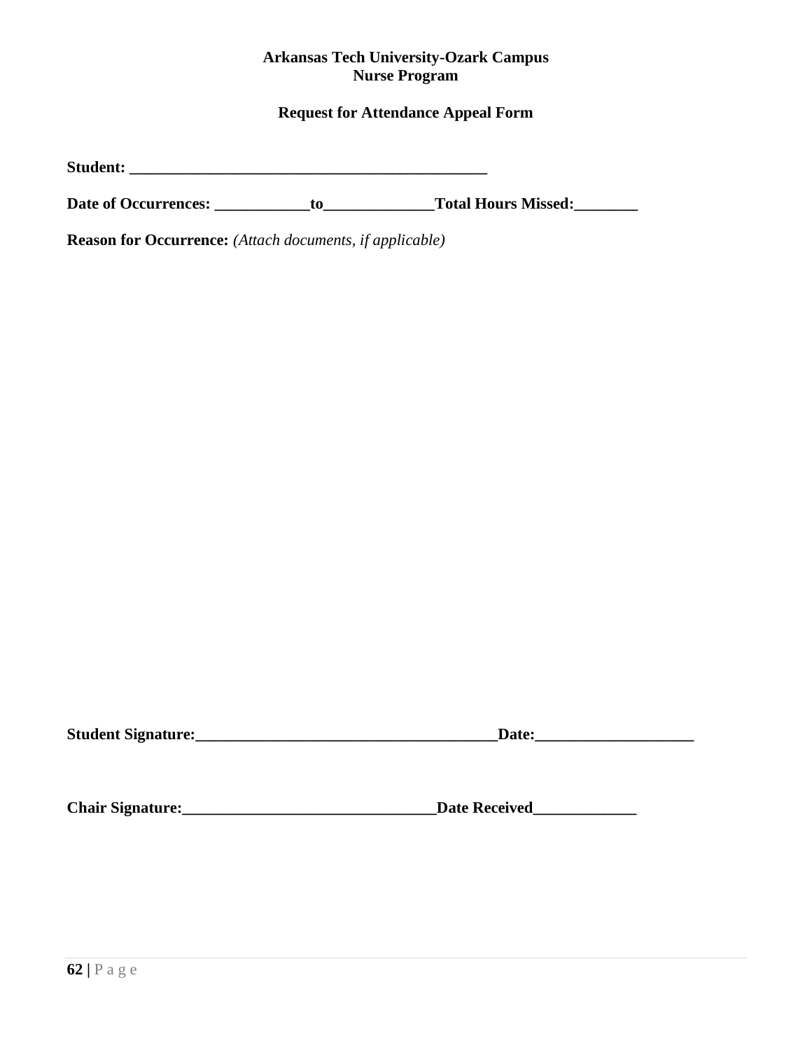**Arkansas Tech University-Ozark Campus**
**Nurse Program**

**Request for Attendance Appeal Form**

**Student: ______________________________________________**

**Date of Occurrences: ____________to______________Total Hours Missed:________**

**Reason for Occurrence:** *(Attach documents, if applicable)*

**Student Signature:_______________________________________Date:____________________**

**Chair Signature:________________________________Date Received_____________**